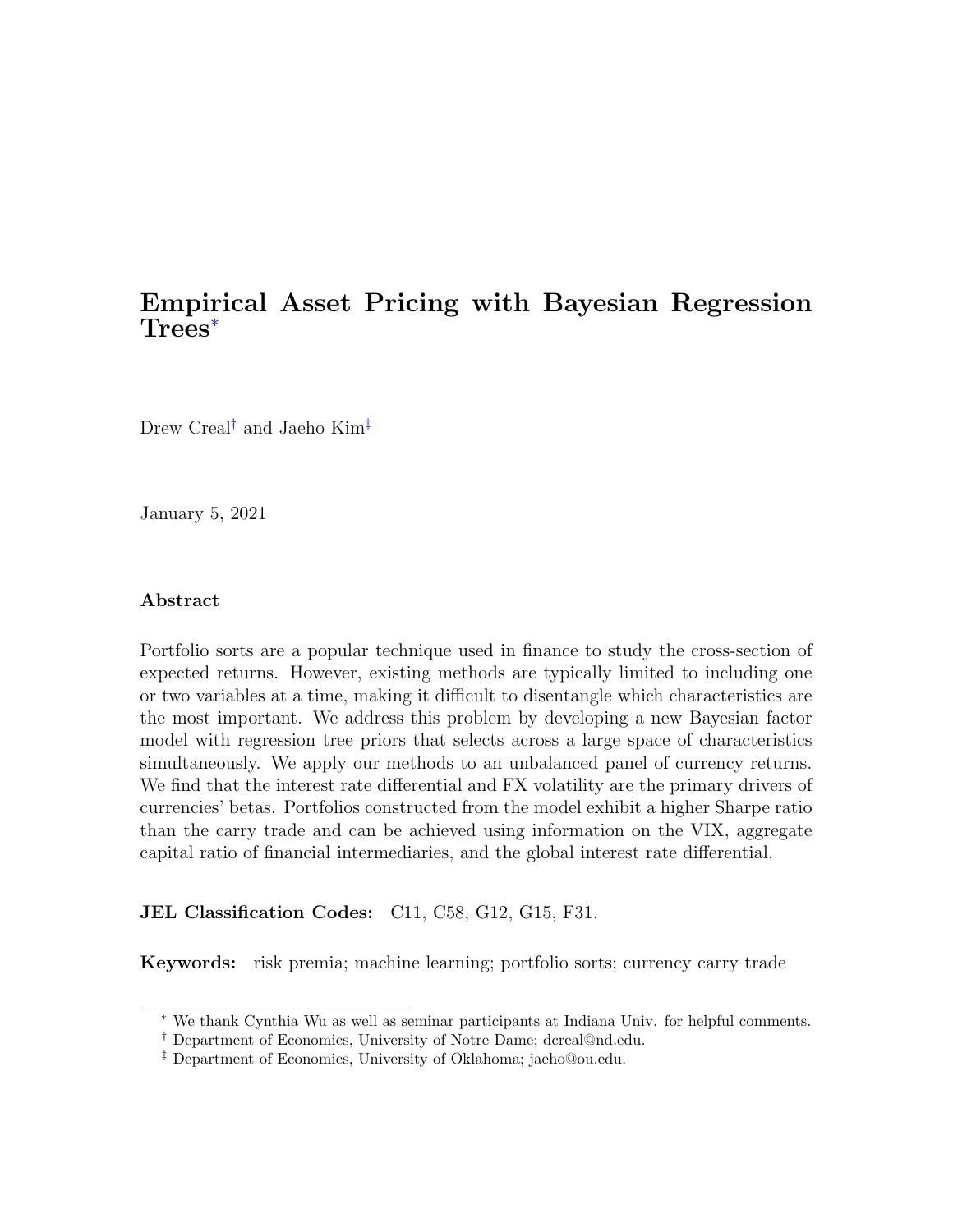# Empirical Asset Pricing with Bayesian Regression Trees*

Drew Creal† and Jaeho Kim‡

January 5, 2021

### Abstract

Portfolio sorts are a popular technique used in finance to study the cross-section of expected returns. However, existing methods are typically limited to including one or two variables at a time, making it difficult to disentangle which characteristics are the most important. We address this problem by developing a new Bayesian factor model with regression tree priors that selects across a large space of characteristics simultaneously. We apply our methods to an unbalanced panel of currency returns. We find that the interest rate differential and FX volatility are the primary drivers of currencies' betas. Portfolios constructed from the model exhibit a higher Sharpe ratio than the carry trade and can be achieved using information on the VIX, aggregate capital ratio of financial intermediaries, and the global interest rate differential.

**JEL Classification Codes:** C11, C58, G12, G15, F31.

**Keywords:** risk premia; machine learning; portfolio sorts; currency carry trade

---

* We thank Cynthia Wu as well as seminar participants at Indiana Univ. for helpful comments.

† Department of Economics, University of Notre Dame; dcreal@nd.edu.

‡ Department of Economics, University of Oklahoma; jaeho@ou.edu.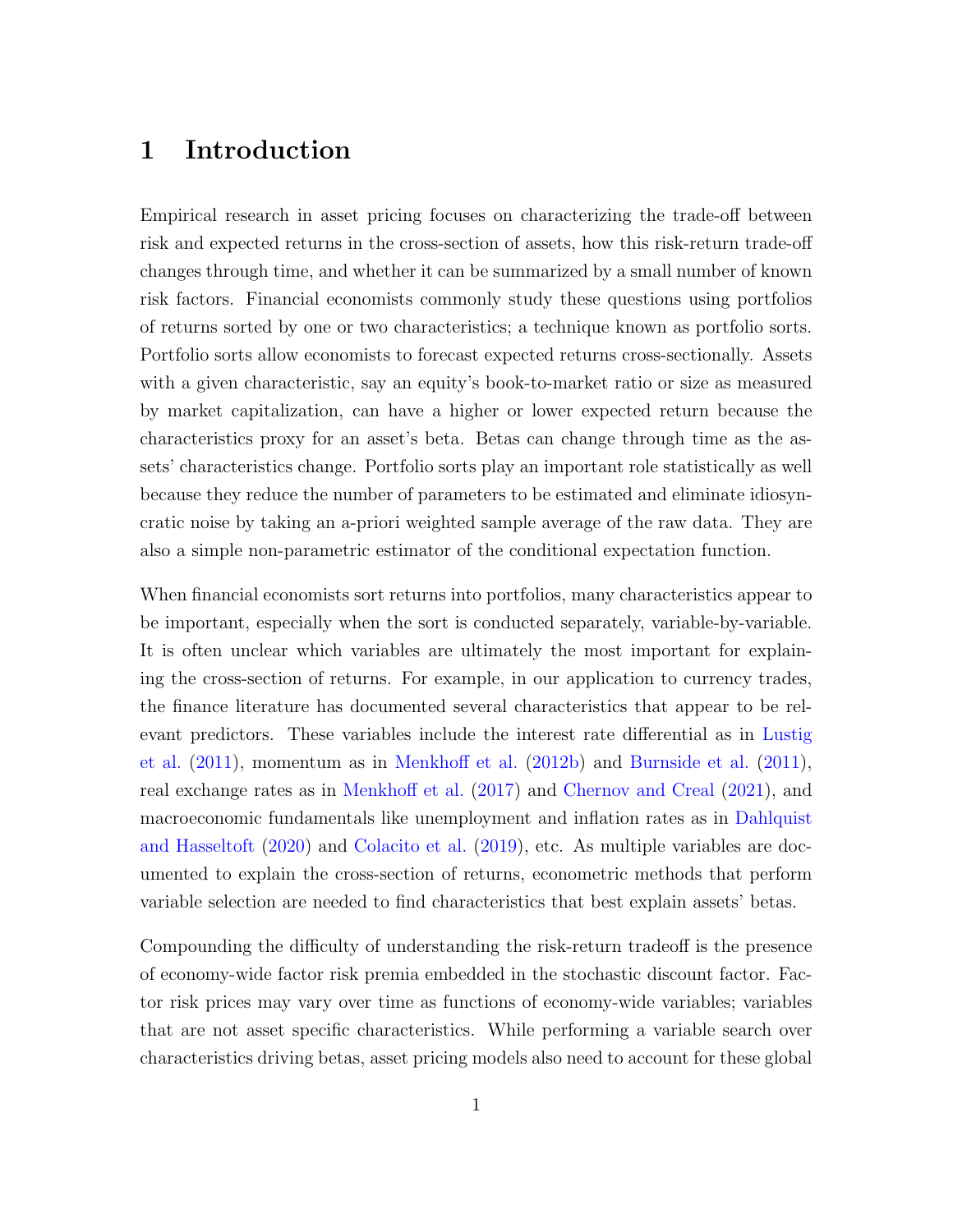# 1 Introduction

Empirical research in asset pricing focuses on characterizing the trade-off between risk and expected returns in the cross-section of assets, how this risk-return trade-off changes through time, and whether it can be summarized by a small number of known risk factors. Financial economists commonly study these questions using portfolios of returns sorted by one or two characteristics; a technique known as portfolio sorts. Portfolio sorts allow economists to forecast expected returns cross-sectionally. Assets with a given characteristic, say an equity's book-to-market ratio or size as measured by market capitalization, can have a higher or lower expected return because the characteristics proxy for an asset's beta. Betas can change through time as the assets' characteristics change. Portfolio sorts play an important role statistically as well because they reduce the number of parameters to be estimated and eliminate idiosyncratic noise by taking an a-priori weighted sample average of the raw data. They are also a simple non-parametric estimator of the conditional expectation function.

When financial economists sort returns into portfolios, many characteristics appear to be important, especially when the sort is conducted separately, variable-by-variable. It is often unclear which variables are ultimately the most important for explaining the cross-section of returns. For example, in our application to currency trades, the finance literature has documented several characteristics that appear to be relevant predictors. These variables include the interest rate differential as in Lustig et al. (2011), momentum as in Menkhoff et al. (2012b) and Burnside et al. (2011), real exchange rates as in Menkhoff et al. (2017) and Chernov and Creal (2021), and macroeconomic fundamentals like unemployment and inflation rates as in Dahlquist and Hasseltoft (2020) and Colacito et al. (2019), etc. As multiple variables are documented to explain the cross-section of returns, econometric methods that perform variable selection are needed to find characteristics that best explain assets' betas.

Compounding the difficulty of understanding the risk-return tradeoff is the presence of economy-wide factor risk premia embedded in the stochastic discount factor. Factor risk prices may vary over time as functions of economy-wide variables; variables that are not asset specific characteristics. While performing a variable search over characteristics driving betas, asset pricing models also need to account for these global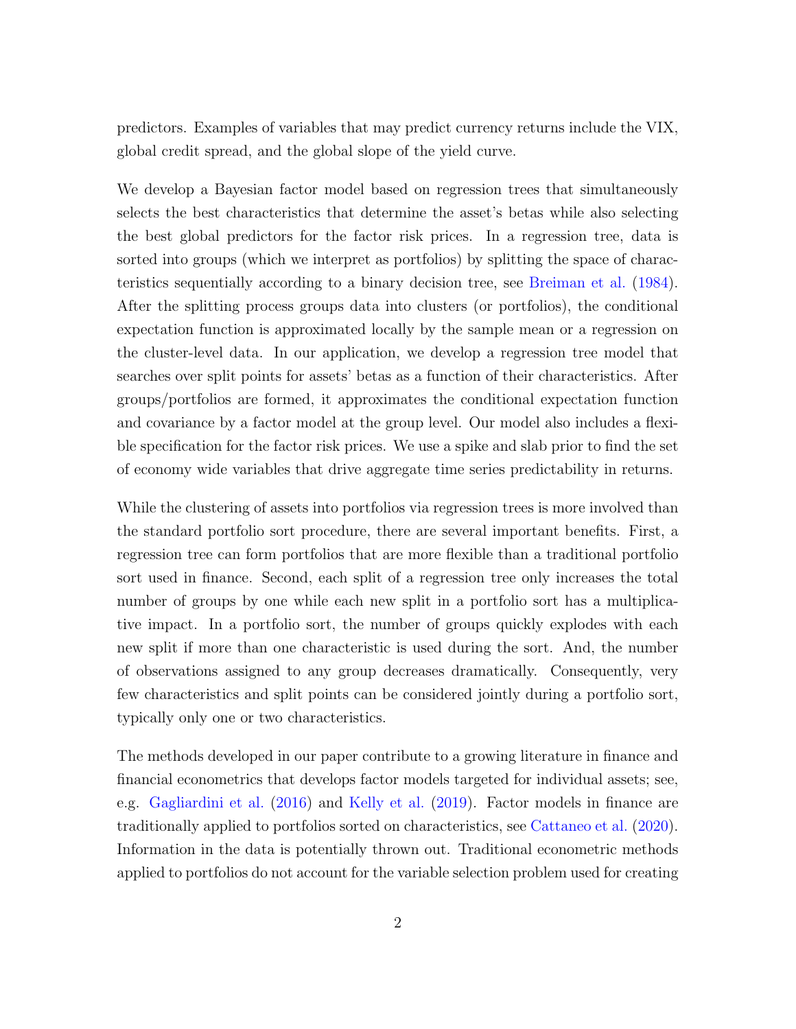predictors. Examples of variables that may predict currency returns include the VIX, global credit spread, and the global slope of the yield curve.

We develop a Bayesian factor model based on regression trees that simultaneously selects the best characteristics that determine the asset's betas while also selecting the best global predictors for the factor risk prices. In a regression tree, data is sorted into groups (which we interpret as portfolios) by splitting the space of characteristics sequentially according to a binary decision tree, see Breiman et al. (1984). After the splitting process groups data into clusters (or portfolios), the conditional expectation function is approximated locally by the sample mean or a regression on the cluster-level data. In our application, we develop a regression tree model that searches over split points for assets' betas as a function of their characteristics. After groups/portfolios are formed, it approximates the conditional expectation function and covariance by a factor model at the group level. Our model also includes a flexible specification for the factor risk prices. We use a spike and slab prior to find the set of economy wide variables that drive aggregate time series predictability in returns.

While the clustering of assets into portfolios via regression trees is more involved than the standard portfolio sort procedure, there are several important benefits. First, a regression tree can form portfolios that are more flexible than a traditional portfolio sort used in finance. Second, each split of a regression tree only increases the total number of groups by one while each new split in a portfolio sort has a multiplicative impact. In a portfolio sort, the number of groups quickly explodes with each new split if more than one characteristic is used during the sort. And, the number of observations assigned to any group decreases dramatically. Consequently, very few characteristics and split points can be considered jointly during a portfolio sort, typically only one or two characteristics.

The methods developed in our paper contribute to a growing literature in finance and financial econometrics that develops factor models targeted for individual assets; see, e.g. Gagliardini et al. (2016) and Kelly et al. (2019). Factor models in finance are traditionally applied to portfolios sorted on characteristics, see Cattaneo et al. (2020). Information in the data is potentially thrown out. Traditional econometric methods applied to portfolios do not account for the variable selection problem used for creating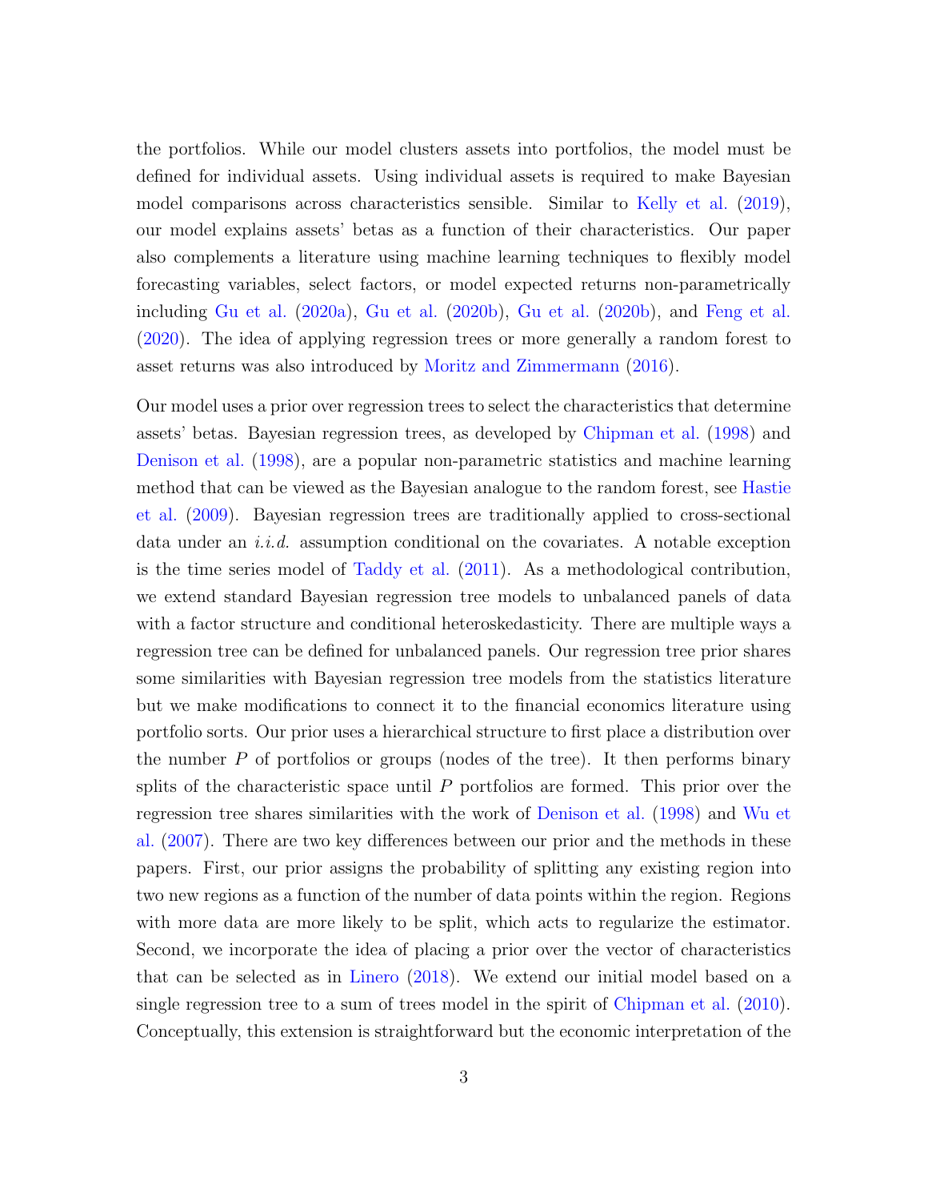the portfolios. While our model clusters assets into portfolios, the model must be defined for individual assets. Using individual assets is required to make Bayesian model comparisons across characteristics sensible. Similar to Kelly et al. (2019), our model explains assets' betas as a function of their characteristics. Our paper also complements a literature using machine learning techniques to flexibly model forecasting variables, select factors, or model expected returns non-parametrically including Gu et al. (2020a), Gu et al. (2020b), Gu et al. (2020b), and Feng et al. (2020). The idea of applying regression trees or more generally a random forest to asset returns was also introduced by Moritz and Zimmermann (2016).

Our model uses a prior over regression trees to select the characteristics that determine assets' betas. Bayesian regression trees, as developed by Chipman et al. (1998) and Denison et al. (1998), are a popular non-parametric statistics and machine learning method that can be viewed as the Bayesian analogue to the random forest, see Hastie et al. (2009). Bayesian regression trees are traditionally applied to cross-sectional data under an *i.i.d.* assumption conditional on the covariates. A notable exception is the time series model of Taddy et al. (2011). As a methodological contribution, we extend standard Bayesian regression tree models to unbalanced panels of data with a factor structure and conditional heteroskedasticity. There are multiple ways a regression tree can be defined for unbalanced panels. Our regression tree prior shares some similarities with Bayesian regression tree models from the statistics literature but we make modifications to connect it to the financial economics literature using portfolio sorts. Our prior uses a hierarchical structure to first place a distribution over the number $P$ of portfolios or groups (nodes of the tree). It then performs binary splits of the characteristic space until $P$ portfolios are formed. This prior over the regression tree shares similarities with the work of Denison et al. (1998) and Wu et al. (2007). There are two key differences between our prior and the methods in these papers. First, our prior assigns the probability of splitting any existing region into two new regions as a function of the number of data points within the region. Regions with more data are more likely to be split, which acts to regularize the estimator. Second, we incorporate the idea of placing a prior over the vector of characteristics that can be selected as in Linero (2018). We extend our initial model based on a single regression tree to a sum of trees model in the spirit of Chipman et al. (2010). Conceptually, this extension is straightforward but the economic interpretation of the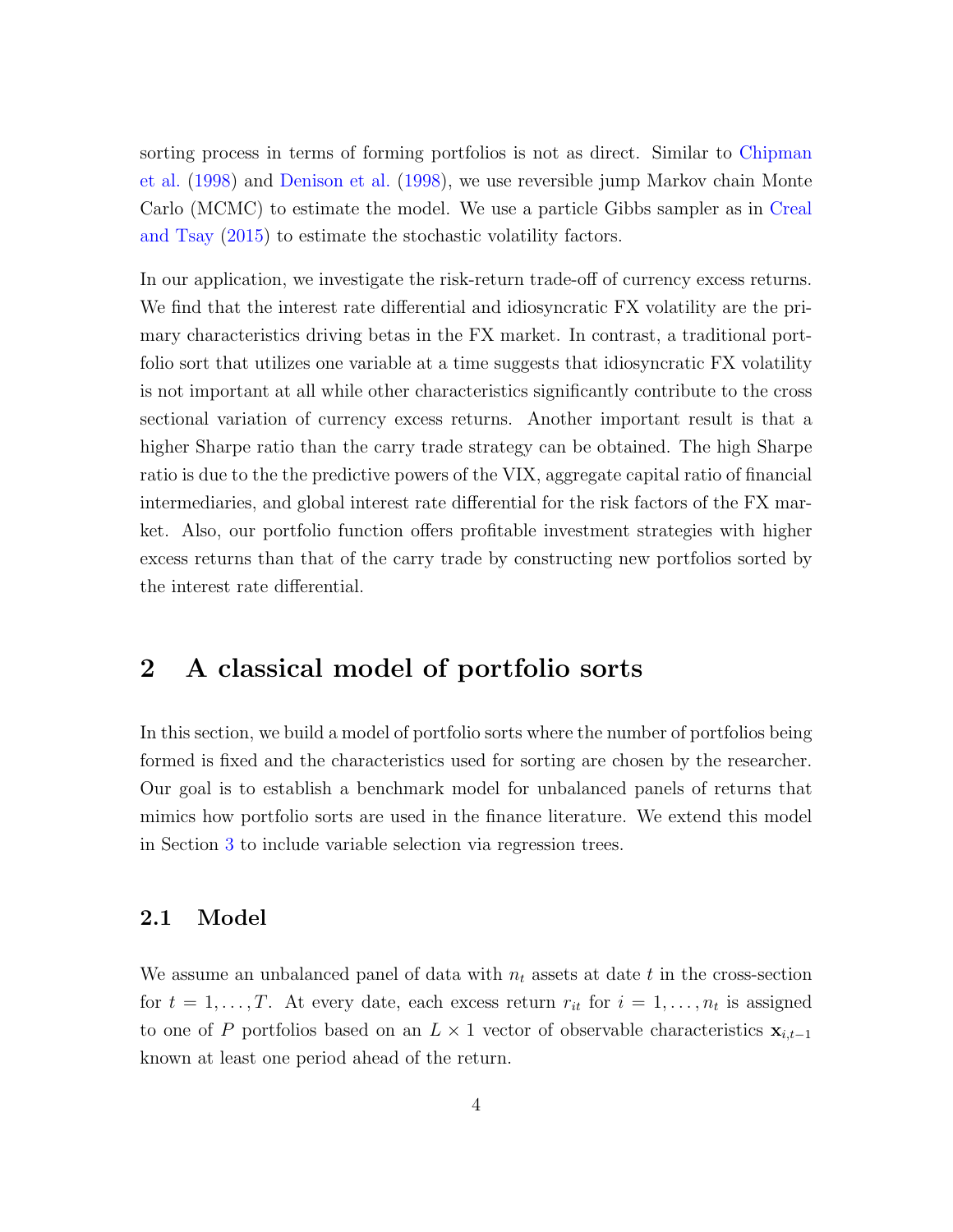sorting process in terms of forming portfolios is not as direct. Similar to Chipman et al. (1998) and Denison et al. (1998), we use reversible jump Markov chain Monte Carlo (MCMC) to estimate the model. We use a particle Gibbs sampler as in Creal and Tsay (2015) to estimate the stochastic volatility factors.

In our application, we investigate the risk-return trade-off of currency excess returns. We find that the interest rate differential and idiosyncratic FX volatility are the primary characteristics driving betas in the FX market. In contrast, a traditional portfolio sort that utilizes one variable at a time suggests that idiosyncratic FX volatility is not important at all while other characteristics significantly contribute to the cross sectional variation of currency excess returns. Another important result is that a higher Sharpe ratio than the carry trade strategy can be obtained. The high Sharpe ratio is due to the the predictive powers of the VIX, aggregate capital ratio of financial intermediaries, and global interest rate differential for the risk factors of the FX market. Also, our portfolio function offers profitable investment strategies with higher excess returns than that of the carry trade by constructing new portfolios sorted by the interest rate differential.

# 2 A classical model of portfolio sorts

In this section, we build a model of portfolio sorts where the number of portfolios being formed is fixed and the characteristics used for sorting are chosen by the researcher. Our goal is to establish a benchmark model for unbalanced panels of returns that mimics how portfolio sorts are used in the finance literature. We extend this model in Section 3 to include variable selection via regression trees.

## 2.1 Model

We assume an unbalanced panel of data with $n_t$ assets at date $t$ in the cross-section for $t = 1, \ldots, T$. At every date, each excess return $r_{it}$ for $i = 1, \ldots, n_t$ is assigned to one of $P$ portfolios based on an $L \times 1$ vector of observable characteristics $\mathbf{x}_{i,t-1}$ known at least one period ahead of the return.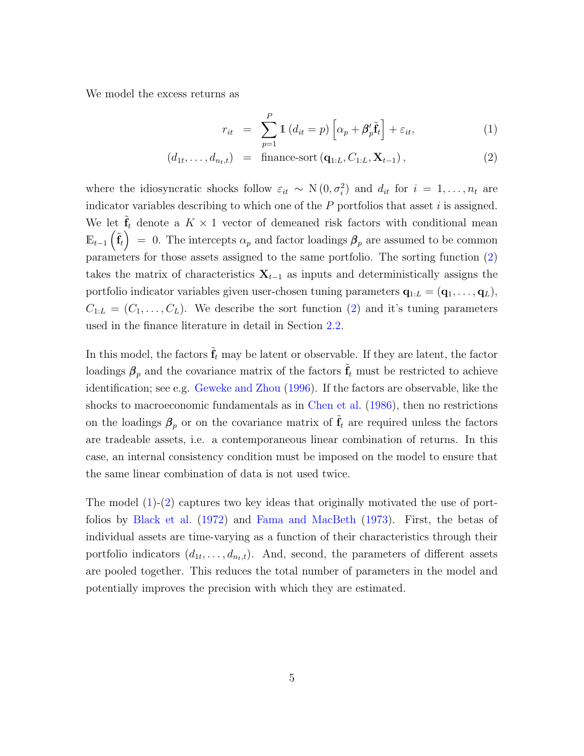We model the excess returns as

$$
\begin{aligned}
r_{it} &= \sum_{p=1}^{P} \mathbb{1}\left(d_{it} = p\right)\left[\alpha_p + \boldsymbol{\beta}_p' \tilde{\mathbf{f}}_t\right] + \varepsilon_{it}, && (1)\\
\left(d_{1t}, \ldots, d_{n_t,t}\right) &= \text{finance-sort}\left(\mathbf{q}_{1:L}, C_{1:L}, \mathbf{X}_{t-1}\right), && (2)
\end{aligned}
$$

where the idiosyncratic shocks follow $\varepsilon_{it} \sim \mathrm{N}\left(0, \sigma_i^2\right)$ and $d_{it}$ for $i = 1, \ldots, n_t$ are indicator variables describing to which one of the $P$ portfolios that asset $i$ is assigned. We let $\tilde{\mathbf{f}}_t$ denote a $K \times 1$ vector of demeaned risk factors with conditional mean $\mathbb{E}_{t-1}\left(\tilde{\mathbf{f}}_t\right) = 0$. The intercepts $\alpha_p$ and factor loadings $\boldsymbol{\beta}_p$ are assumed to be common parameters for those assets assigned to the same portfolio. The sorting function (2) takes the matrix of characteristics $\mathbf{X}_{t-1}$ as inputs and deterministically assigns the portfolio indicator variables given user-chosen tuning parameters $\mathbf{q}_{1:L} = (\mathbf{q}_1, \ldots, \mathbf{q}_L)$, $C_{1:L} = (C_1, \ldots, C_L)$. We describe the sort function (2) and it's tuning parameters used in the finance literature in detail in Section 2.2.

In this model, the factors $\tilde{\mathbf{f}}_t$ may be latent or observable. If they are latent, the factor loadings $\boldsymbol{\beta}_p$ and the covariance matrix of the factors $\tilde{\mathbf{f}}_t$ must be restricted to achieve identification; see e.g. Geweke and Zhou (1996). If the factors are observable, like the shocks to macroeconomic fundamentals as in Chen et al. (1986), then no restrictions on the loadings $\boldsymbol{\beta}_p$ or on the covariance matrix of $\tilde{\mathbf{f}}_t$ are required unless the factors are tradeable assets, i.e. a contemporaneous linear combination of returns. In this case, an internal consistency condition must be imposed on the model to ensure that the same linear combination of data is not used twice.

The model (1)-(2) captures two key ideas that originally motivated the use of portfolios by Black et al. (1972) and Fama and MacBeth (1973). First, the betas of individual assets are time-varying as a function of their characteristics through their portfolio indicators $(d_{1t}, \ldots, d_{n_t,t})$. And, second, the parameters of different assets are pooled together. This reduces the total number of parameters in the model and potentially improves the precision with which they are estimated.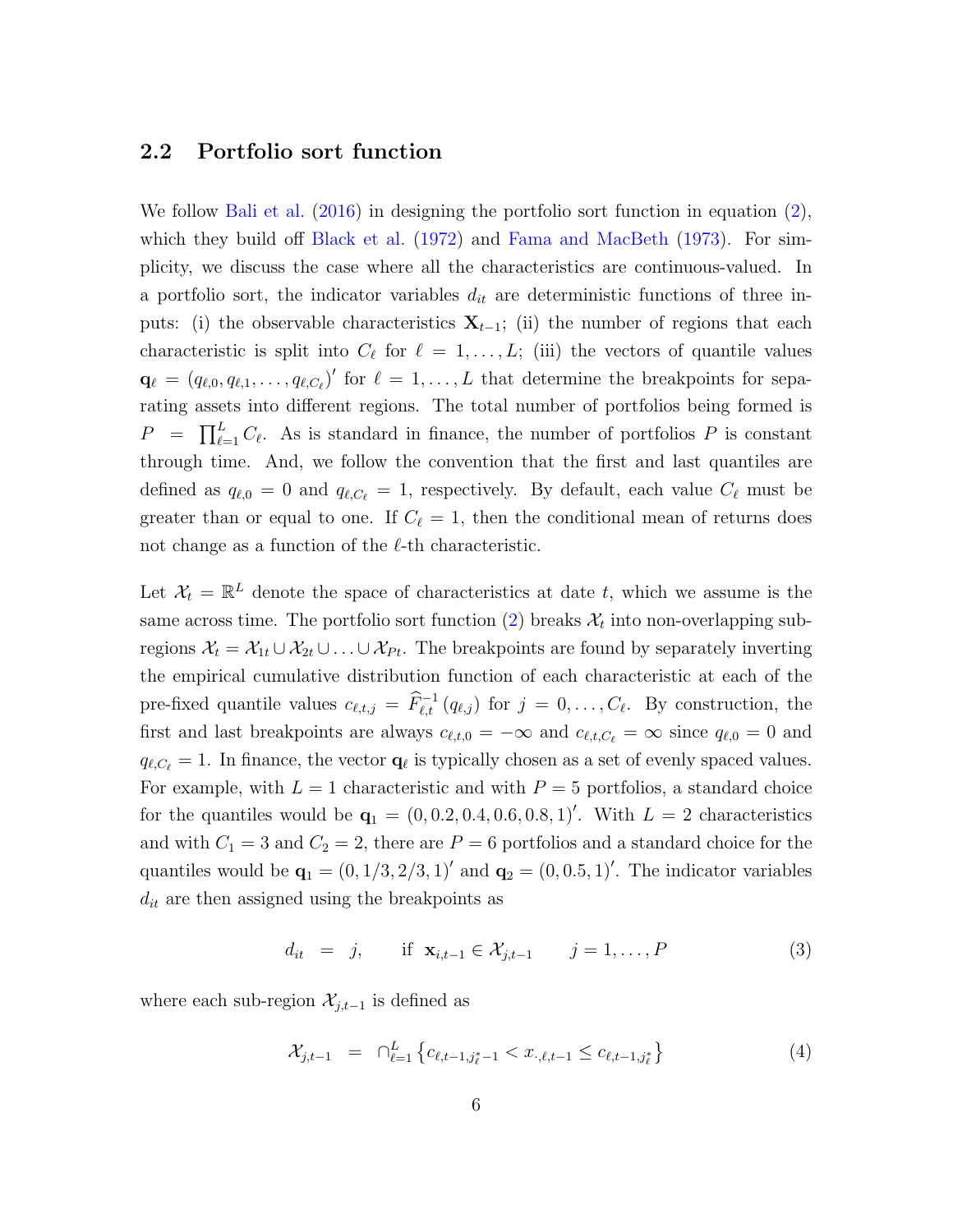## 2.2 Portfolio sort function

We follow Bali et al. (2016) in designing the portfolio sort function in equation (2), which they build off Black et al. (1972) and Fama and MacBeth (1973). For simplicity, we discuss the case where all the characteristics are continuous-valued. In a portfolio sort, the indicator variables $d_{it}$ are deterministic functions of three inputs: (i) the observable characteristics $\mathbf{X}_{t-1}$; (ii) the number of regions that each characteristic is split into $C_\ell$ for $\ell = 1, \ldots, L$; (iii) the vectors of quantile values $\mathbf{q}_\ell = (q_{\ell,0}, q_{\ell,1}, \ldots, q_{\ell,C_\ell})'$ for $\ell = 1, \ldots, L$ that determine the breakpoints for separating assets into different regions. The total number of portfolios being formed is $P = \prod_{\ell=1}^{L} C_\ell$. As is standard in finance, the number of portfolios $P$ is constant through time. And, we follow the convention that the first and last quantiles are defined as $q_{\ell,0} = 0$ and $q_{\ell,C_\ell} = 1$, respectively. By default, each value $C_\ell$ must be greater than or equal to one. If $C_\ell = 1$, then the conditional mean of returns does not change as a function of the $\ell$-th characteristic.

Let $\mathcal{X}_t = \mathbb{R}^L$ denote the space of characteristics at date $t$, which we assume is the same across time. The portfolio sort function (2) breaks $\mathcal{X}_t$ into non-overlapping sub-regions $\mathcal{X}_t = \mathcal{X}_{1t} \cup \mathcal{X}_{2t} \cup \ldots \cup \mathcal{X}_{Pt}$. The breakpoints are found by separately inverting the empirical cumulative distribution function of each characteristic at each of the pre-fixed quantile values $c_{\ell,t,j} = \widehat{F}_{\ell,t}^{-1}(q_{\ell,j})$ for $j = 0, \ldots, C_\ell$. By construction, the first and last breakpoints are always $c_{\ell,t,0} = -\infty$ and $c_{\ell,t,C_\ell} = \infty$ since $q_{\ell,0} = 0$ and $q_{\ell,C_\ell} = 1$. In finance, the vector $\mathbf{q}_\ell$ is typically chosen as a set of evenly spaced values. For example, with $L = 1$ characteristic and with $P = 5$ portfolios, a standard choice for the quantiles would be $\mathbf{q}_1 = (0, 0.2, 0.4, 0.6, 0.8, 1)'$. With $L = 2$ characteristics and with $C_1 = 3$ and $C_2 = 2$, there are $P = 6$ portfolios and a standard choice for the quantiles would be $\mathbf{q}_1 = (0, 1/3, 2/3, 1)'$ and $\mathbf{q}_2 = (0, 0.5, 1)'$. The indicator variables $d_{it}$ are then assigned using the breakpoints as

$$d_{it} = j, \qquad \text{if } \mathbf{x}_{i,t-1} \in \mathcal{X}_{j,t-1} \qquad j = 1, \ldots, P \tag{3}$$

where each sub-region $\mathcal{X}_{j,t-1}$ is defined as

$$\mathcal{X}_{j,t-1} = \cap_{\ell=1}^{L} \left\{ c_{\ell,t-1,j_\ell^*-1} < x_{\cdot,\ell,t-1} \leq c_{\ell,t-1,j_\ell^*} \right\} \tag{4}$$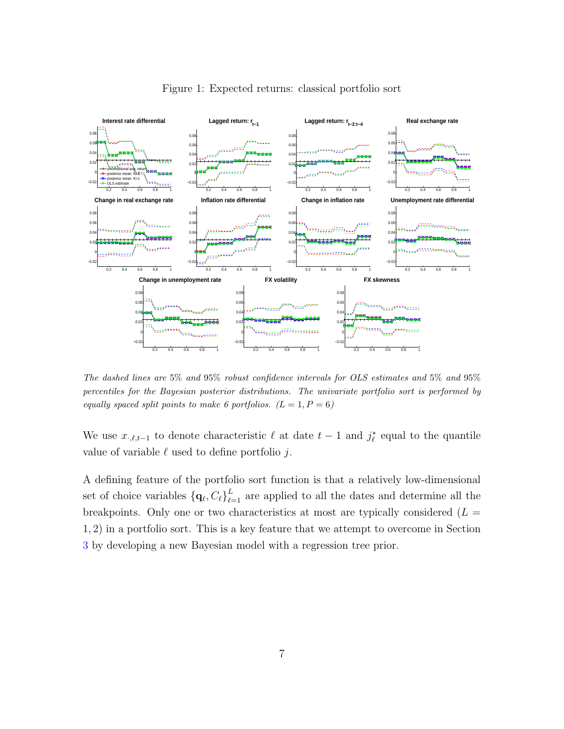Figure 1: Expected returns: classical portfolio sort

*The dashed lines are 5% and 95% robust confidence intervals for OLS estimates and 5% and 95% percentiles for the Bayesian posterior distributions. The univariate portfolio sort is performed by equally spaced split points to make 6 portfolios. ($L = 1, P = 6$)*

We use $x_{\cdot,\ell,t-1}$ to denote characteristic $\ell$ at date $t-1$ and $j^*_\ell$ equal to the quantile value of variable $\ell$ used to define portfolio $j$.

A defining feature of the portfolio sort function is that a relatively low-dimensional set of choice variables $\{\mathbf{q}_\ell, C_\ell\}_{\ell=1}^{L}$ are applied to all the dates and determine all the breakpoints. Only one or two characteristics at most are typically considered ($L = 1, 2$) in a portfolio sort. This is a key feature that we attempt to overcome in Section 3 by developing a new Bayesian model with a regression tree prior.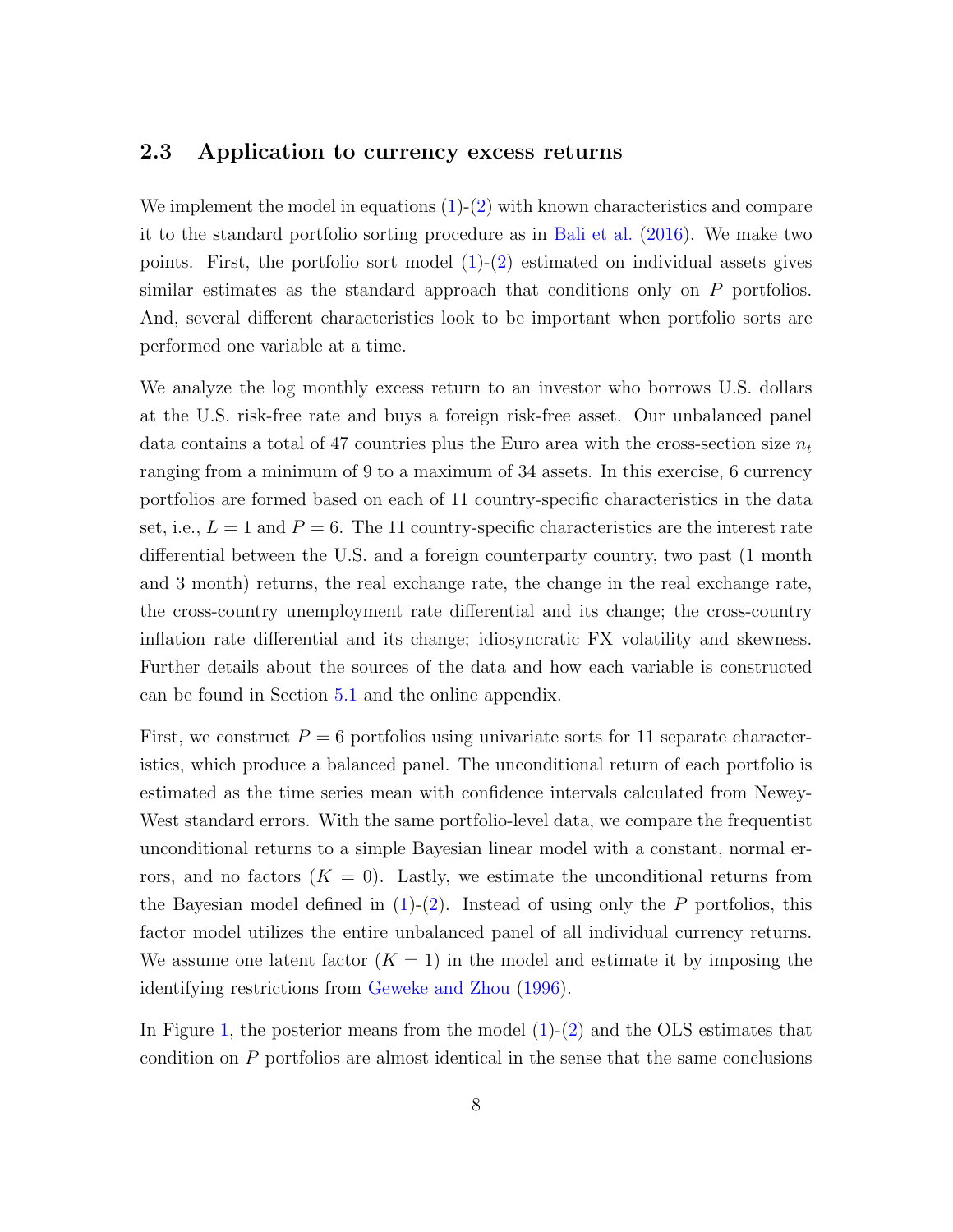### 2.3 Application to currency excess returns

We implement the model in equations (1)-(2) with known characteristics and compare it to the standard portfolio sorting procedure as in Bali et al. (2016). We make two points. First, the portfolio sort model (1)-(2) estimated on individual assets gives similar estimates as the standard approach that conditions only on $P$ portfolios. And, several different characteristics look to be important when portfolio sorts are performed one variable at a time.

We analyze the log monthly excess return to an investor who borrows U.S. dollars at the U.S. risk-free rate and buys a foreign risk-free asset. Our unbalanced panel data contains a total of 47 countries plus the Euro area with the cross-section size $n_t$ ranging from a minimum of 9 to a maximum of 34 assets. In this exercise, 6 currency portfolios are formed based on each of 11 country-specific characteristics in the data set, i.e., $L = 1$ and $P = 6$. The 11 country-specific characteristics are the interest rate differential between the U.S. and a foreign counterparty country, two past (1 month and 3 month) returns, the real exchange rate, the change in the real exchange rate, the cross-country unemployment rate differential and its change; the cross-country inflation rate differential and its change; idiosyncratic FX volatility and skewness. Further details about the sources of the data and how each variable is constructed can be found in Section 5.1 and the online appendix.

First, we construct $P = 6$ portfolios using univariate sorts for 11 separate characteristics, which produce a balanced panel. The unconditional return of each portfolio is estimated as the time series mean with confidence intervals calculated from Newey-West standard errors. With the same portfolio-level data, we compare the frequentist unconditional returns to a simple Bayesian linear model with a constant, normal errors, and no factors ($K = 0$). Lastly, we estimate the unconditional returns from the Bayesian model defined in (1)-(2). Instead of using only the $P$ portfolios, this factor model utilizes the entire unbalanced panel of all individual currency returns. We assume one latent factor ($K = 1$) in the model and estimate it by imposing the identifying restrictions from Geweke and Zhou (1996).

In Figure 1, the posterior means from the model (1)-(2) and the OLS estimates that condition on $P$ portfolios are almost identical in the sense that the same conclusions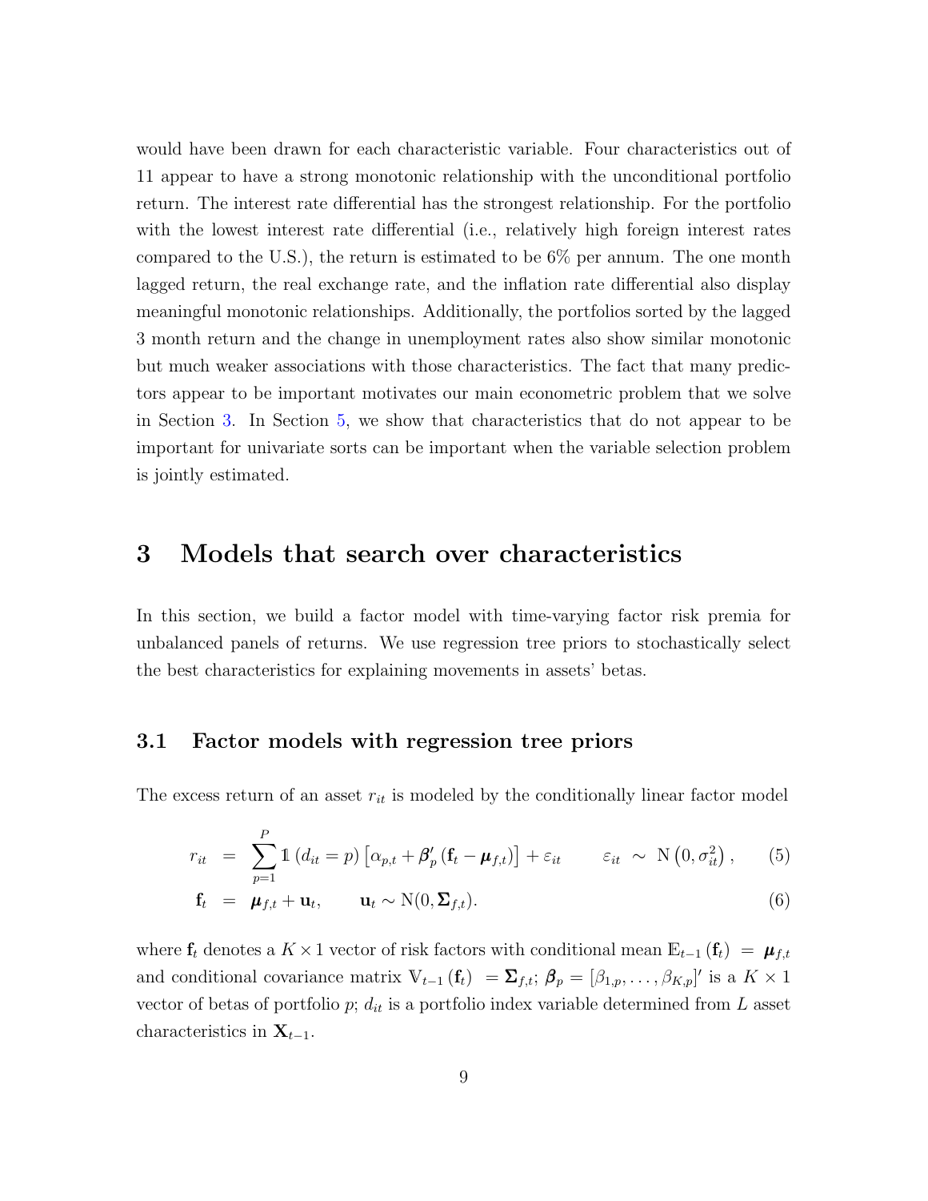would have been drawn for each characteristic variable. Four characteristics out of 11 appear to have a strong monotonic relationship with the unconditional portfolio return. The interest rate differential has the strongest relationship. For the portfolio with the lowest interest rate differential (i.e., relatively high foreign interest rates compared to the U.S.), the return is estimated to be 6% per annum. The one month lagged return, the real exchange rate, and the inflation rate differential also display meaningful monotonic relationships. Additionally, the portfolios sorted by the lagged 3 month return and the change in unemployment rates also show similar monotonic but much weaker associations with those characteristics. The fact that many predictors appear to be important motivates our main econometric problem that we solve in Section 3. In Section 5, we show that characteristics that do not appear to be important for univariate sorts can be important when the variable selection problem is jointly estimated.

# 3 Models that search over characteristics

In this section, we build a factor model with time-varying factor risk premia for unbalanced panels of returns. We use regression tree priors to stochastically select the best characteristics for explaining movements in assets' betas.

## 3.1 Factor models with regression tree priors

The excess return of an asset $r_{it}$ is modeled by the conditionally linear factor model

$$
\begin{aligned}
r_{it} &= \sum_{p=1}^{P} \mathbb{1}\left(d_{it} = p\right)\left[\alpha_{p,t} + \boldsymbol{\beta}_p'\left(\mathbf{f}_t - \boldsymbol{\mu}_{f,t}\right)\right] + \varepsilon_{it} \qquad \varepsilon_{it} \sim \mathrm{N}\left(0, \sigma_{it}^2\right), \qquad (5) \\
\mathbf{f}_t &= \boldsymbol{\mu}_{f,t} + \mathbf{u}_t, \qquad \mathbf{u}_t \sim \mathrm{N}(0, \boldsymbol{\Sigma}_{f,t}). \qquad (6)
\end{aligned}
$$

where $\mathbf{f}_t$ denotes a $K \times 1$ vector of risk factors with conditional mean $\mathbb{E}_{t-1}\left(\mathbf{f}_t\right) = \boldsymbol{\mu}_{f,t}$ and conditional covariance matrix $\mathbb{V}_{t-1}\left(\mathbf{f}_t\right) = \boldsymbol{\Sigma}_{f,t}$; $\boldsymbol{\beta}_p = [\beta_{1,p}, \ldots, \beta_{K,p}]'$ is a $K \times 1$ vector of betas of portfolio $p$; $d_{it}$ is a portfolio index variable determined from $L$ asset characteristics in $\mathbf{X}_{t-1}$.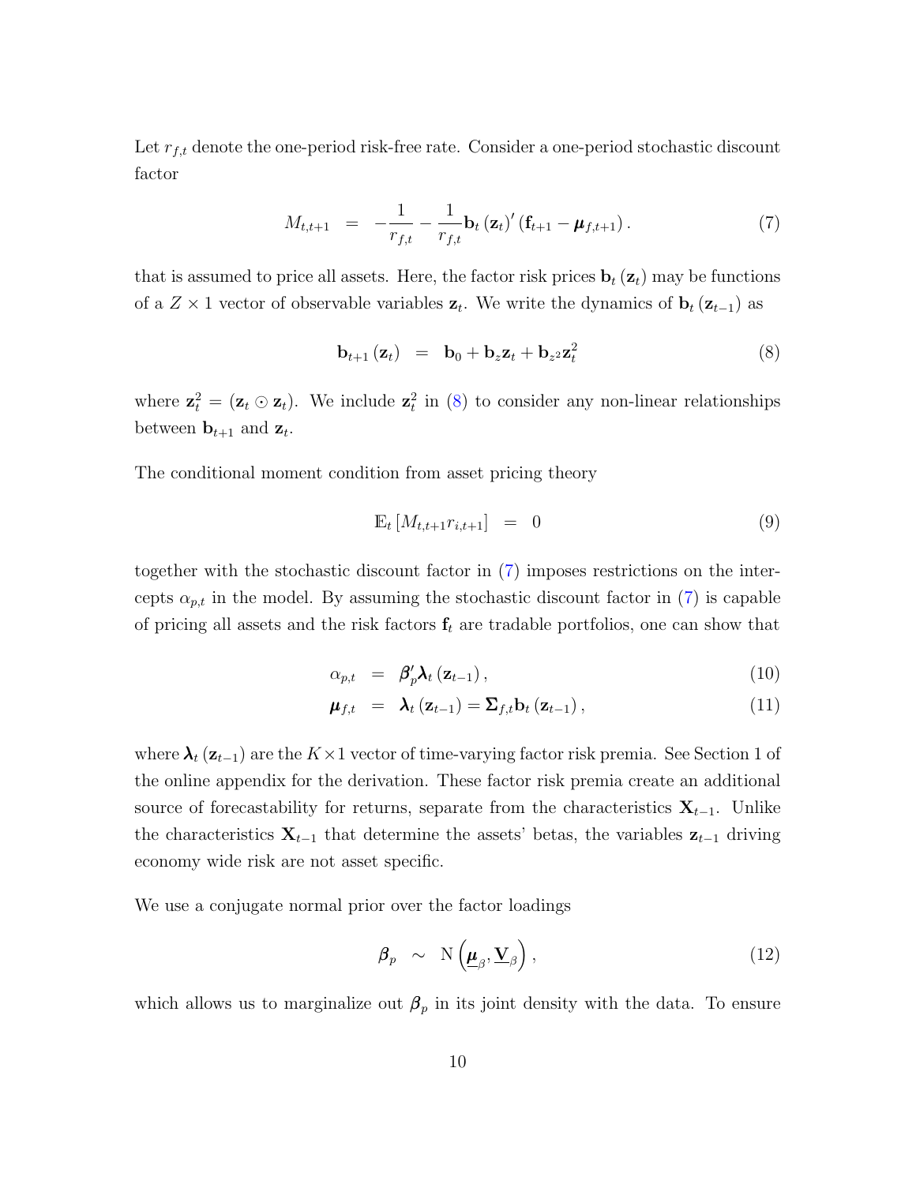Let $r_{f,t}$ denote the one-period risk-free rate. Consider a one-period stochastic discount factor

$$M_{t,t+1} \;\; = \;\; -\frac{1}{r_{f,t}} - \frac{1}{r_{f,t}} \mathbf{b}_t \left(\mathbf{z}_t\right)' \left(\mathbf{f}_{t+1} - \boldsymbol{\mu}_{f,t+1}\right). \tag{7}$$

that is assumed to price all assets. Here, the factor risk prices $\mathbf{b}_t\left(\mathbf{z}_t\right)$ may be functions of a $Z \times 1$ vector of observable variables $\mathbf{z}_t$. We write the dynamics of $\mathbf{b}_t\left(\mathbf{z}_{t-1}\right)$ as

$$\mathbf{b}_{t+1}\left(\mathbf{z}_t\right) \;\; = \;\; \mathbf{b}_0 + \mathbf{b}_z \mathbf{z}_t + \mathbf{b}_{z^2} \mathbf{z}_t^2 \tag{8}$$

where $\mathbf{z}_t^2 = \left(\mathbf{z}_t \odot \mathbf{z}_t\right)$. We include $\mathbf{z}_t^2$ in (8) to consider any non-linear relationships between $\mathbf{b}_{t+1}$ and $\mathbf{z}_t$.

The conditional moment condition from asset pricing theory

$$\mathbb{E}_t\left[M_{t,t+1} r_{i,t+1}\right] \;\; = \;\; 0 \tag{9}$$

together with the stochastic discount factor in (7) imposes restrictions on the intercepts $\alpha_{p,t}$ in the model. By assuming the stochastic discount factor in (7) is capable of pricing all assets and the risk factors $\mathbf{f}_t$ are tradable portfolios, one can show that

$$\alpha_{p,t} \;\; = \;\; \boldsymbol{\beta}_p' \boldsymbol{\lambda}_t\left(\mathbf{z}_{t-1}\right), \tag{10}$$

$$\boldsymbol{\mu}_{f,t} \;\; = \;\; \boldsymbol{\lambda}_t\left(\mathbf{z}_{t-1}\right) = \boldsymbol{\Sigma}_{f,t} \mathbf{b}_t\left(\mathbf{z}_{t-1}\right), \tag{11}$$

where $\boldsymbol{\lambda}_t\left(\mathbf{z}_{t-1}\right)$ are the $K \times 1$ vector of time-varying factor risk premia. See Section 1 of the online appendix for the derivation. These factor risk premia create an additional source of forecastability for returns, separate from the characteristics $\mathbf{X}_{t-1}$. Unlike the characteristics $\mathbf{X}_{t-1}$ that determine the assets' betas, the variables $\mathbf{z}_{t-1}$ driving economy wide risk are not asset specific.

We use a conjugate normal prior over the factor loadings

$$\boldsymbol{\beta}_p \;\; \sim \;\; \mathrm{N}\left(\underline{\boldsymbol{\mu}}_\beta, \underline{\mathbf{V}}_\beta\right), \tag{12}$$

which allows us to marginalize out $\boldsymbol{\beta}_p$ in its joint density with the data. To ensure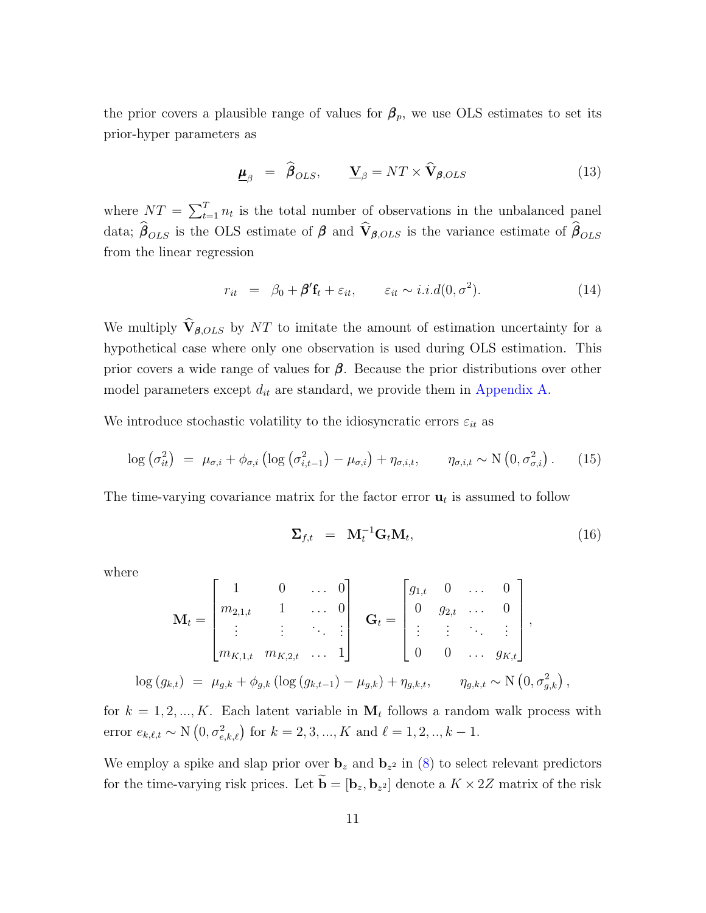the prior covers a plausible range of values for $\boldsymbol{\beta}_p$, we use OLS estimates to set its prior-hyper parameters as

$$\underline{\boldsymbol{\mu}}_{\beta} \;=\; \widehat{\boldsymbol{\beta}}_{OLS}, \qquad \underline{\mathbf{V}}_{\beta} = NT \times \widehat{\mathbf{V}}_{\boldsymbol{\beta},OLS} \tag{13}$$

where $NT = \sum_{t=1}^{T} n_t$ is the total number of observations in the unbalanced panel data; $\widehat{\boldsymbol{\beta}}_{OLS}$ is the OLS estimate of $\boldsymbol{\beta}$ and $\widehat{\mathbf{V}}_{\boldsymbol{\beta},OLS}$ is the variance estimate of $\widehat{\boldsymbol{\beta}}_{OLS}$ from the linear regression

$$r_{it} \;=\; \beta_0 + \boldsymbol{\beta}'\mathbf{f}_t + \varepsilon_{it}, \qquad \varepsilon_{it} \sim i.i.d(0, \sigma^2). \tag{14}$$

We multiply $\widehat{\mathbf{V}}_{\boldsymbol{\beta},OLS}$ by $NT$ to imitate the amount of estimation uncertainty for a hypothetical case where only one observation is used during OLS estimation. This prior covers a wide range of values for $\boldsymbol{\beta}$. Because the prior distributions over other model parameters except $d_{it}$ are standard, we provide them in Appendix A.

We introduce stochastic volatility to the idiosyncratic errors $\varepsilon_{it}$ as

$$\log\left(\sigma_{it}^2\right) \;=\; \mu_{\sigma,i} + \phi_{\sigma,i}\left(\log\left(\sigma_{i,t-1}^2\right) - \mu_{\sigma,i}\right) + \eta_{\sigma,i,t}, \qquad \eta_{\sigma,i,t} \sim \mathrm{N}\left(0, \sigma_{\sigma,i}^2\right). \tag{15}$$

The time-varying covariance matrix for the factor error $\mathbf{u}_t$ is assumed to follow

$$\boldsymbol{\Sigma}_{f,t} \;=\; \mathbf{M}_t^{-1}\mathbf{G}_t\mathbf{M}_t, \tag{16}$$

where

$$\mathbf{M}_t = \begin{bmatrix} 1 & 0 & \dots & 0 \\ m_{2,1,t} & 1 & \dots & 0 \\ \vdots & \vdots & \ddots & \vdots \\ m_{K,1,t} & m_{K,2,t} & \dots & 1 \end{bmatrix} \quad \mathbf{G}_t = \begin{bmatrix} g_{1,t} & 0 & \dots & 0 \\ 0 & g_{2,t} & \dots & 0 \\ \vdots & \vdots & \ddots & \vdots \\ 0 & 0 & \dots & g_{K,t} \end{bmatrix},$$

$$\log\left(g_{k,t}\right) \;=\; \mu_{g,k} + \phi_{g,k}\left(\log\left(g_{k,t-1}\right) - \mu_{g,k}\right) + \eta_{g,k,t}, \qquad \eta_{g,k,t} \sim \mathrm{N}\left(0, \sigma_{g,k}^2\right),$$

for $k = 1, 2, ..., K$. Each latent variable in $\mathbf{M}_t$ follows a random walk process with error $e_{k,\ell,t} \sim \mathrm{N}\left(0, \sigma_{e,k,\ell}^2\right)$ for $k = 2, 3, ..., K$ and $\ell = 1, 2, .., k-1$.

We employ a spike and slap prior over $\mathbf{b}_z$ and $\mathbf{b}_{z^2}$ in (8) to select relevant predictors for the time-varying risk prices. Let $\widetilde{\mathbf{b}} = [\mathbf{b}_z, \mathbf{b}_{z^2}]$ denote a $K \times 2Z$ matrix of the risk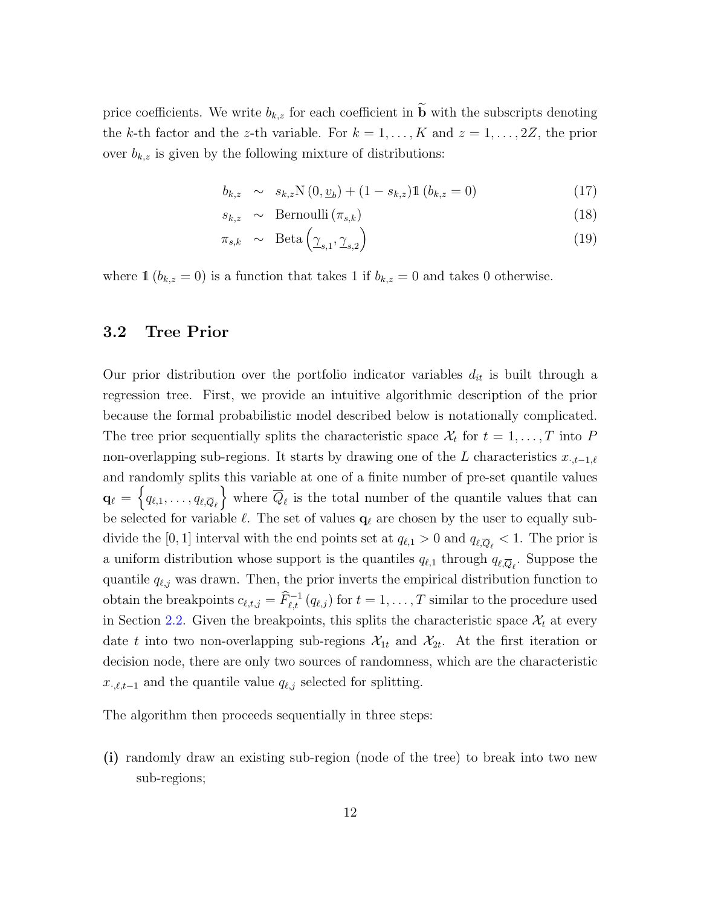price coefficients. We write $b_{k,z}$ for each coefficient in $\widetilde{\mathbf{b}}$ with the subscripts denoting the $k$-th factor and the $z$-th variable. For $k = 1, \ldots, K$ and $z = 1, \ldots, 2Z$, the prior over $b_{k,z}$ is given by the following mixture of distributions:

$$b_{k,z} \sim s_{k,z} \mathrm{N}\left(0, \underline{v}_b\right) + (1 - s_{k,z}) \mathbb{1}\left(b_{k,z} = 0\right) \tag{17}$$

$$s_{k,z} \sim \mathrm{Bernoulli}\left(\pi_{s,k}\right) \tag{18}$$

$$\pi_{s,k} \sim \mathrm{Beta}\left(\underline{\gamma}_{s,1}, \underline{\gamma}_{s,2}\right) \tag{19}$$

where $\mathbb{1}\left(b_{k,z} = 0\right)$ is a function that takes 1 if $b_{k,z} = 0$ and takes 0 otherwise.

## 3.2 Tree Prior

Our prior distribution over the portfolio indicator variables $d_{it}$ is built through a regression tree. First, we provide an intuitive algorithmic description of the prior because the formal probabilistic model described below is notationally complicated. The tree prior sequentially splits the characteristic space $\mathcal{X}_t$ for $t = 1, \ldots, T$ into $P$ non-overlapping sub-regions. It starts by drawing one of the $L$ characteristics $x_{\cdot,t-1,\ell}$ and randomly splits this variable at one of a finite number of pre-set quantile values $\mathbf{q}_\ell = \left\{q_{\ell,1}, \ldots, q_{\ell,\overline{Q}_\ell}\right\}$ where $\overline{Q}_\ell$ is the total number of the quantile values that can be selected for variable $\ell$. The set of values $\mathbf{q}_\ell$ are chosen by the user to equally subdivide the $[0, 1]$ interval with the end points set at $q_{\ell,1} > 0$ and $q_{\ell,\overline{Q}_\ell} < 1$. The prior is a uniform distribution whose support is the quantiles $q_{\ell,1}$ through $q_{\ell,\overline{Q}_\ell}$. Suppose the quantile $q_{\ell,j}$ was drawn. Then, the prior inverts the empirical distribution function to obtain the breakpoints $c_{\ell,t,j} = \widehat{F}_{\ell,t}^{-1}\left(q_{\ell,j}\right)$ for $t = 1, \ldots, T$ similar to the procedure used in Section 2.2. Given the breakpoints, this splits the characteristic space $\mathcal{X}_t$ at every date $t$ into two non-overlapping sub-regions $\mathcal{X}_{1t}$ and $\mathcal{X}_{2t}$. At the first iteration or decision node, there are only two sources of randomness, which are the characteristic $x_{\cdot,\ell,t-1}$ and the quantile value $q_{\ell,j}$ selected for splitting.

The algorithm then proceeds sequentially in three steps:

**(i)** randomly draw an existing sub-region (node of the tree) to break into two new sub-regions;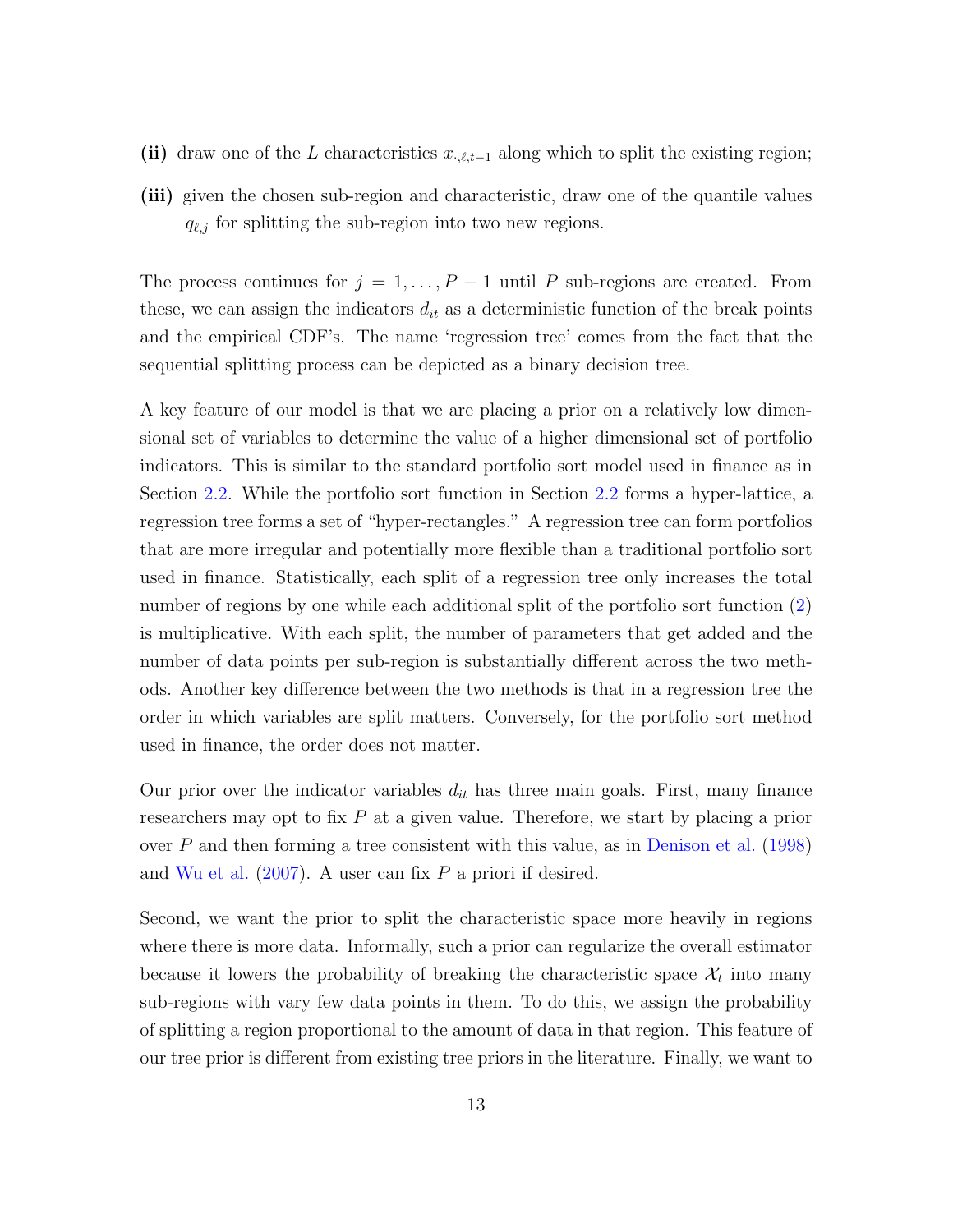**(ii)** draw one of the $L$ characteristics $x_{\cdot,\ell,t-1}$ along which to split the existing region;

**(iii)** given the chosen sub-region and characteristic, draw one of the quantile values $q_{\ell,j}$ for splitting the sub-region into two new regions.

The process continues for $j = 1, \ldots, P-1$ until $P$ sub-regions are created. From these, we can assign the indicators $d_{it}$ as a deterministic function of the break points and the empirical CDF's. The name 'regression tree' comes from the fact that the sequential splitting process can be depicted as a binary decision tree.

A key feature of our model is that we are placing a prior on a relatively low dimensional set of variables to determine the value of a higher dimensional set of portfolio indicators. This is similar to the standard portfolio sort model used in finance as in Section 2.2. While the portfolio sort function in Section 2.2 forms a hyper-lattice, a regression tree forms a set of "hyper-rectangles." A regression tree can form portfolios that are more irregular and potentially more flexible than a traditional portfolio sort used in finance. Statistically, each split of a regression tree only increases the total number of regions by one while each additional split of the portfolio sort function (2) is multiplicative. With each split, the number of parameters that get added and the number of data points per sub-region is substantially different across the two methods. Another key difference between the two methods is that in a regression tree the order in which variables are split matters. Conversely, for the portfolio sort method used in finance, the order does not matter.

Our prior over the indicator variables $d_{it}$ has three main goals. First, many finance researchers may opt to fix $P$ at a given value. Therefore, we start by placing a prior over $P$ and then forming a tree consistent with this value, as in Denison et al. (1998) and Wu et al. (2007). A user can fix $P$ a priori if desired.

Second, we want the prior to split the characteristic space more heavily in regions where there is more data. Informally, such a prior can regularize the overall estimator because it lowers the probability of breaking the characteristic space $\mathcal{X}_t$ into many sub-regions with vary few data points in them. To do this, we assign the probability of splitting a region proportional to the amount of data in that region. This feature of our tree prior is different from existing tree priors in the literature. Finally, we want to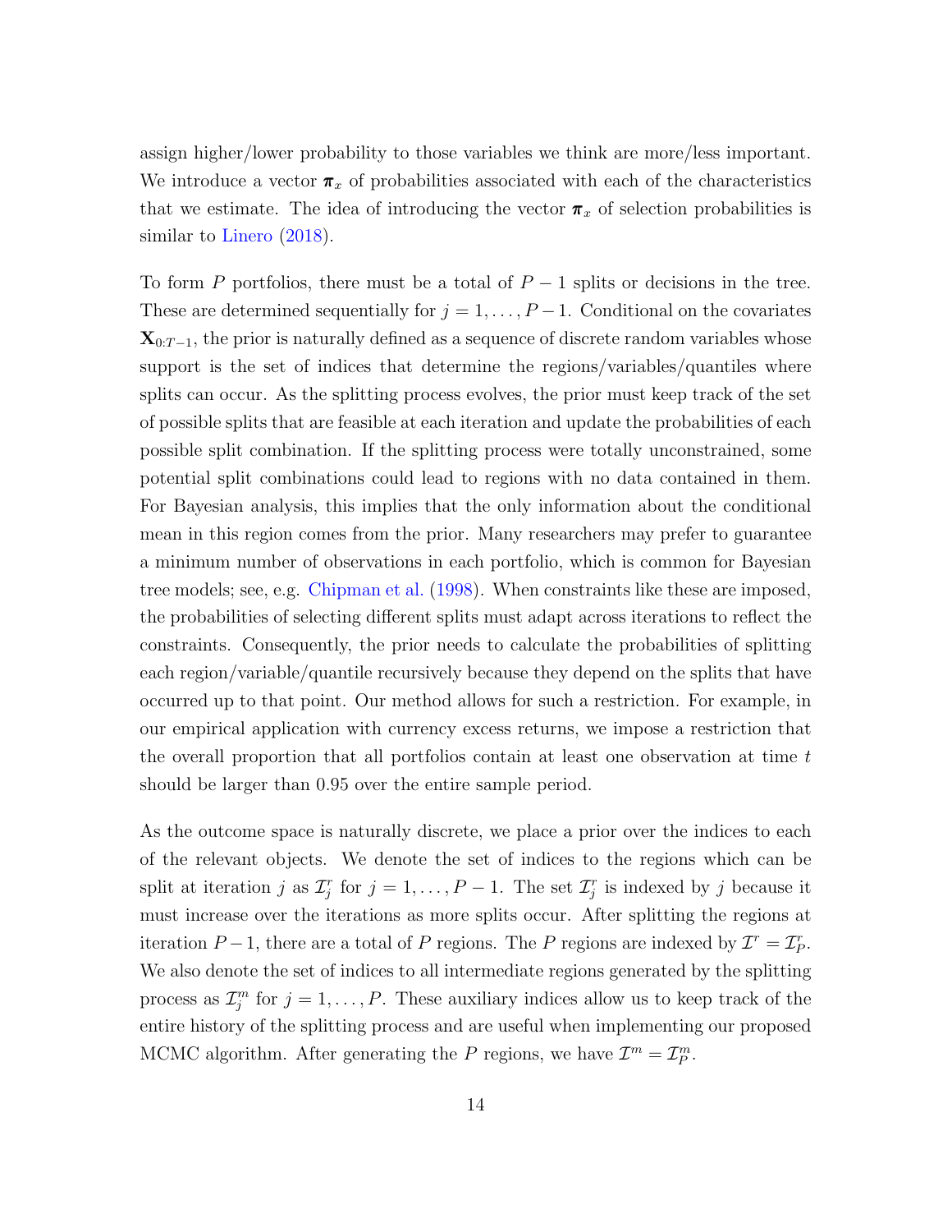assign higher/lower probability to those variables we think are more/less important. We introduce a vector $\boldsymbol{\pi}_x$ of probabilities associated with each of the characteristics that we estimate. The idea of introducing the vector $\boldsymbol{\pi}_x$ of selection probabilities is similar to Linero (2018).

To form $P$ portfolios, there must be a total of $P-1$ splits or decisions in the tree. These are determined sequentially for $j = 1, \ldots, P-1$. Conditional on the covariates $\mathbf{X}_{0:T-1}$, the prior is naturally defined as a sequence of discrete random variables whose support is the set of indices that determine the regions/variables/quantiles where splits can occur. As the splitting process evolves, the prior must keep track of the set of possible splits that are feasible at each iteration and update the probabilities of each possible split combination. If the splitting process were totally unconstrained, some potential split combinations could lead to regions with no data contained in them. For Bayesian analysis, this implies that the only information about the conditional mean in this region comes from the prior. Many researchers may prefer to guarantee a minimum number of observations in each portfolio, which is common for Bayesian tree models; see, e.g. Chipman et al. (1998). When constraints like these are imposed, the probabilities of selecting different splits must adapt across iterations to reflect the constraints. Consequently, the prior needs to calculate the probabilities of splitting each region/variable/quantile recursively because they depend on the splits that have occurred up to that point. Our method allows for such a restriction. For example, in our empirical application with currency excess returns, we impose a restriction that the overall proportion that all portfolios contain at least one observation at time $t$ should be larger than 0.95 over the entire sample period.

As the outcome space is naturally discrete, we place a prior over the indices to each of the relevant objects. We denote the set of indices to the regions which can be split at iteration $j$ as $\mathcal{I}_j^r$ for $j = 1, \ldots, P-1$. The set $\mathcal{I}_j^r$ is indexed by $j$ because it must increase over the iterations as more splits occur. After splitting the regions at iteration $P-1$, there are a total of $P$ regions. The $P$ regions are indexed by $\mathcal{I}^r = \mathcal{I}_P^r$. We also denote the set of indices to all intermediate regions generated by the splitting process as $\mathcal{I}_j^m$ for $j = 1, \ldots, P$. These auxiliary indices allow us to keep track of the entire history of the splitting process and are useful when implementing our proposed MCMC algorithm. After generating the $P$ regions, we have $\mathcal{I}^m = \mathcal{I}_P^m$.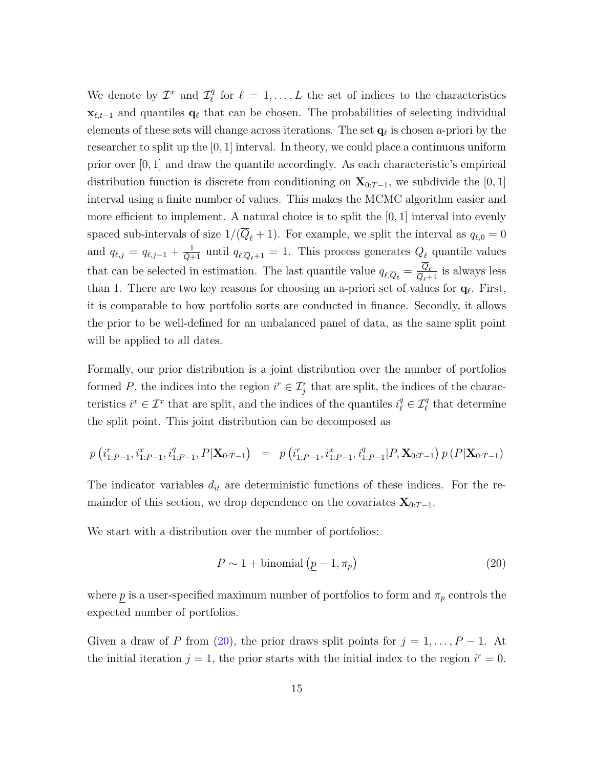We denote by $\mathcal{I}^x$ and $\mathcal{I}^q_\ell$ for $\ell = 1, \ldots, L$ the set of indices to the characteristics $\mathbf{x}_{\ell,t-1}$ and quantiles $\mathbf{q}_\ell$ that can be chosen. The probabilities of selecting individual elements of these sets will change across iterations. The set $\mathbf{q}_\ell$ is chosen a-priori by the researcher to split up the $[0, 1]$ interval. In theory, we could place a continuous uniform prior over $[0, 1]$ and draw the quantile accordingly. As each characteristic's empirical distribution function is discrete from conditioning on $\mathbf{X}_{0:T-1}$, we subdivide the $[0, 1]$ interval using a finite number of values. This makes the MCMC algorithm easier and more efficient to implement. A natural choice is to split the $[0, 1]$ interval into evenly spaced sub-intervals of size $1/(\overline{Q}_\ell + 1)$. For example, we split the interval as $q_{\ell,0} = 0$ and $q_{\ell,j} = q_{\ell,j-1} + \frac{1}{\overline{Q}+1}$ until $q_{\ell,\overline{Q}_\ell+1} = 1$. This process generates $\overline{Q}_\ell$ quantile values that can be selected in estimation. The last quantile value $q_{\ell,\overline{Q}_\ell} = \frac{\overline{Q}_\ell}{\overline{Q}_\ell+1}$ is always less than 1. There are two key reasons for choosing an a-priori set of values for $\mathbf{q}_\ell$. First, it is comparable to how portfolio sorts are conducted in finance. Secondly, it allows the prior to be well-defined for an unbalanced panel of data, as the same split point will be applied to all dates.

Formally, our prior distribution is a joint distribution over the number of portfolios formed $P$, the indices into the region $i^r \in \mathcal{I}^r_j$ that are split, the indices of the characteristics $i^x \in \mathcal{I}^x$ that are split, and the indices of the quantiles $i^q_\ell \in \mathcal{I}^q_\ell$ that determine the split point. This joint distribution can be decomposed as

$$p\left(i^r_{1:P-1}, i^x_{1:P-1}, i^q_{1:P-1}, P|\mathbf{X}_{0:T-1}\right) = p\left(i^r_{1:P-1}, i^x_{1:P-1}, i^q_{1:P-1}|P, \mathbf{X}_{0:T-1}\right) p\left(P|\mathbf{X}_{0:T-1}\right)$$

The indicator variables $d_{it}$ are deterministic functions of these indices. For the remainder of this section, we drop dependence on the covariates $\mathbf{X}_{0:T-1}$.

We start with a distribution over the number of portfolios:

$$P \sim 1 + \text{binomial}\left(\underline{p} - 1, \pi_p\right) \tag{20}$$

where $\underline{p}$ is a user-specified maximum number of portfolios to form and $\pi_p$ controls the expected number of portfolios.

Given a draw of $P$ from (20), the prior draws split points for $j = 1, \ldots, P-1$. At the initial iteration $j = 1$, the prior starts with the initial index to the region $i^r = 0$.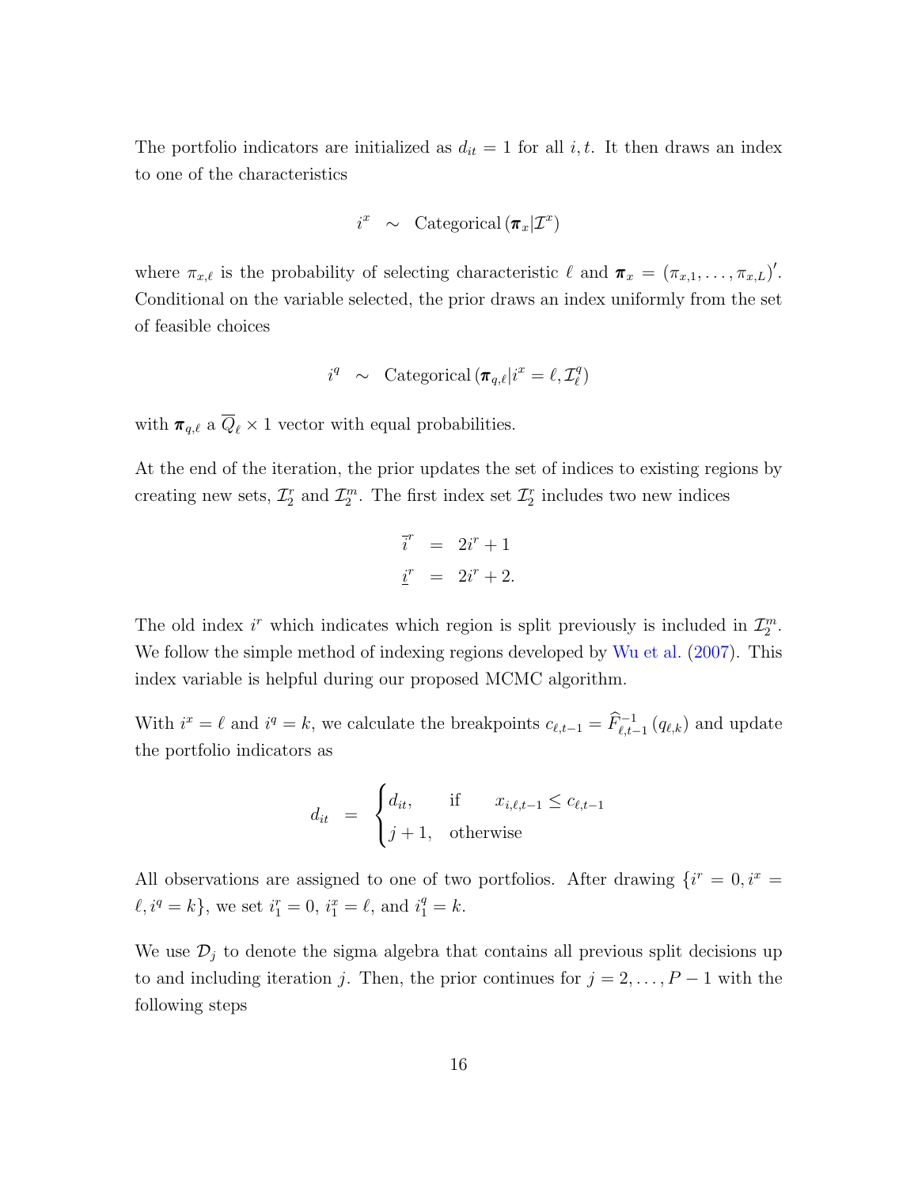The portfolio indicators are initialized as $d_{it} = 1$ for all $i, t$. It then draws an index to one of the characteristics

$$i^x \sim \text{Categorical}\left(\boldsymbol{\pi}_x | \mathcal{I}^x\right)$$

where $\pi_{x,\ell}$ is the probability of selecting characteristic $\ell$ and $\boldsymbol{\pi}_x = (\pi_{x,1}, \ldots, \pi_{x,L})'$. Conditional on the variable selected, the prior draws an index uniformly from the set of feasible choices

$$i^q \sim \text{Categorical}\left(\boldsymbol{\pi}_{q,\ell} | i^x = \ell, \mathcal{I}^q_\ell\right)$$

with $\boldsymbol{\pi}_{q,\ell}$ a $\overline{Q}_\ell \times 1$ vector with equal probabilities.

At the end of the iteration, the prior updates the set of indices to existing regions by creating new sets, $\mathcal{I}^r_2$ and $\mathcal{I}^m_2$. The first index set $\mathcal{I}^r_2$ includes two new indices

$$\begin{aligned}
\overline{i}^r &= 2i^r + 1 \\
\underline{i}^r &= 2i^r + 2.
\end{aligned}$$

The old index $i^r$ which indicates which region is split previously is included in $\mathcal{I}^m_2$. We follow the simple method of indexing regions developed by Wu et al. (2007). This index variable is helpful during our proposed MCMC algorithm.

With $i^x = \ell$ and $i^q = k$, we calculate the breakpoints $c_{\ell,t-1} = \widehat{F}^{-1}_{\ell,t-1}(q_{\ell,k})$ and update the portfolio indicators as

$$d_{it} = \begin{cases} d_{it}, & \text{if} \quad x_{i,\ell,t-1} \leq c_{\ell,t-1} \\ j+1, & \text{otherwise} \end{cases}$$

All observations are assigned to one of two portfolios. After drawing $\{i^r = 0, i^x = \ell, i^q = k\}$, we set $i^r_1 = 0$, $i^x_1 = \ell$, and $i^q_1 = k$.

We use $\mathcal{D}_j$ to denote the sigma algebra that contains all previous split decisions up to and including iteration $j$. Then, the prior continues for $j = 2, \ldots, P-1$ with the following steps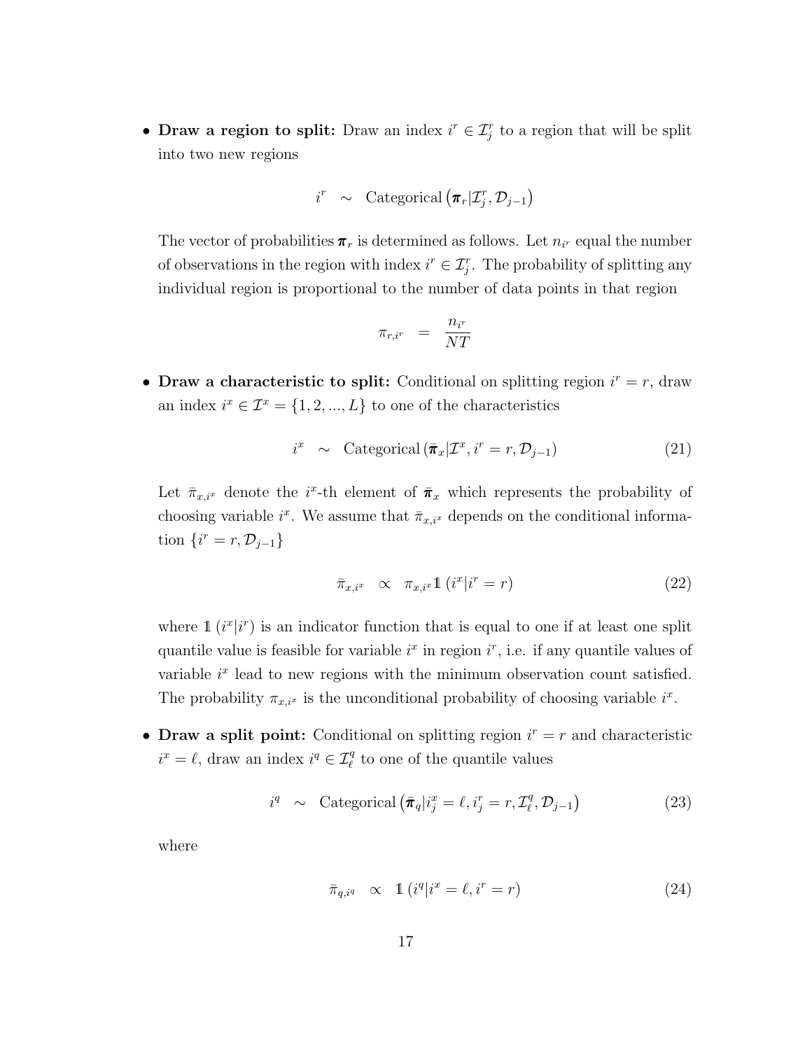- **Draw a region to split:** Draw an index $i^r \in \mathcal{I}_j^r$ to a region that will be split into two new regions

$$i^r \sim \text{Categorical}\left(\boldsymbol{\pi}_r | \mathcal{I}_j^r, \mathcal{D}_{j-1}\right)$$

  The vector of probabilities $\boldsymbol{\pi}_r$ is determined as follows. Let $n_{i^r}$ equal the number of observations in the region with index $i^r \in \mathcal{I}_j^r$. The probability of splitting any individual region is proportional to the number of data points in that region

$$\pi_{r,i^r} = \frac{n_{i^r}}{NT}$$

- **Draw a characteristic to split:** Conditional on splitting region $i^r = r$, draw an index $i^x \in \mathcal{I}^x = \{1, 2, ..., L\}$ to one of the characteristics

$$i^x \sim \text{Categorical}\left(\bar{\boldsymbol{\pi}}_x | \mathcal{I}^x, i^r = r, \mathcal{D}_{j-1}\right) \tag{21}$$

  Let $\bar{\pi}_{x,i^x}$ denote the $i^x$-th element of $\bar{\boldsymbol{\pi}}_x$ which represents the probability of choosing variable $i^x$. We assume that $\bar{\pi}_{x,i^x}$ depends on the conditional information $\{i^r = r, \mathcal{D}_{j-1}\}$

$$\bar{\pi}_{x,i^x} \propto \pi_{x,i^x} \mathbb{1}\left(i^x | i^r = r\right) \tag{22}$$

  where $\mathbb{1}\left(i^x | i^r\right)$ is an indicator function that is equal to one if at least one split quantile value is feasible for variable $i^x$ in region $i^r$, i.e. if any quantile values of variable $i^x$ lead to new regions with the minimum observation count satisfied. The probability $\pi_{x,i^x}$ is the unconditional probability of choosing variable $i^x$.

- **Draw a split point:** Conditional on splitting region $i^r = r$ and characteristic $i^x = \ell$, draw an index $i^q \in \mathcal{I}_\ell^q$ to one of the quantile values

$$i^q \sim \text{Categorical}\left(\bar{\boldsymbol{\pi}}_q | i_j^x = \ell, i_j^r = r, \mathcal{I}_\ell^q, \mathcal{D}_{j-1}\right) \tag{23}$$

  where

$$\bar{\pi}_{q,i^q} \propto \mathbb{1}\left(i^q | i^x = \ell, i^r = r\right) \tag{24}$$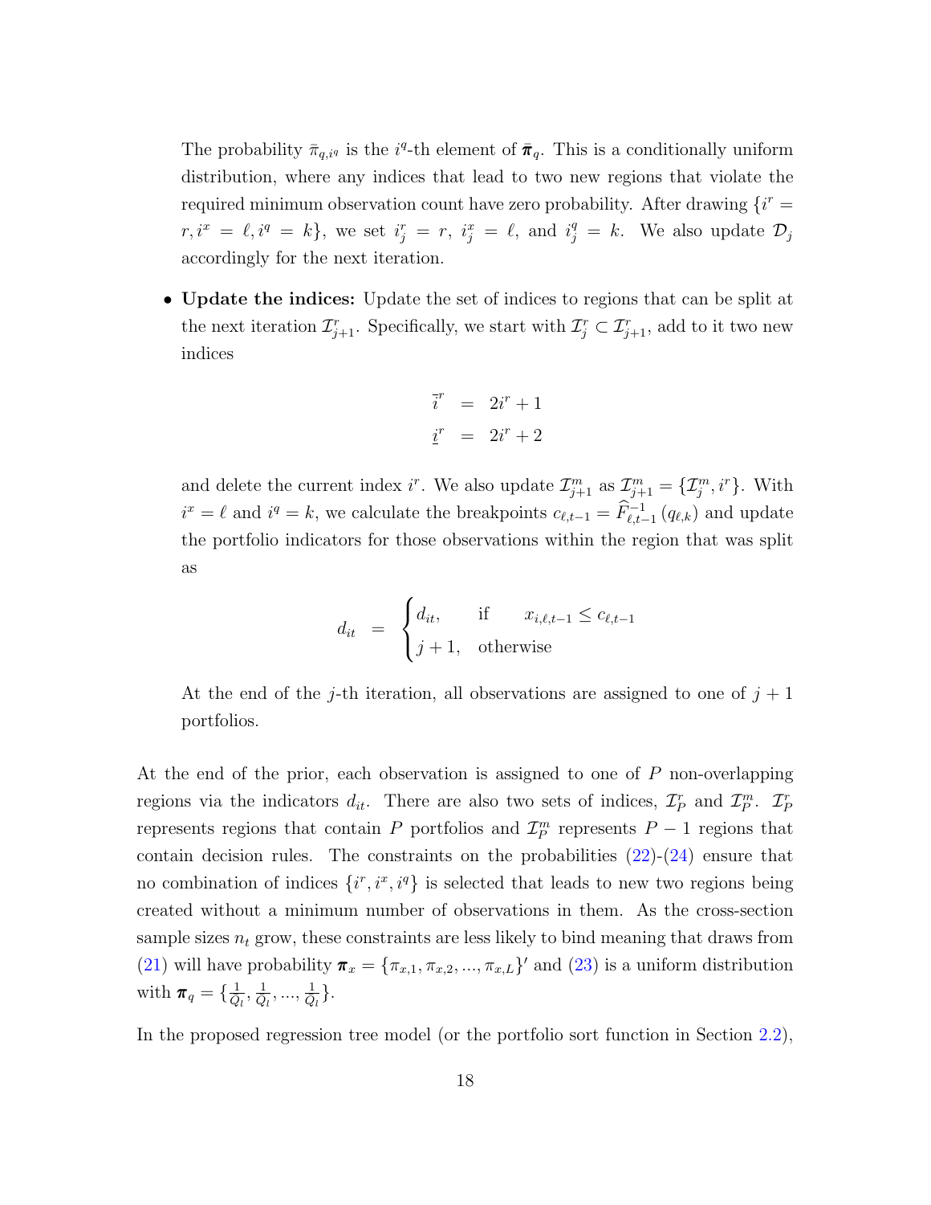The probability $\bar{\pi}_{q,i^q}$ is the $i^q$-th element of $\bar{\boldsymbol{\pi}}_q$. This is a conditionally uniform distribution, where any indices that lead to two new regions that violate the required minimum observation count have zero probability. After drawing $\{i^r = r, i^x = \ell, i^q = k\}$, we set $i^r_j = r$, $i^x_j = \ell$, and $i^q_j = k$. We also update $\mathcal{D}_j$ accordingly for the next iteration.

- **Update the indices:** Update the set of indices to regions that can be split at the next iteration $\mathcal{I}^r_{j+1}$. Specifically, we start with $\mathcal{I}^r_j \subset \mathcal{I}^r_{j+1}$, add to it two new indices

  $$
  \begin{aligned}
  \bar{i}^r &= 2i^r + 1 \\
  \underline{i}^r &= 2i^r + 2
  \end{aligned}
  $$

  and delete the current index $i^r$. We also update $\mathcal{I}^m_{j+1}$ as $\mathcal{I}^m_{j+1} = \{\mathcal{I}^m_j, i^r\}$. With $i^x = \ell$ and $i^q = k$, we calculate the breakpoints $c_{\ell,t-1} = \widehat{F}^{-1}_{\ell,t-1}(q_{\ell,k})$ and update the portfolio indicators for those observations within the region that was split as

  $$
  d_{it} = \begin{cases} d_{it}, & \text{if} \quad x_{i,\ell,t-1} \leq c_{\ell,t-1} \\ j+1, & \text{otherwise} \end{cases}
  $$

  At the end of the $j$-th iteration, all observations are assigned to one of $j+1$ portfolios.

At the end of the prior, each observation is assigned to one of $P$ non-overlapping regions via the indicators $d_{it}$. There are also two sets of indices, $\mathcal{I}^r_P$ and $\mathcal{I}^m_P$. $\mathcal{I}^r_P$ represents regions that contain $P$ portfolios and $\mathcal{I}^m_P$ represents $P-1$ regions that contain decision rules. The constraints on the probabilities (22)-(24) ensure that no combination of indices $\{i^r, i^x, i^q\}$ is selected that leads to new two regions being created without a minimum number of observations in them. As the cross-section sample sizes $n_t$ grow, these constraints are less likely to bind meaning that draws from (21) will have probability $\boldsymbol{\pi}_x = \{\pi_{x,1}, \pi_{x,2}, ..., \pi_{x,L}\}'$ and (23) is a uniform distribution with $\boldsymbol{\pi}_q = \{\frac{1}{Q_l}, \frac{1}{Q_l}, ..., \frac{1}{Q_l}\}$.

In the proposed regression tree model (or the portfolio sort function in Section 2.2),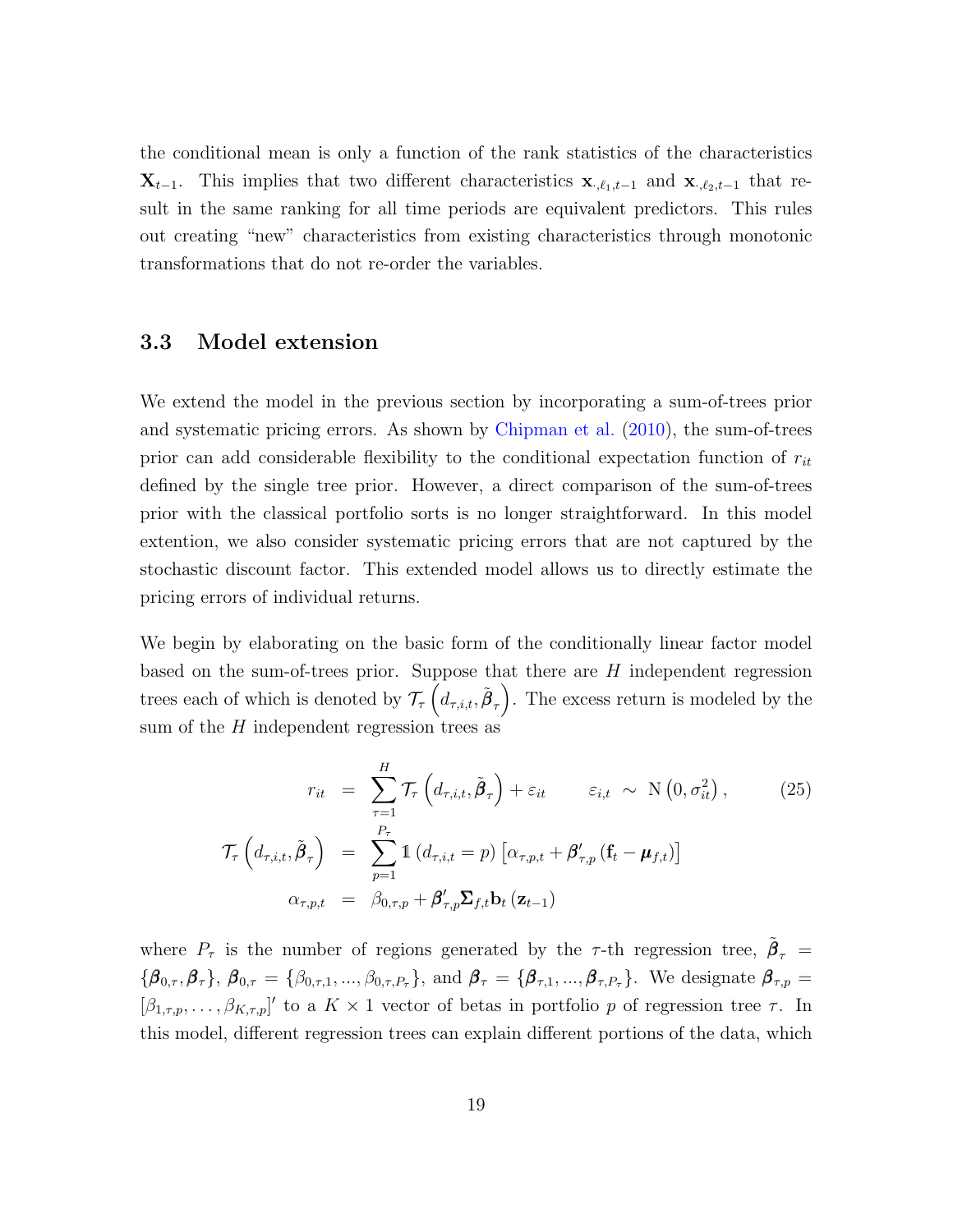the conditional mean is only a function of the rank statistics of the characteristics $\mathbf{X}_{t-1}$. This implies that two different characteristics $\mathbf{x}_{\cdot,\ell_1,t-1}$ and $\mathbf{x}_{\cdot,\ell_2,t-1}$ that result in the same ranking for all time periods are equivalent predictors. This rules out creating "new" characteristics from existing characteristics through monotonic transformations that do not re-order the variables.

## 3.3 Model extension

We extend the model in the previous section by incorporating a sum-of-trees prior and systematic pricing errors. As shown by Chipman et al. (2010), the sum-of-trees prior can add considerable flexibility to the conditional expectation function of $r_{it}$ defined by the single tree prior. However, a direct comparison of the sum-of-trees prior with the classical portfolio sorts is no longer straightforward. In this model extention, we also consider systematic pricing errors that are not captured by the stochastic discount factor. This extended model allows us to directly estimate the pricing errors of individual returns.

We begin by elaborating on the basic form of the conditionally linear factor model based on the sum-of-trees prior. Suppose that there are $H$ independent regression trees each of which is denoted by $\mathcal{T}_\tau\left(d_{\tau,i,t}, \tilde{\boldsymbol{\beta}}_\tau\right)$. The excess return is modeled by the sum of the $H$ independent regression trees as

$$
\begin{aligned}
r_{it} &= \sum_{\tau=1}^{H} \mathcal{T}_\tau\left(d_{\tau,i,t}, \tilde{\boldsymbol{\beta}}_\tau\right) + \varepsilon_{it} \qquad \varepsilon_{i,t} \sim \mathrm{N}\left(0, \sigma_{it}^2\right), \qquad (25) \\
\mathcal{T}_\tau\left(d_{\tau,i,t}, \tilde{\boldsymbol{\beta}}_\tau\right) &= \sum_{p=1}^{P_\tau} \mathbb{1}\left(d_{\tau,i,t} = p\right)\left[\alpha_{\tau,p,t} + \boldsymbol{\beta}_{\tau,p}'\left(\mathbf{f}_t - \boldsymbol{\mu}_{f,t}\right)\right] \\
\alpha_{\tau,p,t} &= \beta_{0,\tau,p} + \boldsymbol{\beta}_{\tau,p}'\boldsymbol{\Sigma}_{f,t}\mathbf{b}_t\left(\mathbf{z}_{t-1}\right)
\end{aligned}
$$

where $P_\tau$ is the number of regions generated by the $\tau$-th regression tree, $\tilde{\boldsymbol{\beta}}_\tau = \{\boldsymbol{\beta}_{0,\tau}, \boldsymbol{\beta}_\tau\}$, $\boldsymbol{\beta}_{0,\tau} = \{\beta_{0,\tau,1}, ..., \beta_{0,\tau,P_\tau}\}$, and $\boldsymbol{\beta}_\tau = \{\boldsymbol{\beta}_{\tau,1}, ..., \boldsymbol{\beta}_{\tau,P_\tau}\}$. We designate $\boldsymbol{\beta}_{\tau,p} = [\beta_{1,\tau,p}, \ldots, \beta_{K,\tau,p}]'$ to a $K \times 1$ vector of betas in portfolio $p$ of regression tree $\tau$. In this model, different regression trees can explain different portions of the data, which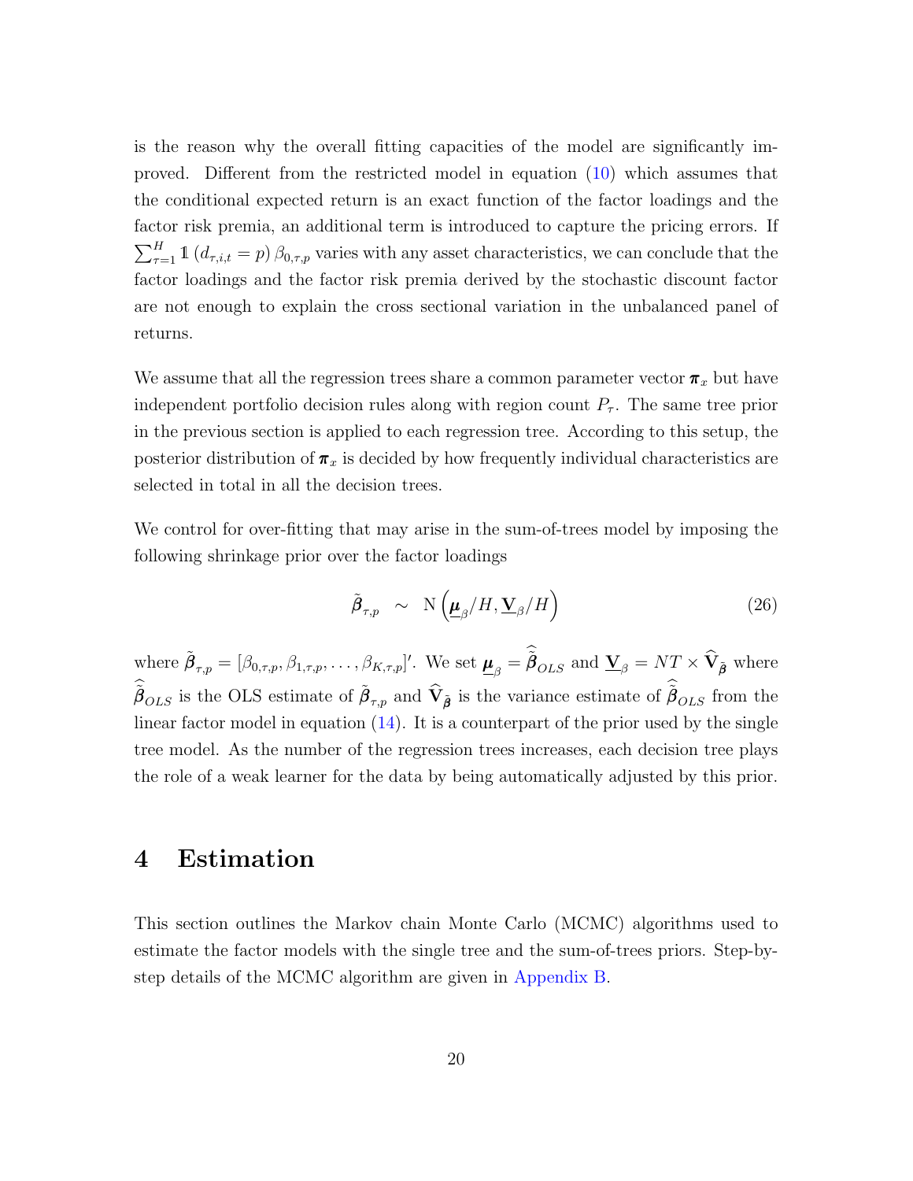is the reason why the overall fitting capacities of the model are significantly improved. Different from the restricted model in equation (10) which assumes that the conditional expected return is an exact function of the factor loadings and the factor risk premia, an additional term is introduced to capture the pricing errors. If $\sum_{\tau=1}^{H} \mathbb{1}\left(d_{\tau,i,t}=p\right) \beta_{0,\tau,p}$ varies with any asset characteristics, we can conclude that the factor loadings and the factor risk premia derived by the stochastic discount factor are not enough to explain the cross sectional variation in the unbalanced panel of returns.

We assume that all the regression trees share a common parameter vector $\boldsymbol{\pi}_x$ but have independent portfolio decision rules along with region count $P_\tau$. The same tree prior in the previous section is applied to each regression tree. According to this setup, the posterior distribution of $\boldsymbol{\pi}_x$ is decided by how frequently individual characteristics are selected in total in all the decision trees.

We control for over-fitting that may arise in the sum-of-trees model by imposing the following shrinkage prior over the factor loadings

$$\tilde{\boldsymbol{\beta}}_{\tau,p} \sim \mathrm{N}\left(\underline{\boldsymbol{\mu}}_{\beta}/H, \underline{\mathbf{V}}_{\beta}/H\right) \tag{26}$$

where $\tilde{\boldsymbol{\beta}}_{\tau,p} = [\beta_{0,\tau,p}, \beta_{1,\tau,p}, \ldots, \beta_{K,\tau,p}]'$. We set $\underline{\boldsymbol{\mu}}_{\beta} = \widehat{\tilde{\boldsymbol{\beta}}}_{OLS}$ and $\underline{\mathbf{V}}_{\beta} = NT \times \widehat{\mathbf{V}}_{\tilde{\boldsymbol{\beta}}}$ where $\widehat{\tilde{\boldsymbol{\beta}}}_{OLS}$ is the OLS estimate of $\tilde{\boldsymbol{\beta}}_{\tau,p}$ and $\widehat{\mathbf{V}}_{\tilde{\boldsymbol{\beta}}}$ is the variance estimate of $\widehat{\tilde{\boldsymbol{\beta}}}_{OLS}$ from the linear factor model in equation (14). It is a counterpart of the prior used by the single tree model. As the number of the regression trees increases, each decision tree plays the role of a weak learner for the data by being automatically adjusted by this prior.

# 4 Estimation

This section outlines the Markov chain Monte Carlo (MCMC) algorithms used to estimate the factor models with the single tree and the sum-of-trees priors. Step-by-step details of the MCMC algorithm are given in Appendix B.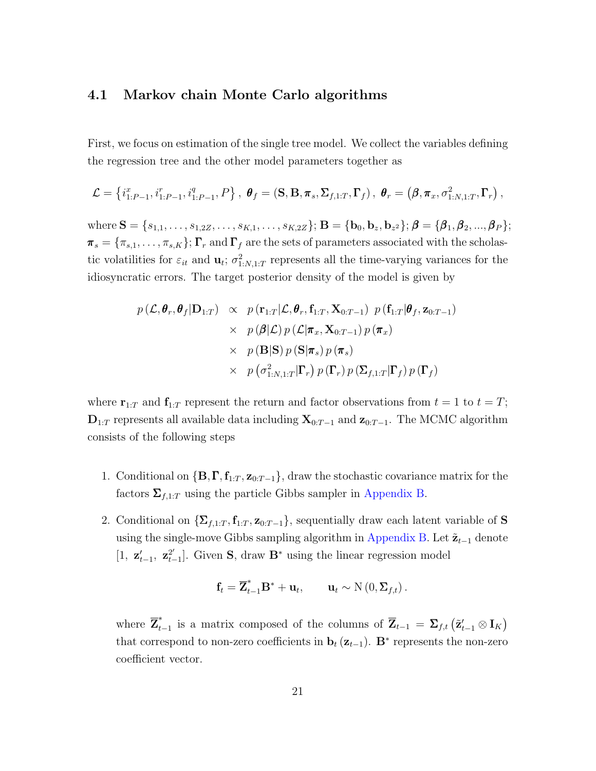### 4.1 Markov chain Monte Carlo algorithms

First, we focus on estimation of the single tree model. We collect the variables defining the regression tree and the other model parameters together as

$$
\mathcal{L} = \left\{ i^x_{1:P-1}, i^r_{1:P-1}, i^q_{1:P-1}, P \right\}, \; \boldsymbol{\theta}_f = \left( \mathbf{S}, \mathbf{B}, \boldsymbol{\pi}_s, \boldsymbol{\Sigma}_{f,1:T}, \boldsymbol{\Gamma}_f \right), \; \boldsymbol{\theta}_r = \left( \boldsymbol{\beta}, \boldsymbol{\pi}_x, \sigma^2_{1:N,1:T}, \boldsymbol{\Gamma}_r \right),
$$

where $\mathbf{S} = \{s_{1,1}, \ldots, s_{1,2Z}, \ldots, s_{K,1}, \ldots, s_{K,2Z}\}$; $\mathbf{B} = \{\mathbf{b}_0, \mathbf{b}_z, \mathbf{b}_{z^2}\}$; $\boldsymbol{\beta} = \{\boldsymbol{\beta}_1, \boldsymbol{\beta}_2, ..., \boldsymbol{\beta}_P\}$; $\boldsymbol{\pi}_s = \{\pi_{s,1}, \ldots, \pi_{s,K}\}$; $\boldsymbol{\Gamma}_r$ and $\boldsymbol{\Gamma}_f$ are the sets of parameters associated with the scholastic volatilities for $\varepsilon_{it}$ and $\mathbf{u}_t$; $\sigma^2_{1:N,1:T}$ represents all the time-varying variances for the idiosyncratic errors. The target posterior density of the model is given by

$$
\begin{aligned}
p\left(\mathcal{L}, \boldsymbol{\theta}_r, \boldsymbol{\theta}_f | \mathbf{D}_{1:T}\right) \;\propto\;& p\left(\mathbf{r}_{1:T} | \mathcal{L}, \boldsymbol{\theta}_r, \mathbf{f}_{1:T}, \mathbf{X}_{0:T-1}\right) \; p\left(\mathbf{f}_{1:T} | \boldsymbol{\theta}_f, \mathbf{z}_{0:T-1}\right) \\
\times\;& p\left(\boldsymbol{\beta} | \mathcal{L}\right) p\left(\mathcal{L} | \boldsymbol{\pi}_x, \mathbf{X}_{0:T-1}\right) p\left(\boldsymbol{\pi}_x\right) \\
\times\;& p\left(\mathbf{B} | \mathbf{S}\right) p\left(\mathbf{S} | \boldsymbol{\pi}_s\right) p\left(\boldsymbol{\pi}_s\right) \\
\times\;& p\left(\sigma^2_{1:N,1:T} | \boldsymbol{\Gamma}_r\right) p\left(\boldsymbol{\Gamma}_r\right) p\left(\boldsymbol{\Sigma}_{f,1:T} | \boldsymbol{\Gamma}_f\right) p\left(\boldsymbol{\Gamma}_f\right)
\end{aligned}
$$

where $\mathbf{r}_{1:T}$ and $\mathbf{f}_{1:T}$ represent the return and factor observations from $t = 1$ to $t = T$; $\mathbf{D}_{1:T}$ represents all available data including $\mathbf{X}_{0:T-1}$ and $\mathbf{z}_{0:T-1}$. The MCMC algorithm consists of the following steps

1. Conditional on $\{\mathbf{B}, \boldsymbol{\Gamma}, \mathbf{f}_{1:T}, \mathbf{z}_{0:T-1}\}$, draw the stochastic covariance matrix for the factors $\boldsymbol{\Sigma}_{f,1:T}$ using the particle Gibbs sampler in Appendix B.

2. Conditional on $\{\boldsymbol{\Sigma}_{f,1:T}, \mathbf{f}_{1:T}, \mathbf{z}_{0:T-1}\}$, sequentially draw each latent variable of $\mathbf{S}$ using the single-move Gibbs sampling algorithm in Appendix B. Let $\tilde{\mathbf{z}}_{t-1}$ denote $[1, \; \mathbf{z}'_{t-1}, \; \mathbf{z}^{2'}_{t-1}]$. Given $\mathbf{S}$, draw $\mathbf{B}^*$ using the linear regression model

$$
\mathbf{f}_t = \overline{\mathbf{Z}}^*_{t-1} \mathbf{B}^* + \mathbf{u}_t, \qquad \mathbf{u}_t \sim \mathrm{N}\left(0, \boldsymbol{\Sigma}_{f,t}\right).
$$

   where $\overline{\mathbf{Z}}^*_{t-1}$ is a matrix composed of the columns of $\overline{\mathbf{Z}}_{t-1} = \boldsymbol{\Sigma}_{f,t}\left(\tilde{\mathbf{z}}'_{t-1} \otimes \mathbf{I}_K\right)$ that correspond to non-zero coefficients in $\mathbf{b}_t\left(\mathbf{z}_{t-1}\right)$. $\mathbf{B}^*$ represents the non-zero coefficient vector.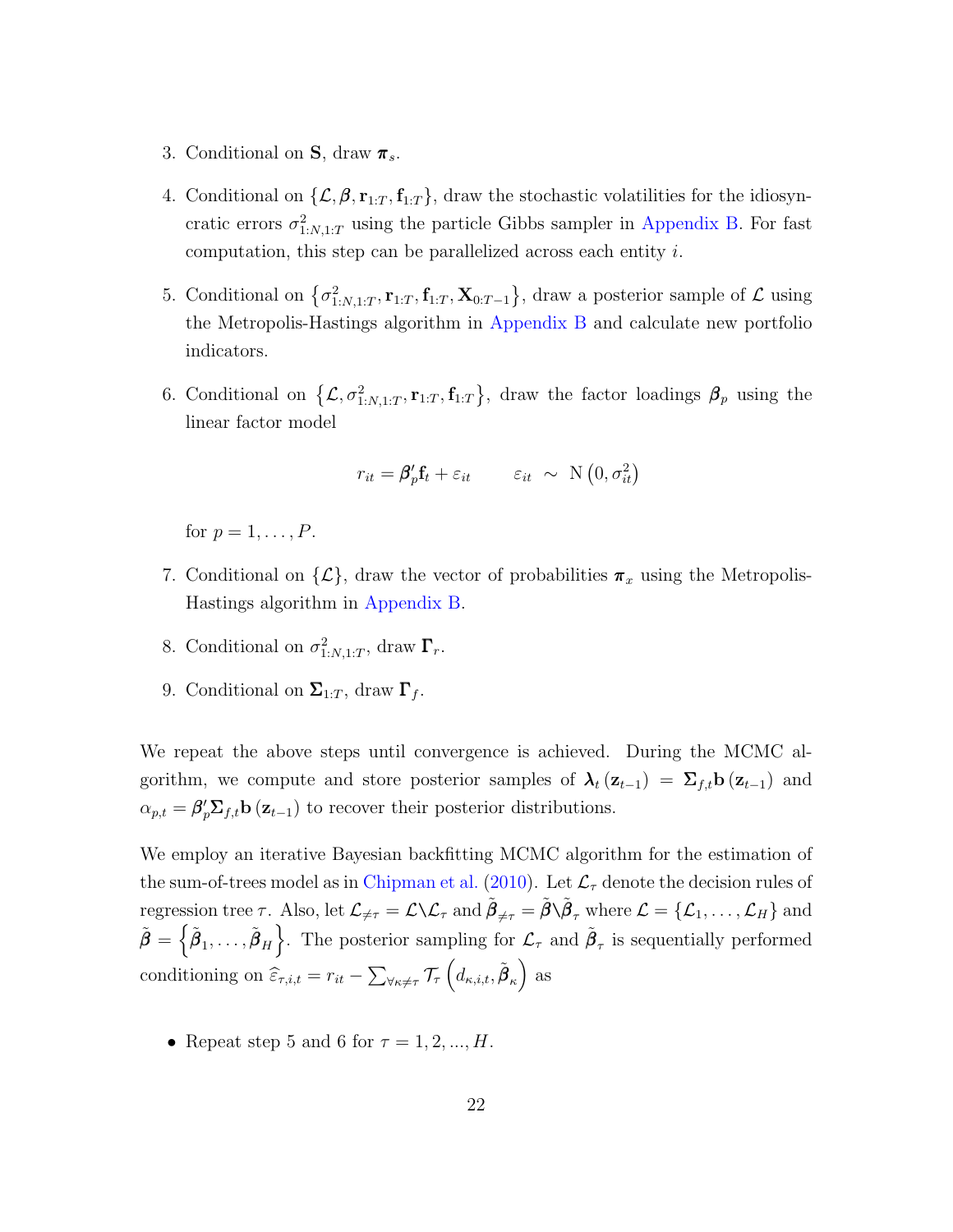3. Conditional on $\mathbf{S}$, draw $\boldsymbol{\pi}_s$.

4. Conditional on $\{\mathcal{L}, \boldsymbol{\beta}, \mathbf{r}_{1:T}, \mathbf{f}_{1:T}\}$, draw the stochastic volatilities for the idiosyncratic errors $\sigma^2_{1:N,1:T}$ using the particle Gibbs sampler in Appendix B. For fast computation, this step can be parallelized across each entity $i$.

5. Conditional on $\left\{\sigma^2_{1:N,1:T}, \mathbf{r}_{1:T}, \mathbf{f}_{1:T}, \mathbf{X}_{0:T-1}\right\}$, draw a posterior sample of $\mathcal{L}$ using the Metropolis-Hastings algorithm in Appendix B and calculate new portfolio indicators.

6. Conditional on $\left\{\mathcal{L}, \sigma^2_{1:N,1:T}, \mathbf{r}_{1:T}, \mathbf{f}_{1:T}\right\}$, draw the factor loadings $\boldsymbol{\beta}_p$ using the linear factor model

$$r_{it} = \boldsymbol{\beta}_p' \mathbf{f}_t + \varepsilon_{it} \qquad \varepsilon_{it} \sim \mathrm{N}\left(0, \sigma^2_{it}\right)$$

   for $p = 1, \ldots, P$.

7. Conditional on $\{\mathcal{L}\}$, draw the vector of probabilities $\boldsymbol{\pi}_x$ using the Metropolis-Hastings algorithm in Appendix B.

8. Conditional on $\sigma^2_{1:N,1:T}$, draw $\boldsymbol{\Gamma}_r$.

9. Conditional on $\boldsymbol{\Sigma}_{1:T}$, draw $\boldsymbol{\Gamma}_f$.

We repeat the above steps until convergence is achieved. During the MCMC algorithm, we compute and store posterior samples of $\boldsymbol{\lambda}_t(\mathbf{z}_{t-1}) = \boldsymbol{\Sigma}_{f,t}\mathbf{b}(\mathbf{z}_{t-1})$ and $\alpha_{p,t} = \boldsymbol{\beta}_p' \boldsymbol{\Sigma}_{f,t}\mathbf{b}(\mathbf{z}_{t-1})$ to recover their posterior distributions.

We employ an iterative Bayesian backfitting MCMC algorithm for the estimation of the sum-of-trees model as in Chipman et al. (2010). Let $\mathcal{L}_\tau$ denote the decision rules of regression tree $\tau$. Also, let $\mathcal{L}_{\neq\tau} = \mathcal{L} \backslash \mathcal{L}_\tau$ and $\tilde{\boldsymbol{\beta}}_{\neq\tau} = \tilde{\boldsymbol{\beta}} \backslash \tilde{\boldsymbol{\beta}}_\tau$ where $\mathcal{L} = \{\mathcal{L}_1, \ldots, \mathcal{L}_H\}$ and $\tilde{\boldsymbol{\beta}} = \left\{\tilde{\boldsymbol{\beta}}_1, \ldots, \tilde{\boldsymbol{\beta}}_H\right\}$. The posterior sampling for $\mathcal{L}_\tau$ and $\tilde{\boldsymbol{\beta}}_\tau$ is sequentially performed conditioning on $\widehat{\varepsilon}_{\tau,i,t} = r_{it} - \sum_{\forall\kappa\neq\tau} \mathcal{T}_\tau\left(d_{\kappa,i,t}, \tilde{\boldsymbol{\beta}}_\kappa\right)$ as

- Repeat step 5 and 6 for $\tau = 1, 2, ..., H$.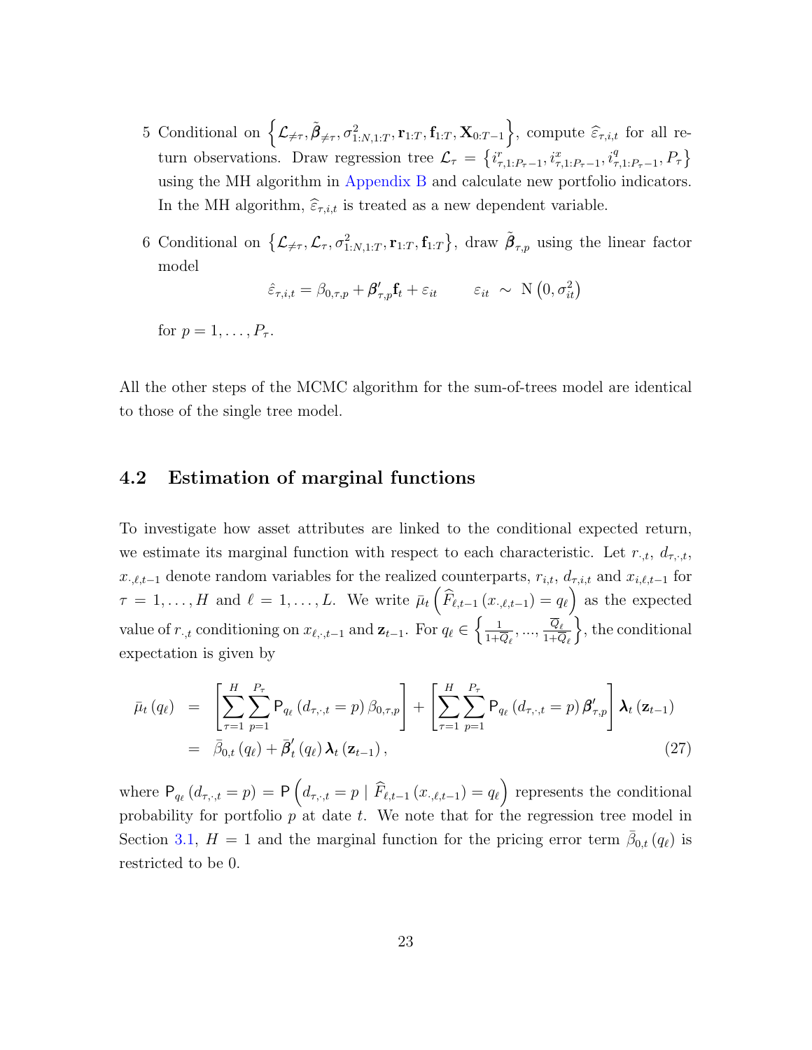5. Conditional on $\left\{\mathcal{L}_{\neq\tau}, \tilde{\boldsymbol{\beta}}_{\neq\tau}, \sigma^2_{1:N,1:T}, \mathbf{r}_{1:T}, \mathbf{f}_{1:T}, \mathbf{X}_{0:T-1}\right\}$, compute $\widehat{\varepsilon}_{\tau,i,t}$ for all return observations. Draw regression tree $\mathcal{L}_\tau = \left\{i^r_{\tau,1:P_\tau-1}, i^x_{\tau,1:P_\tau-1}, i^q_{\tau,1:P_\tau-1}, P_\tau\right\}$ using the MH algorithm in Appendix B and calculate new portfolio indicators. In the MH algorithm, $\widehat{\varepsilon}_{\tau,i,t}$ is treated as a new dependent variable.

6. Conditional on $\left\{\mathcal{L}_{\neq\tau}, \mathcal{L}_\tau, \sigma^2_{1:N,1:T}, \mathbf{r}_{1:T}, \mathbf{f}_{1:T}\right\}$, draw $\tilde{\boldsymbol{\beta}}_{\tau,p}$ using the linear factor model

$$\hat{\varepsilon}_{\tau,i,t} = \beta_{0,\tau,p} + \boldsymbol{\beta}'_{\tau,p}\mathbf{f}_t + \varepsilon_{it} \qquad \varepsilon_{it} \sim \mathrm{N}\left(0, \sigma^2_{it}\right)$$

for $p = 1, \ldots, P_\tau$.

All the other steps of the MCMC algorithm for the sum-of-trees model are identical to those of the single tree model.

## 4.2 Estimation of marginal functions

To investigate how asset attributes are linked to the conditional expected return, we estimate its marginal function with respect to each characteristic. Let $r_{\cdot,t}$, $d_{\tau,\cdot,t}$, $x_{\cdot,\ell,t-1}$ denote random variables for the realized counterparts, $r_{i,t}$, $d_{\tau,i,t}$ and $x_{i,\ell,t-1}$ for $\tau = 1, \ldots, H$ and $\ell = 1, \ldots, L$. We write $\bar{\mu}_t\left(\widehat{F}_{\ell,t-1}\left(x_{\cdot,\ell,t-1}\right) = q_\ell\right)$ as the expected value of $r_{\cdot,t}$ conditioning on $x_{\ell,\cdot,t-1}$ and $\mathbf{z}_{t-1}$. For $q_\ell \in \left\{\frac{1}{1+\overline{Q}_\ell}, \ldots, \frac{\overline{Q}_\ell}{1+\overline{Q}_\ell}\right\}$, the conditional expectation is given by

$$\begin{aligned}
\bar{\mu}_t\left(q_\ell\right) &= \left[\sum_{\tau=1}^{H}\sum_{p=1}^{P_\tau} \mathsf{P}_{q_\ell}\left(d_{\tau,\cdot,t} = p\right)\beta_{0,\tau,p}\right] + \left[\sum_{\tau=1}^{H}\sum_{p=1}^{P_\tau} \mathsf{P}_{q_\ell}\left(d_{\tau,\cdot,t} = p\right)\boldsymbol{\beta}'_{\tau,p}\right]\boldsymbol{\lambda}_t\left(\mathbf{z}_{t-1}\right) \\
&= \bar{\beta}_{0,t}\left(q_\ell\right) + \bar{\boldsymbol{\beta}}'_t\left(q_\ell\right)\boldsymbol{\lambda}_t\left(\mathbf{z}_{t-1}\right),
\end{aligned} \tag{27}$$

where $\mathsf{P}_{q_\ell}\left(d_{\tau,\cdot,t} = p\right) = \mathsf{P}\left(d_{\tau,\cdot,t} = p \mid \widehat{F}_{\ell,t-1}\left(x_{\cdot,\ell,t-1}\right) = q_\ell\right)$ represents the conditional probability for portfolio $p$ at date $t$. We note that for the regression tree model in Section 3.1, $H = 1$ and the marginal function for the pricing error term $\bar{\beta}_{0,t}\left(q_\ell\right)$ is restricted to be 0.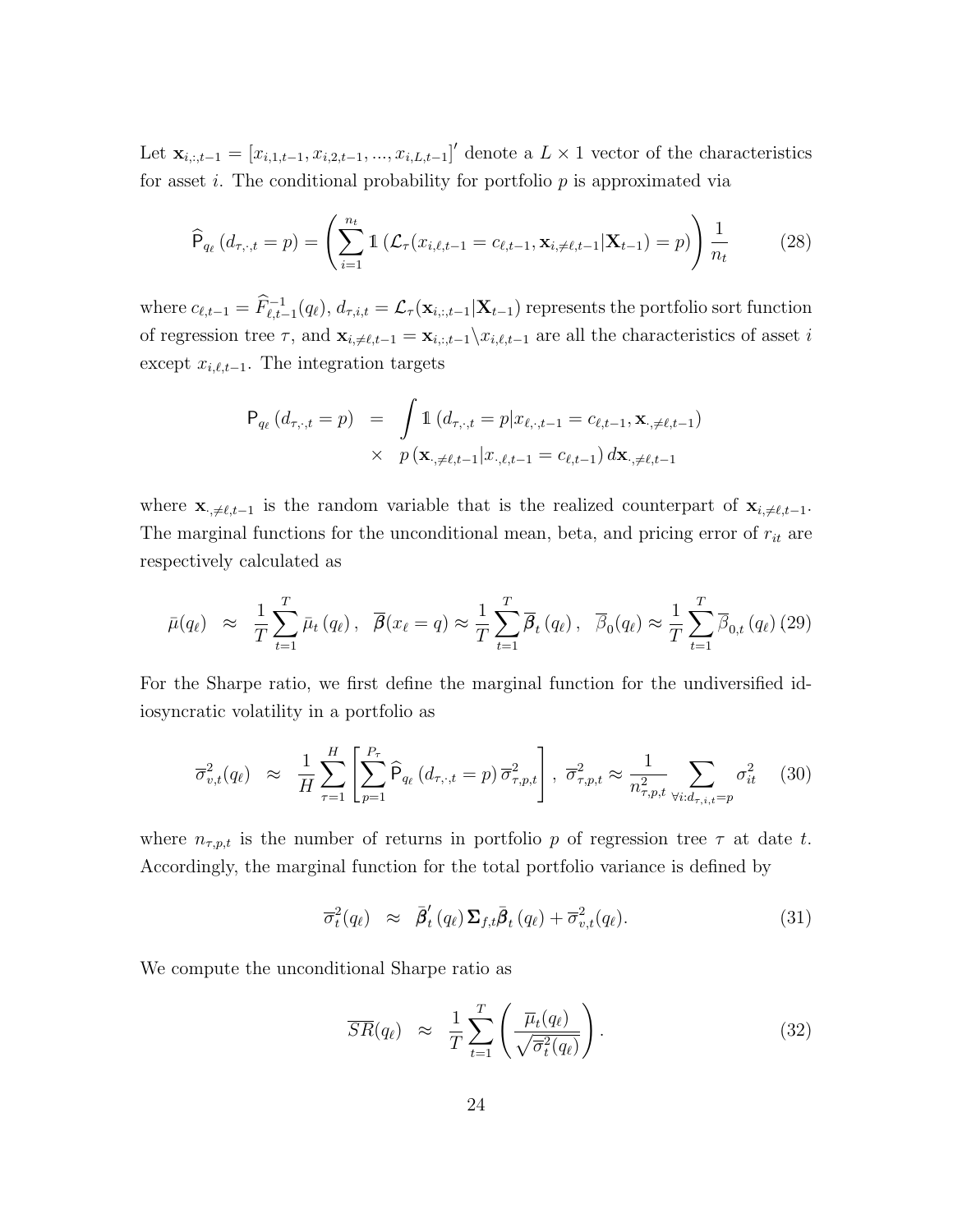Let $\mathbf{x}_{i,:,t-1} = [x_{i,1,t-1}, x_{i,2,t-1}, ..., x_{i,L,t-1}]'$ denote a $L \times 1$ vector of the characteristics for asset $i$. The conditional probability for portfolio $p$ is approximated via

$$\widehat{\mathsf{P}}_{q_\ell}\left(d_{\tau,\cdot,t} = p\right) = \left(\sum_{i=1}^{n_t} \mathbb{1}\left(\mathcal{L}_\tau(x_{i,\ell,t-1} = c_{\ell,t-1}, \mathbf{x}_{i,\neq\ell,t-1}|\mathbf{X}_{t-1}) = p\right)\right)\frac{1}{n_t} \tag{28}$$

where $c_{\ell,t-1} = \widehat{F}_{\ell,t-1}^{-1}(q_\ell)$, $d_{\tau,i,t} = \mathcal{L}_\tau(\mathbf{x}_{i,:,t-1}|\mathbf{X}_{t-1})$ represents the portfolio sort function of regression tree $\tau$, and $\mathbf{x}_{i,\neq\ell,t-1} = \mathbf{x}_{i,:,t-1} \backslash x_{i,\ell,t-1}$ are all the characteristics of asset $i$ except $x_{i,\ell,t-1}$. The integration targets

$$\begin{aligned}\mathsf{P}_{q_\ell}\left(d_{\tau,\cdot,t} = p\right) &= \int \mathbb{1}\left(d_{\tau,\cdot,t} = p | x_{\ell,\cdot,t-1} = c_{\ell,t-1}, \mathbf{x}_{\cdot,\neq\ell,t-1}\right) \\ &\times \ p\left(\mathbf{x}_{\cdot,\neq\ell,t-1} | x_{\cdot,\ell,t-1} = c_{\ell,t-1}\right) d\mathbf{x}_{\cdot,\neq\ell,t-1}\end{aligned}$$

where $\mathbf{x}_{\cdot,\neq\ell,t-1}$ is the random variable that is the realized counterpart of $\mathbf{x}_{i,\neq\ell,t-1}$. The marginal functions for the unconditional mean, beta, and pricing error of $r_{it}$ are respectively calculated as

$$\bar{\mu}(q_\ell) \approx \frac{1}{T}\sum_{t=1}^{T} \bar{\mu}_t\left(q_\ell\right), \ \ \overline{\boldsymbol{\beta}}(x_\ell = q) \approx \frac{1}{T}\sum_{t=1}^{T} \overline{\boldsymbol{\beta}}_t\left(q_\ell\right), \ \ \overline{\beta}_0(q_\ell) \approx \frac{1}{T}\sum_{t=1}^{T} \overline{\beta}_{0,t}\left(q_\ell\right) \tag{29}$$

For the Sharpe ratio, we first define the marginal function for the undiversified idiosyncratic volatility in a portfolio as

$$\overline{\sigma}_{v,t}^2(q_\ell) \approx \frac{1}{H}\sum_{\tau=1}^{H}\left[\sum_{p=1}^{P_\tau} \widehat{\mathsf{P}}_{q_\ell}\left(d_{\tau,\cdot,t} = p\right)\overline{\sigma}_{\tau,p,t}^2\right], \ \overline{\sigma}_{\tau,p,t}^2 \approx \frac{1}{n_{\tau,p,t}^2}\sum_{\forall i: d_{\tau,i,t} = p} \sigma_{it}^2 \tag{30}$$

where $n_{\tau,p,t}$ is the number of returns in portfolio $p$ of regression tree $\tau$ at date $t$. Accordingly, the marginal function for the total portfolio variance is defined by

$$\overline{\sigma}_t^2(q_\ell) \approx \bar{\boldsymbol{\beta}}_t'\left(q_\ell\right)\boldsymbol{\Sigma}_{f,t}\bar{\boldsymbol{\beta}}_t\left(q_\ell\right) + \overline{\sigma}_{v,t}^2(q_\ell). \tag{31}$$

We compute the unconditional Sharpe ratio as

$$\overline{SR}(q_\ell) \approx \frac{1}{T}\sum_{t=1}^{T}\left(\frac{\overline{\mu}_t(q_\ell)}{\sqrt{\overline{\sigma}_t^2(q_\ell)}}\right). \tag{32}$$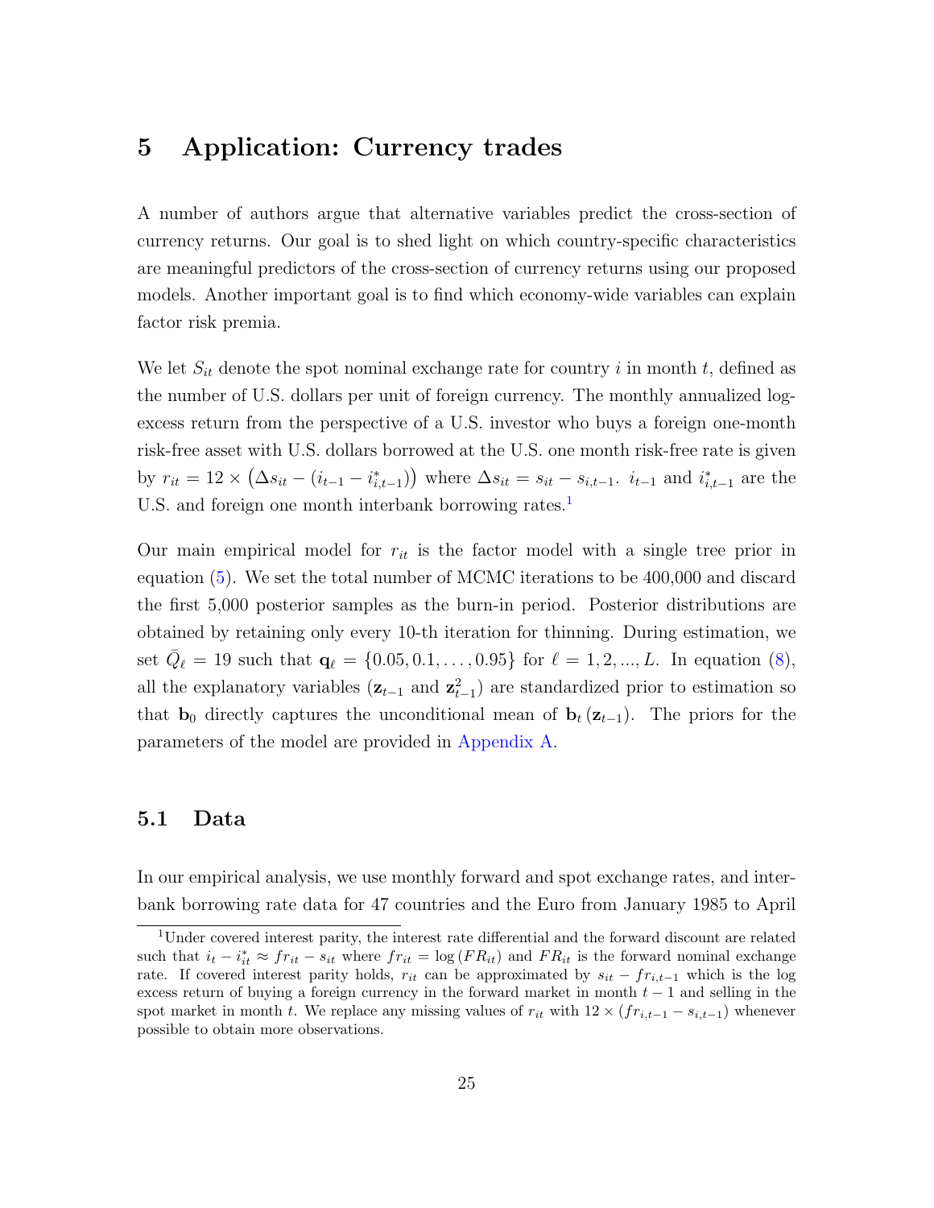# 5 Application: Currency trades

A number of authors argue that alternative variables predict the cross-section of currency returns. Our goal is to shed light on which country-specific characteristics are meaningful predictors of the cross-section of currency returns using our proposed models. Another important goal is to find which economy-wide variables can explain factor risk premia.

We let $S_{it}$ denote the spot nominal exchange rate for country $i$ in month $t$, defined as the number of U.S. dollars per unit of foreign currency. The monthly annualized log-excess return from the perspective of a U.S. investor who buys a foreign one-month risk-free asset with U.S. dollars borrowed at the U.S. one month risk-free rate is given by $r_{it} = 12 \times \left(\Delta s_{it} - (i_{t-1} - i^*_{i,t-1})\right)$ where $\Delta s_{it} = s_{it} - s_{i,t-1}$. $i_{t-1}$ and $i^*_{i,t-1}$ are the U.S. and foreign one month interbank borrowing rates.[1]

Our main empirical model for $r_{it}$ is the factor model with a single tree prior in equation (5). We set the total number of MCMC iterations to be 400,000 and discard the first 5,000 posterior samples as the burn-in period. Posterior distributions are obtained by retaining only every 10-th iteration for thinning. During estimation, we set $\bar{Q}_\ell = 19$ such that $\mathbf{q}_\ell = \{0.05, 0.1, \ldots, 0.95\}$ for $\ell = 1, 2, ..., L$. In equation (8), all the explanatory variables ($\mathbf{z}_{t-1}$ and $\mathbf{z}^2_{t-1}$) are standardized prior to estimation so that $\mathbf{b}_0$ directly captures the unconditional mean of $\mathbf{b}_t(\mathbf{z}_{t-1})$. The priors for the parameters of the model are provided in Appendix A.

## 5.1 Data

In our empirical analysis, we use monthly forward and spot exchange rates, and interbank borrowing rate data for 47 countries and the Euro from January 1985 to April

[1] Under covered interest parity, the interest rate differential and the forward discount are related such that $i_t - i^*_{it} \approx fr_{it} - s_{it}$ where $fr_{it} = \log(FR_{it})$ and $FR_{it}$ is the forward nominal exchange rate. If covered interest parity holds, $r_{it}$ can be approximated by $s_{it} - fr_{i,t-1}$ which is the log excess return of buying a foreign currency in the forward market in month $t-1$ and selling in the spot market in month $t$. We replace any missing values of $r_{it}$ with $12 \times (fr_{i,t-1} - s_{i,t-1})$ whenever possible to obtain more observations.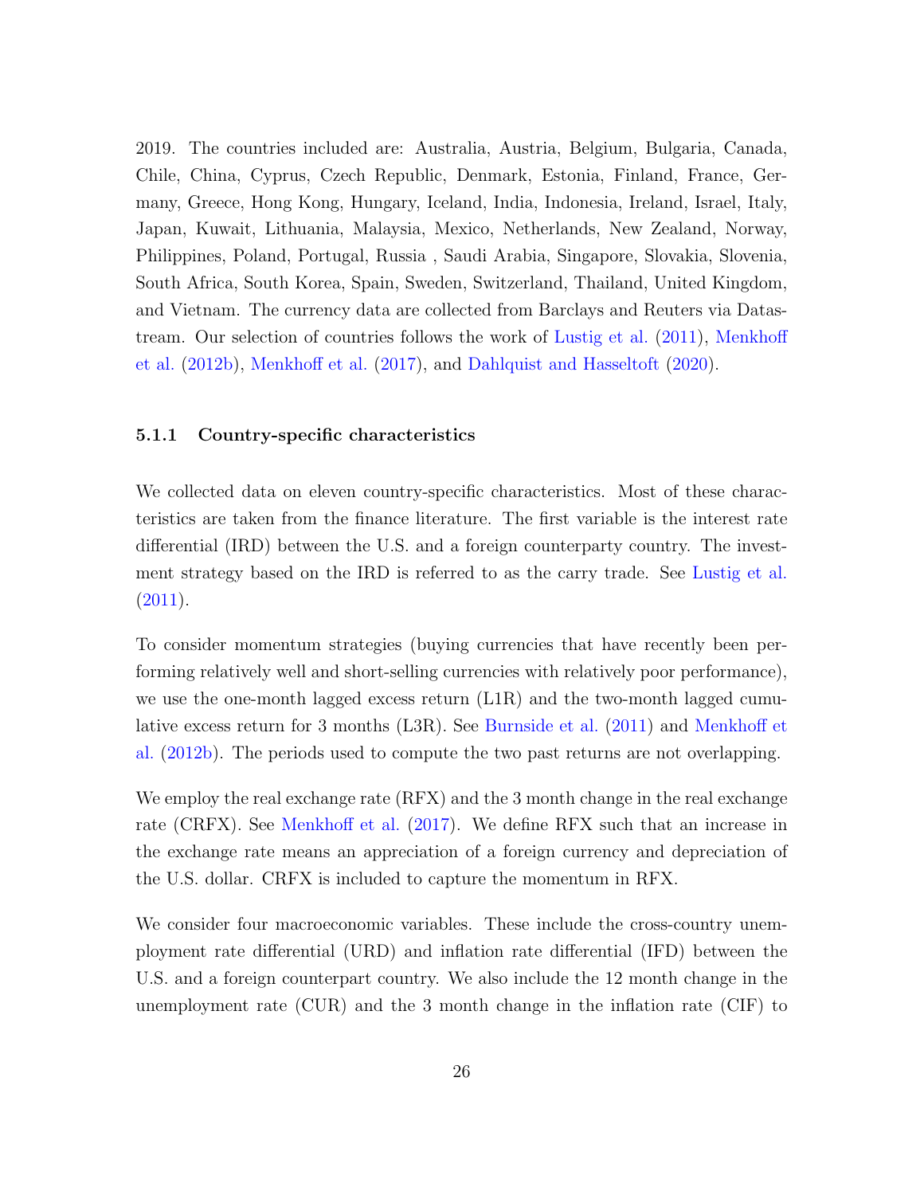2019. The countries included are: Australia, Austria, Belgium, Bulgaria, Canada, Chile, China, Cyprus, Czech Republic, Denmark, Estonia, Finland, France, Germany, Greece, Hong Kong, Hungary, Iceland, India, Indonesia, Ireland, Israel, Italy, Japan, Kuwait, Lithuania, Malaysia, Mexico, Netherlands, New Zealand, Norway, Philippines, Poland, Portugal, Russia , Saudi Arabia, Singapore, Slovakia, Slovenia, South Africa, South Korea, Spain, Sweden, Switzerland, Thailand, United Kingdom, and Vietnam. The currency data are collected from Barclays and Reuters via Datastream. Our selection of countries follows the work of Lustig et al. (2011), Menkhoff et al. (2012b), Menkhoff et al. (2017), and Dahlquist and Hasseltoft (2020).

### 5.1.1 Country-specific characteristics

We collected data on eleven country-specific characteristics. Most of these characteristics are taken from the finance literature. The first variable is the interest rate differential (IRD) between the U.S. and a foreign counterparty country. The investment strategy based on the IRD is referred to as the carry trade. See Lustig et al. (2011).

To consider momentum strategies (buying currencies that have recently been performing relatively well and short-selling currencies with relatively poor performance), we use the one-month lagged excess return (L1R) and the two-month lagged cumulative excess return for 3 months (L3R). See Burnside et al. (2011) and Menkhoff et al. (2012b). The periods used to compute the two past returns are not overlapping.

We employ the real exchange rate (RFX) and the 3 month change in the real exchange rate (CRFX). See Menkhoff et al. (2017). We define RFX such that an increase in the exchange rate means an appreciation of a foreign currency and depreciation of the U.S. dollar. CRFX is included to capture the momentum in RFX.

We consider four macroeconomic variables. These include the cross-country unemployment rate differential (URD) and inflation rate differential (IFD) between the U.S. and a foreign counterpart country. We also include the 12 month change in the unemployment rate (CUR) and the 3 month change in the inflation rate (CIF) to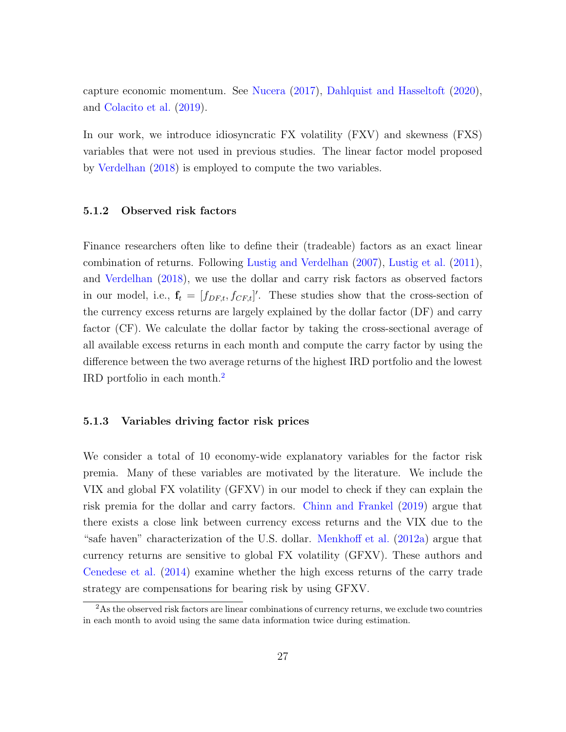capture economic momentum. See Nucera (2017), Dahlquist and Hasseltoft (2020), and Colacito et al. (2019).

In our work, we introduce idiosyncratic FX volatility (FXV) and skewness (FXS) variables that were not used in previous studies. The linear factor model proposed by Verdelhan (2018) is employed to compute the two variables.

### 5.1.2 Observed risk factors

Finance researchers often like to define their (tradeable) factors as an exact linear combination of returns. Following Lustig and Verdelhan (2007), Lustig et al. (2011), and Verdelhan (2018), we use the dollar and carry risk factors as observed factors in our model, i.e., $\mathbf{f}_t = [f_{DF,t}, f_{CF,t}]'$. These studies show that the cross-section of the currency excess returns are largely explained by the dollar factor (DF) and carry factor (CF). We calculate the dollar factor by taking the cross-sectional average of all available excess returns in each month and compute the carry factor by using the difference between the two average returns of the highest IRD portfolio and the lowest IRD portfolio in each month.[2]

### 5.1.3 Variables driving factor risk prices

We consider a total of 10 economy-wide explanatory variables for the factor risk premia. Many of these variables are motivated by the literature. We include the VIX and global FX volatility (GFXV) in our model to check if they can explain the risk premia for the dollar and carry factors. Chinn and Frankel (2019) argue that there exists a close link between currency excess returns and the VIX due to the "safe haven" characterization of the U.S. dollar. Menkhoff et al. (2012a) argue that currency returns are sensitive to global FX volatility (GFXV). These authors and Cenedese et al. (2014) examine whether the high excess returns of the carry trade strategy are compensations for bearing risk by using GFXV.

[2] As the observed risk factors are linear combinations of currency returns, we exclude two countries in each month to avoid using the same data information twice during estimation.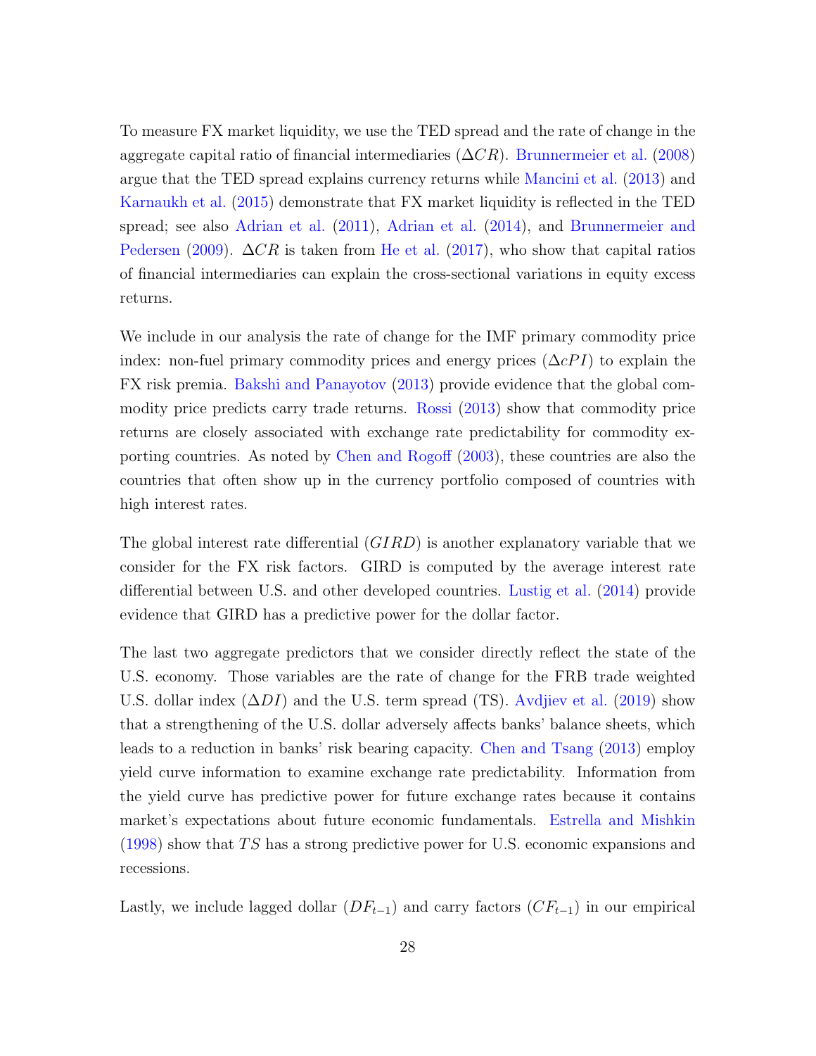To measure FX market liquidity, we use the TED spread and the rate of change in the aggregate capital ratio of financial intermediaries ($\Delta CR$). Brunnermeier et al. (2008) argue that the TED spread explains currency returns while Mancini et al. (2013) and Karnaukh et al. (2015) demonstrate that FX market liquidity is reflected in the TED spread; see also Adrian et al. (2011), Adrian et al. (2014), and Brunnermeier and Pedersen (2009). $\Delta CR$ is taken from He et al. (2017), who show that capital ratios of financial intermediaries can explain the cross-sectional variations in equity excess returns.

We include in our analysis the rate of change for the IMF primary commodity price index: non-fuel primary commodity prices and energy prices ($\Delta cPI$) to explain the FX risk premia. Bakshi and Panayotov (2013) provide evidence that the global commodity price predicts carry trade returns. Rossi (2013) show that commodity price returns are closely associated with exchange rate predictability for commodity exporting countries. As noted by Chen and Rogoff (2003), these countries are also the countries that often show up in the currency portfolio composed of countries with high interest rates.

The global interest rate differential ($GIRD$) is another explanatory variable that we consider for the FX risk factors. GIRD is computed by the average interest rate differential between U.S. and other developed countries. Lustig et al. (2014) provide evidence that GIRD has a predictive power for the dollar factor.

The last two aggregate predictors that we consider directly reflect the state of the U.S. economy. Those variables are the rate of change for the FRB trade weighted U.S. dollar index ($\Delta DI$) and the U.S. term spread (TS). Avdjiev et al. (2019) show that a strengthening of the U.S. dollar adversely affects banks' balance sheets, which leads to a reduction in banks' risk bearing capacity. Chen and Tsang (2013) employ yield curve information to examine exchange rate predictability. Information from the yield curve has predictive power for future exchange rates because it contains market's expectations about future economic fundamentals. Estrella and Mishkin (1998) show that $TS$ has a strong predictive power for U.S. economic expansions and recessions.

Lastly, we include lagged dollar ($DF_{t-1}$) and carry factors ($CF_{t-1}$) in our empirical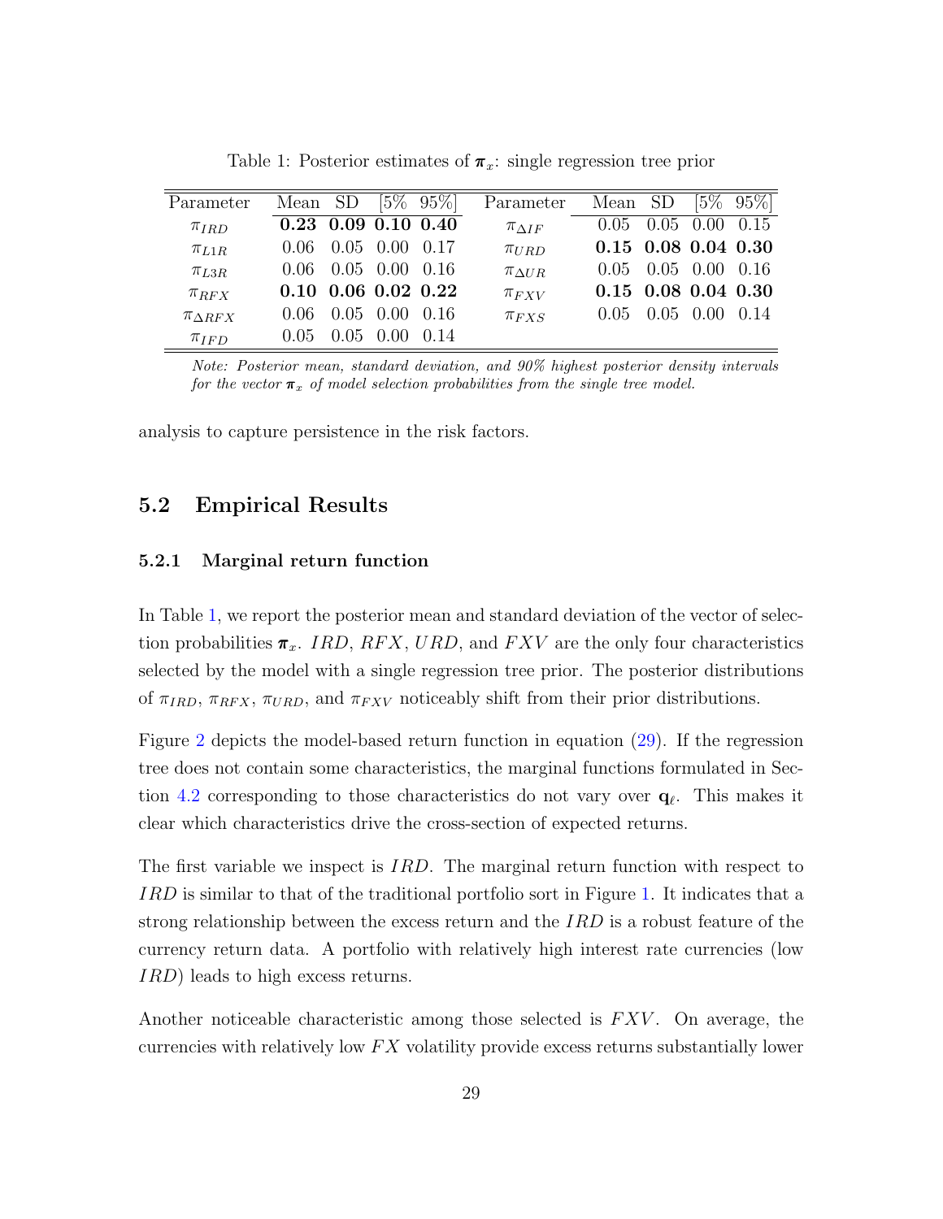Table 1: Posterior estimates of $\boldsymbol{\pi}_x$: single regression tree prior

| Parameter | Mean | SD | [5% | 95%] | Parameter | Mean | SD | [5% | 95%] |
|---|---|---|---|---|---|---|---|---|---|
| $\pi_{IRD}$ | **0.23** | **0.09** | **0.10** | **0.40** | $\pi_{\Delta IF}$ | 0.05 | 0.05 | 0.00 | 0.15 |
| $\pi_{L1R}$ | 0.06 | 0.05 | 0.00 | 0.17 | $\pi_{URD}$ | **0.15** | **0.08** | **0.04** | **0.30** |
| $\pi_{L3R}$ | 0.06 | 0.05 | 0.00 | 0.16 | $\pi_{\Delta UR}$ | 0.05 | 0.05 | 0.00 | 0.16 |
| $\pi_{RFX}$ | **0.10** | **0.06** | **0.02** | **0.22** | $\pi_{FXV}$ | **0.15** | **0.08** | **0.04** | **0.30** |
| $\pi_{\Delta RFX}$ | 0.06 | 0.05 | 0.00 | 0.16 | $\pi_{FXS}$ | 0.05 | 0.05 | 0.00 | 0.14 |
| $\pi_{IFD}$ | 0.05 | 0.05 | 0.00 | 0.14 | | | | | |

*Note: Posterior mean, standard deviation, and 90% highest posterior density intervals for the vector $\boldsymbol{\pi}_x$ of model selection probabilities from the single tree model.*

analysis to capture persistence in the risk factors.

## 5.2 Empirical Results

### 5.2.1 Marginal return function

In Table 1, we report the posterior mean and standard deviation of the vector of selection probabilities $\boldsymbol{\pi}_x$. $IRD$, $RFX$, $URD$, and $FXV$ are the only four characteristics selected by the model with a single regression tree prior. The posterior distributions of $\pi_{IRD}$, $\pi_{RFX}$, $\pi_{URD}$, and $\pi_{FXV}$ noticeably shift from their prior distributions.

Figure 2 depicts the model-based return function in equation (29). If the regression tree does not contain some characteristics, the marginal functions formulated in Section 4.2 corresponding to those characteristics do not vary over $\mathbf{q}_\ell$. This makes it clear which characteristics drive the cross-section of expected returns.

The first variable we inspect is $IRD$. The marginal return function with respect to $IRD$ is similar to that of the traditional portfolio sort in Figure 1. It indicates that a strong relationship between the excess return and the $IRD$ is a robust feature of the currency return data. A portfolio with relatively high interest rate currencies (low $IRD$) leads to high excess returns.

Another noticeable characteristic among those selected is $FXV$. On average, the currencies with relatively low $FX$ volatility provide excess returns substantially lower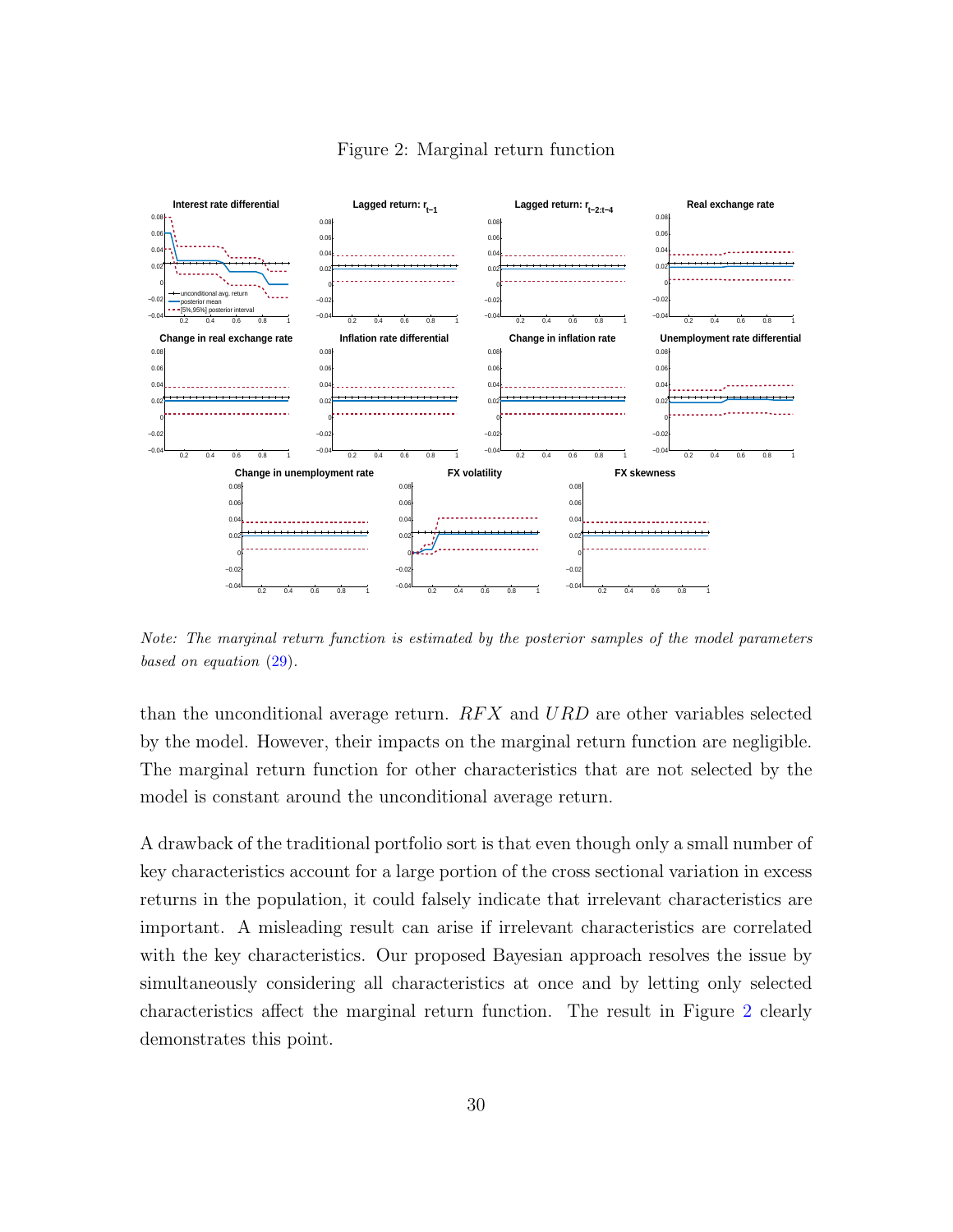Figure 2: Marginal return function

*Note: The marginal return function is estimated by the posterior samples of the model parameters based on equation (29).*

than the unconditional average return. $RFX$ and $URD$ are other variables selected by the model. However, their impacts on the marginal return function are negligible. The marginal return function for other characteristics that are not selected by the model is constant around the unconditional average return.

A drawback of the traditional portfolio sort is that even though only a small number of key characteristics account for a large portion of the cross sectional variation in excess returns in the population, it could falsely indicate that irrelevant characteristics are important. A misleading result can arise if irrelevant characteristics are correlated with the key characteristics. Our proposed Bayesian approach resolves the issue by simultaneously considering all characteristics at once and by letting only selected characteristics affect the marginal return function. The result in Figure 2 clearly demonstrates this point.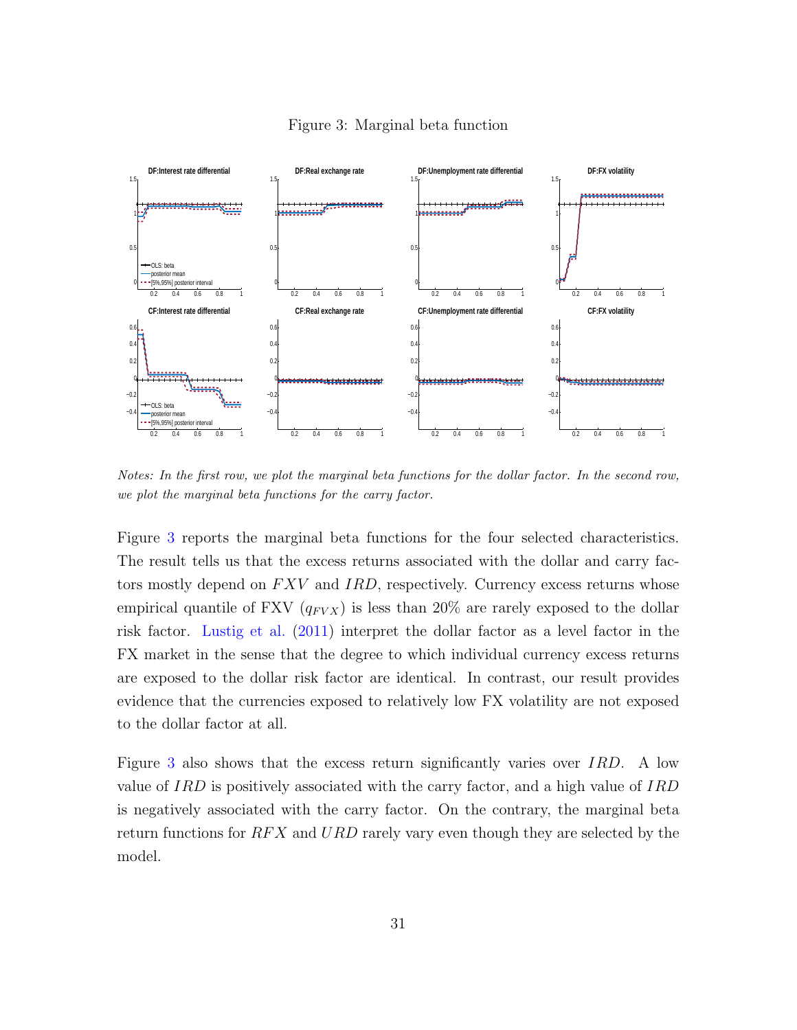Figure 3: Marginal beta function

*Notes: In the first row, we plot the marginal beta functions for the dollar factor. In the second row, we plot the marginal beta functions for the carry factor.*

Figure 3 reports the marginal beta functions for the four selected characteristics. The result tells us that the excess returns associated with the dollar and carry factors mostly depend on $FXV$ and $IRD$, respectively. Currency excess returns whose empirical quantile of FXV ($q_{FVX}$) is less than 20% are rarely exposed to the dollar risk factor. Lustig et al. (2011) interpret the dollar factor as a level factor in the FX market in the sense that the degree to which individual currency excess returns are exposed to the dollar risk factor are identical. In contrast, our result provides evidence that the currencies exposed to relatively low FX volatility are not exposed to the dollar factor at all.

Figure 3 also shows that the excess return significantly varies over $IRD$. A low value of $IRD$ is positively associated with the carry factor, and a high value of $IRD$ is negatively associated with the carry factor. On the contrary, the marginal beta return functions for $RFX$ and $URD$ rarely vary even though they are selected by the model.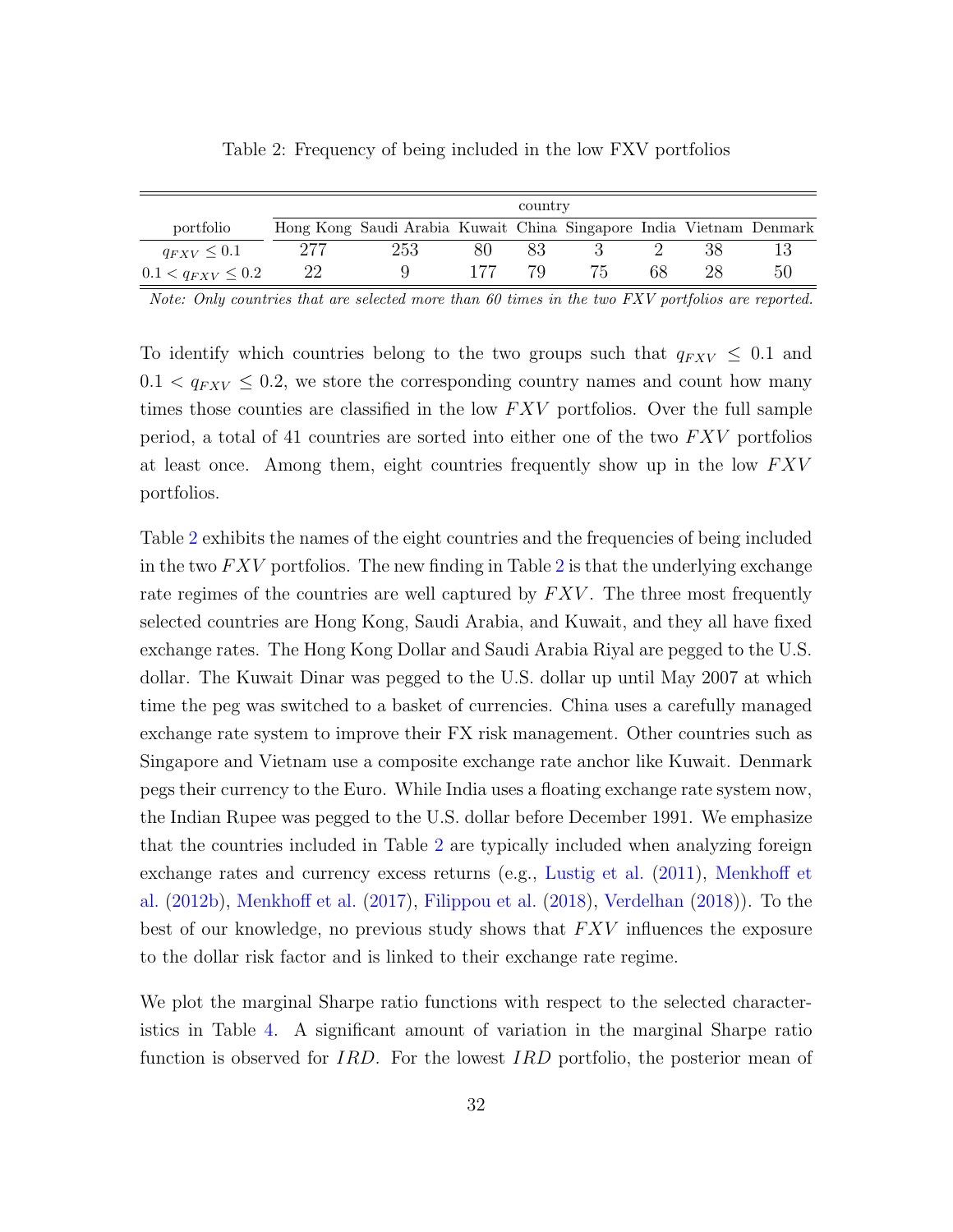Table 2: Frequency of being included in the low FXV portfolios

| portfolio | country | | | | | | | |
|---|---|---|---|---|---|---|---|---|
| | Hong Kong | Saudi Arabia | Kuwait | China | Singapore | India | Vietnam | Denmark |
| $q_{FXV} \leq 0.1$ | 277 | 253 | 80 | 83 | 3 | 2 | 38 | 13 |
| $0.1 < q_{FXV} \leq 0.2$ | 22 | 9 | 177 | 79 | 75 | 68 | 28 | 50 |

*Note: Only countries that are selected more than 60 times in the two FXV portfolios are reported.*

To identify which countries belong to the two groups such that $q_{FXV} \leq 0.1$ and $0.1 < q_{FXV} \leq 0.2$, we store the corresponding country names and count how many times those counties are classified in the low $FXV$ portfolios. Over the full sample period, a total of 41 countries are sorted into either one of the two $FXV$ portfolios at least once. Among them, eight countries frequently show up in the low $FXV$ portfolios.

Table 2 exhibits the names of the eight countries and the frequencies of being included in the two $FXV$ portfolios. The new finding in Table 2 is that the underlying exchange rate regimes of the countries are well captured by $FXV$. The three most frequently selected countries are Hong Kong, Saudi Arabia, and Kuwait, and they all have fixed exchange rates. The Hong Kong Dollar and Saudi Arabia Riyal are pegged to the U.S. dollar. The Kuwait Dinar was pegged to the U.S. dollar up until May 2007 at which time the peg was switched to a basket of currencies. China uses a carefully managed exchange rate system to improve their FX risk management. Other countries such as Singapore and Vietnam use a composite exchange rate anchor like Kuwait. Denmark pegs their currency to the Euro. While India uses a floating exchange rate system now, the Indian Rupee was pegged to the U.S. dollar before December 1991. We emphasize that the countries included in Table 2 are typically included when analyzing foreign exchange rates and currency excess returns (e.g., Lustig et al. (2011), Menkhoff et al. (2012b), Menkhoff et al. (2017), Filippou et al. (2018), Verdelhan (2018)). To the best of our knowledge, no previous study shows that $FXV$ influences the exposure to the dollar risk factor and is linked to their exchange rate regime.

We plot the marginal Sharpe ratio functions with respect to the selected characteristics in Table 4. A significant amount of variation in the marginal Sharpe ratio function is observed for $IRD$. For the lowest $IRD$ portfolio, the posterior mean of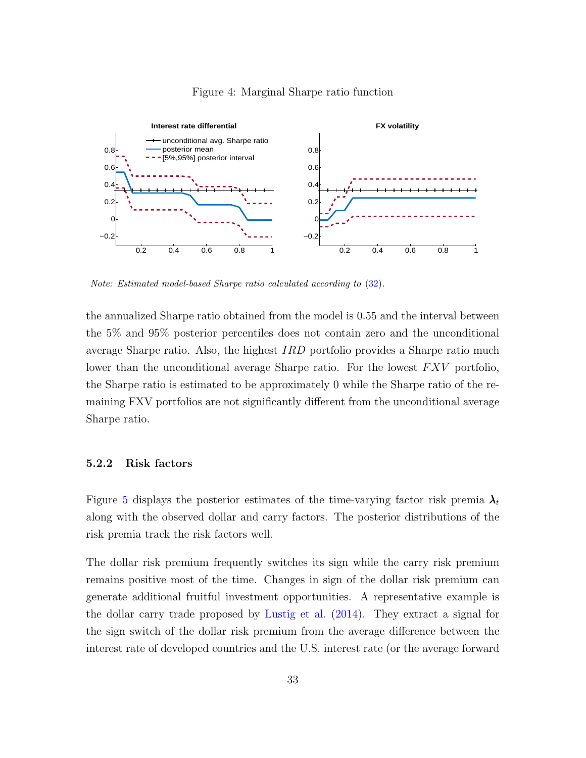Figure 4: Marginal Sharpe ratio function

*Note: Estimated model-based Sharpe ratio calculated according to (32).*

the annualized Sharpe ratio obtained from the model is 0.55 and the interval between the 5% and 95% posterior percentiles does not contain zero and the unconditional average Sharpe ratio. Also, the highest $IRD$ portfolio provides a Sharpe ratio much lower than the unconditional average Sharpe ratio. For the lowest $FXV$ portfolio, the Sharpe ratio is estimated to be approximately 0 while the Sharpe ratio of the remaining FXV portfolios are not significantly different from the unconditional average Sharpe ratio.

### 5.2.2 Risk factors

Figure 5 displays the posterior estimates of the time-varying factor risk premia $\boldsymbol{\lambda}_t$ along with the observed dollar and carry factors. The posterior distributions of the risk premia track the risk factors well.

The dollar risk premium frequently switches its sign while the carry risk premium remains positive most of the time. Changes in sign of the dollar risk premium can generate additional fruitful investment opportunities. A representative example is the dollar carry trade proposed by Lustig et al. (2014). They extract a signal for the sign switch of the dollar risk premium from the average difference between the interest rate of developed countries and the U.S. interest rate (or the average forward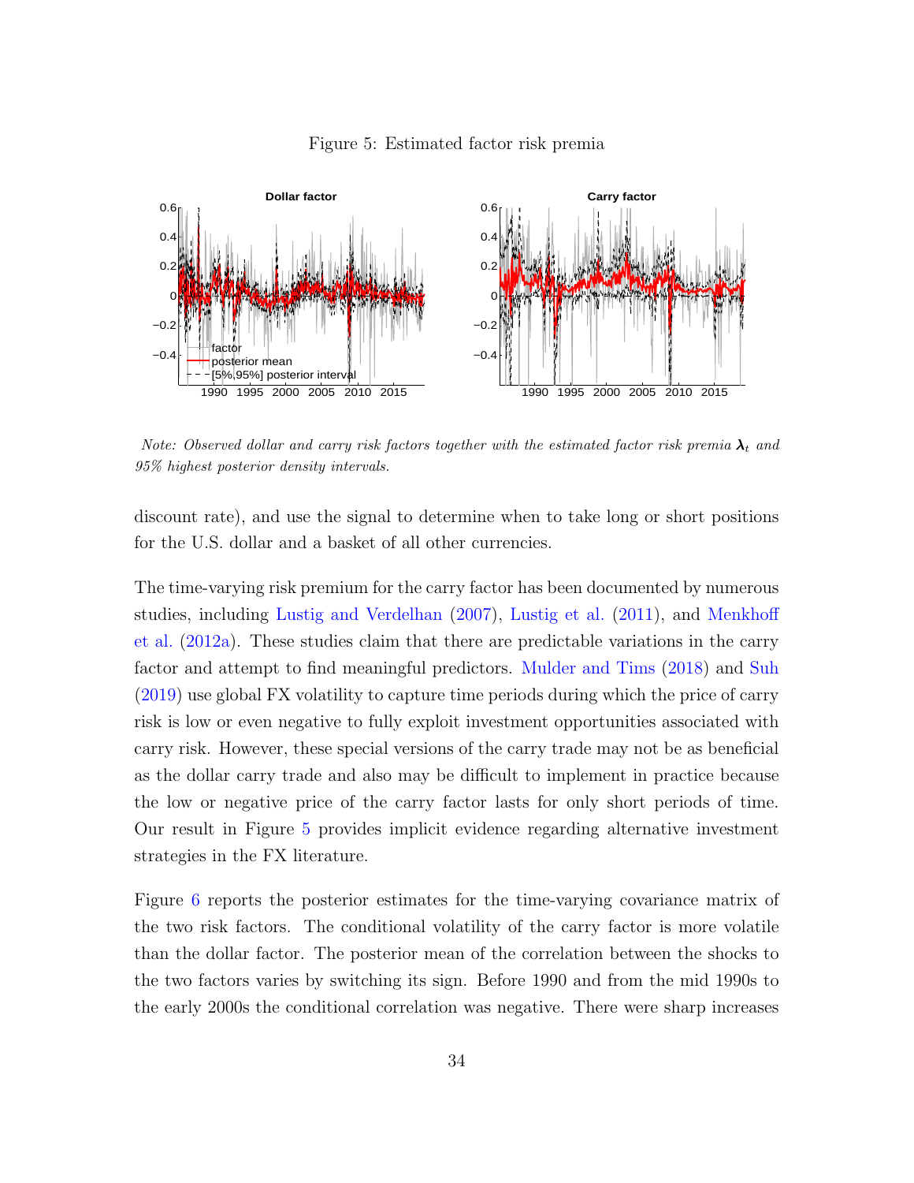Figure 5: Estimated factor risk premia

*Note: Observed dollar and carry risk factors together with the estimated factor risk premia* $\boldsymbol{\lambda}_t$ *and 95% highest posterior density intervals.*

discount rate), and use the signal to determine when to take long or short positions for the U.S. dollar and a basket of all other currencies.

The time-varying risk premium for the carry factor has been documented by numerous studies, including Lustig and Verdelhan (2007), Lustig et al. (2011), and Menkhoff et al. (2012a). These studies claim that there are predictable variations in the carry factor and attempt to find meaningful predictors. Mulder and Tims (2018) and Suh (2019) use global FX volatility to capture time periods during which the price of carry risk is low or even negative to fully exploit investment opportunities associated with carry risk. However, these special versions of the carry trade may not be as beneficial as the dollar carry trade and also may be difficult to implement in practice because the low or negative price of the carry factor lasts for only short periods of time. Our result in Figure 5 provides implicit evidence regarding alternative investment strategies in the FX literature.

Figure 6 reports the posterior estimates for the time-varying covariance matrix of the two risk factors. The conditional volatility of the carry factor is more volatile than the dollar factor. The posterior mean of the correlation between the shocks to the two factors varies by switching its sign. Before 1990 and from the mid 1990s to the early 2000s the conditional correlation was negative. There were sharp increases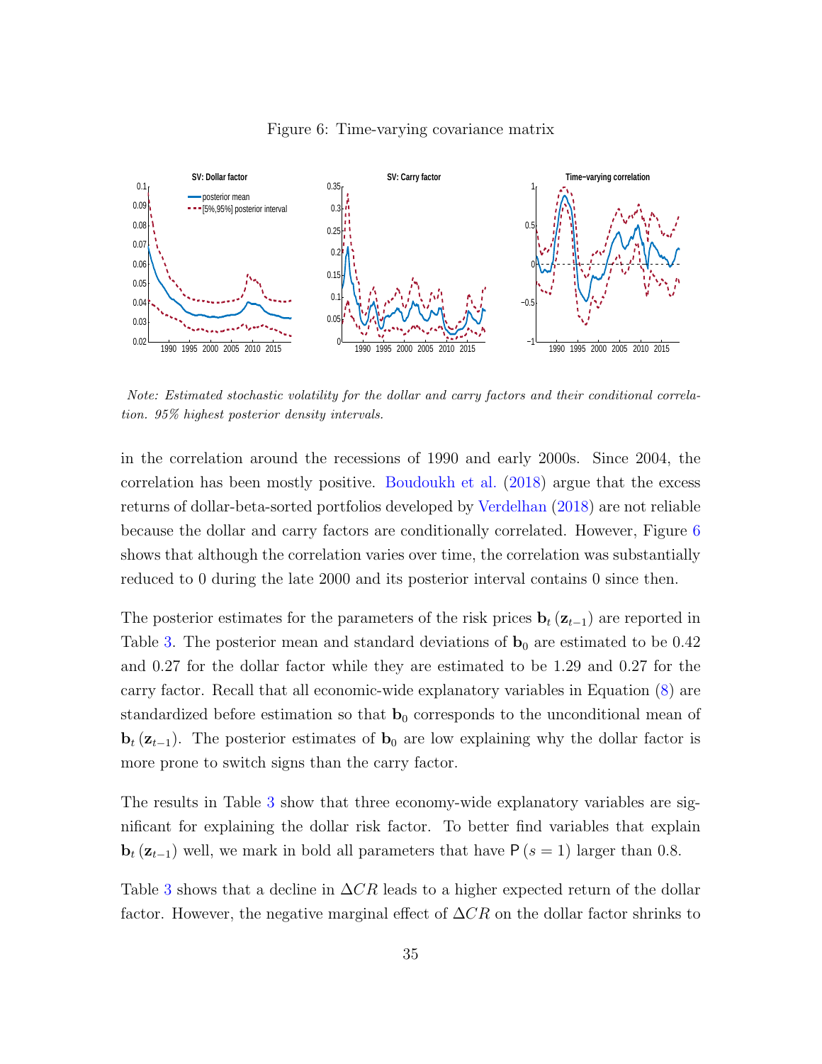Figure 6: Time-varying covariance matrix

*Note: Estimated stochastic volatility for the dollar and carry factors and their conditional correlation. 95% highest posterior density intervals.*

in the correlation around the recessions of 1990 and early 2000s. Since 2004, the correlation has been mostly positive. Boudoukh et al. (2018) argue that the excess returns of dollar-beta-sorted portfolios developed by Verdelhan (2018) are not reliable because the dollar and carry factors are conditionally correlated. However, Figure 6 shows that although the correlation varies over time, the correlation was substantially reduced to 0 during the late 2000 and its posterior interval contains 0 since then.

The posterior estimates for the parameters of the risk prices $\mathbf{b}_t(\mathbf{z}_{t-1})$ are reported in Table 3. The posterior mean and standard deviations of $\mathbf{b}_0$ are estimated to be 0.42 and 0.27 for the dollar factor while they are estimated to be 1.29 and 0.27 for the carry factor. Recall that all economic-wide explanatory variables in Equation (8) are standardized before estimation so that $\mathbf{b}_0$ corresponds to the unconditional mean of $\mathbf{b}_t(\mathbf{z}_{t-1})$. The posterior estimates of $\mathbf{b}_0$ are low explaining why the dollar factor is more prone to switch signs than the carry factor.

The results in Table 3 show that three economy-wide explanatory variables are significant for explaining the dollar risk factor. To better find variables that explain $\mathbf{b}_t(\mathbf{z}_{t-1})$ well, we mark in bold all parameters that have $\mathsf{P}(s=1)$ larger than 0.8.

Table 3 shows that a decline in $\Delta CR$ leads to a higher expected return of the dollar factor. However, the negative marginal effect of $\Delta CR$ on the dollar factor shrinks to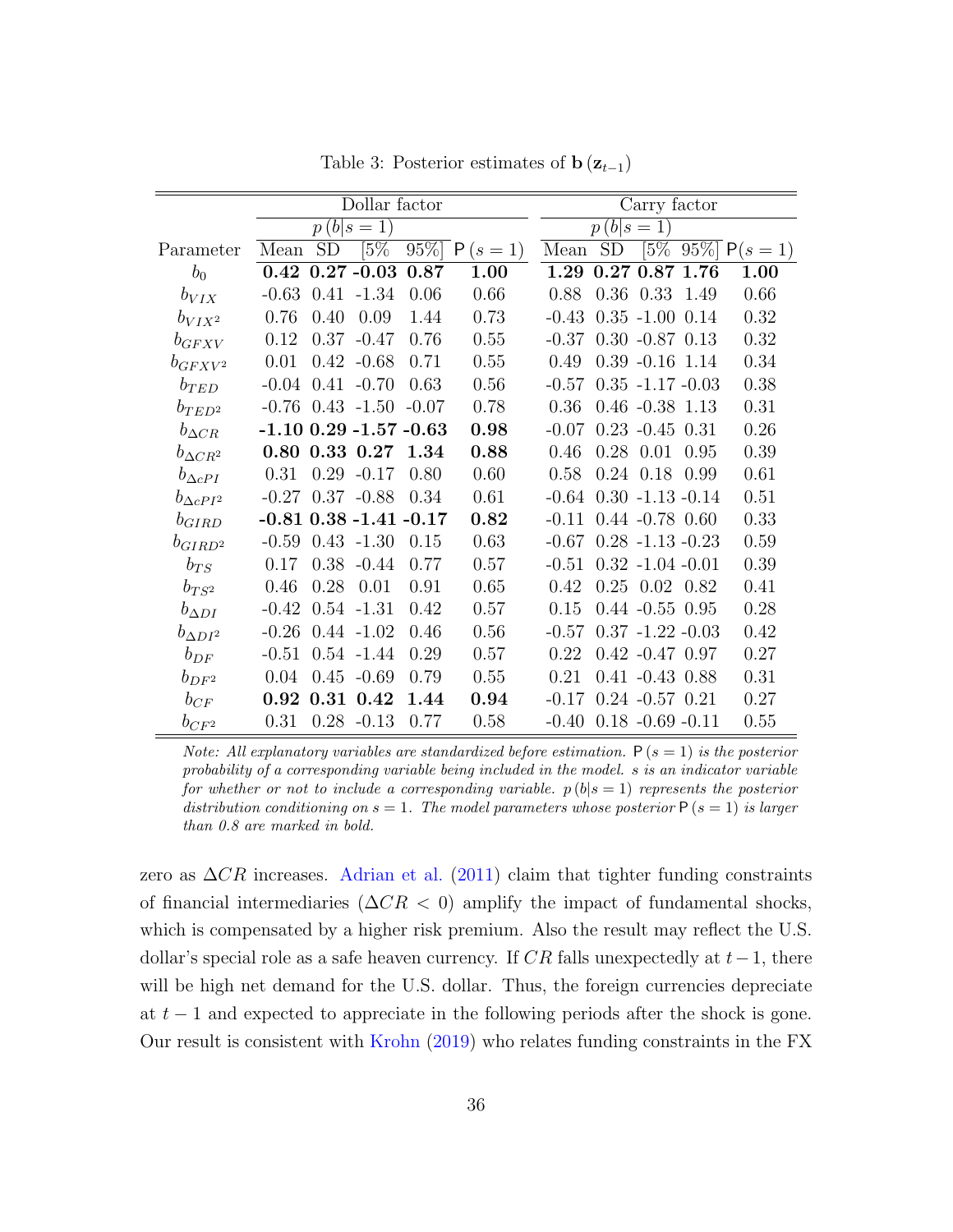Table 3: Posterior estimates of $\mathbf{b}(\mathbf{z}_{t-1})$

| | Dollar factor | | | | | Carry factor | | | | |
|---|---|---|---|---|---|---|---|---|---|---|
| | $p(b\|s=1)$ | | | | | $p(b\|s=1)$ | | | | |
| Parameter | Mean | SD | [5% | 95%] | $\mathsf{P}(s=1)$ | Mean | SD | [5% | 95%] | $\mathsf{P}(s=1)$ |
| $b_0$ | **0.42** | **0.27** | **-0.03** | **0.87** | **1.00** | **1.29** | **0.27** | **0.87** | **1.76** | **1.00** |
| $b_{VIX}$ | -0.63 | 0.41 | -1.34 | 0.06 | 0.66 | 0.88 | 0.36 | 0.33 | 1.49 | 0.66 |
| $b_{VIX^2}$ | 0.76 | 0.40 | 0.09 | 1.44 | 0.73 | -0.43 | 0.35 | -1.00 | 0.14 | 0.32 |
| $b_{GFXV}$ | 0.12 | 0.37 | -0.47 | 0.76 | 0.55 | -0.37 | 0.30 | -0.87 | 0.13 | 0.32 |
| $b_{GFXV^2}$ | 0.01 | 0.42 | -0.68 | 0.71 | 0.55 | 0.49 | 0.39 | -0.16 | 1.14 | 0.34 |
| $b_{TED}$ | -0.04 | 0.41 | -0.70 | 0.63 | 0.56 | -0.57 | 0.35 | -1.17 | -0.03 | 0.38 |
| $b_{TED^2}$ | -0.76 | 0.43 | -1.50 | -0.07 | 0.78 | 0.36 | 0.46 | -0.38 | 1.13 | 0.31 |
| $b_{\Delta CR}$ | **-1.10** | **0.29** | **-1.57** | **-0.63** | **0.98** | -0.07 | 0.23 | -0.45 | 0.31 | 0.26 |
| $b_{\Delta CR^2}$ | **0.80** | **0.33** | **0.27** | **1.34** | **0.88** | 0.46 | 0.28 | 0.01 | 0.95 | 0.39 |
| $b_{\Delta cPI}$ | 0.31 | 0.29 | -0.17 | 0.80 | 0.60 | 0.58 | 0.24 | 0.18 | 0.99 | 0.61 |
| $b_{\Delta cPI^2}$ | -0.27 | 0.37 | -0.88 | 0.34 | 0.61 | -0.64 | 0.30 | -1.13 | -0.14 | 0.51 |
| $b_{GIRD}$ | **-0.81** | **0.38** | **-1.41** | **-0.17** | **0.82** | -0.11 | 0.44 | -0.78 | 0.60 | 0.33 |
| $b_{GIRD^2}$ | -0.59 | 0.43 | -1.30 | 0.15 | 0.63 | -0.67 | 0.28 | -1.13 | -0.23 | 0.59 |
| $b_{TS}$ | 0.17 | 0.38 | -0.44 | 0.77 | 0.57 | -0.51 | 0.32 | -1.04 | -0.01 | 0.39 |
| $b_{TS^2}$ | 0.46 | 0.28 | 0.01 | 0.91 | 0.65 | 0.42 | 0.25 | 0.02 | 0.82 | 0.41 |
| $b_{\Delta DI}$ | -0.42 | 0.54 | -1.31 | 0.42 | 0.57 | 0.15 | 0.44 | -0.55 | 0.95 | 0.28 |
| $b_{\Delta DI^2}$ | -0.26 | 0.44 | -1.02 | 0.46 | 0.56 | -0.57 | 0.37 | -1.22 | -0.03 | 0.42 |
| $b_{DF}$ | -0.51 | 0.54 | -1.44 | 0.29 | 0.57 | 0.22 | 0.42 | -0.47 | 0.97 | 0.27 |
| $b_{DF^2}$ | 0.04 | 0.45 | -0.69 | 0.79 | 0.55 | 0.21 | 0.41 | -0.43 | 0.88 | 0.31 |
| $b_{CF}$ | **0.92** | **0.31** | **0.42** | **1.44** | **0.94** | -0.17 | 0.24 | -0.57 | 0.21 | 0.27 |
| $b_{CF^2}$ | 0.31 | 0.28 | -0.13 | 0.77 | 0.58 | -0.40 | 0.18 | -0.69 | -0.11 | 0.55 |

*Note: All explanatory variables are standardized before estimation. $\mathsf{P}(s=1)$ is the posterior probability of a corresponding variable being included in the model. $s$ is an indicator variable for whether or not to include a corresponding variable. $p(b|s=1)$ represents the posterior distribution conditioning on $s=1$. The model parameters whose posterior $\mathsf{P}(s=1)$ is larger than 0.8 are marked in bold.*

zero as $\Delta CR$ increases. Adrian et al. (2011) claim that tighter funding constraints of financial intermediaries ($\Delta CR < 0$) amplify the impact of fundamental shocks, which is compensated by a higher risk premium. Also the result may reflect the U.S. dollar's special role as a safe heaven currency. If $CR$ falls unexpectedly at $t-1$, there will be high net demand for the U.S. dollar. Thus, the foreign currencies depreciate at $t-1$ and expected to appreciate in the following periods after the shock is gone. Our result is consistent with Krohn (2019) who relates funding constraints in the FX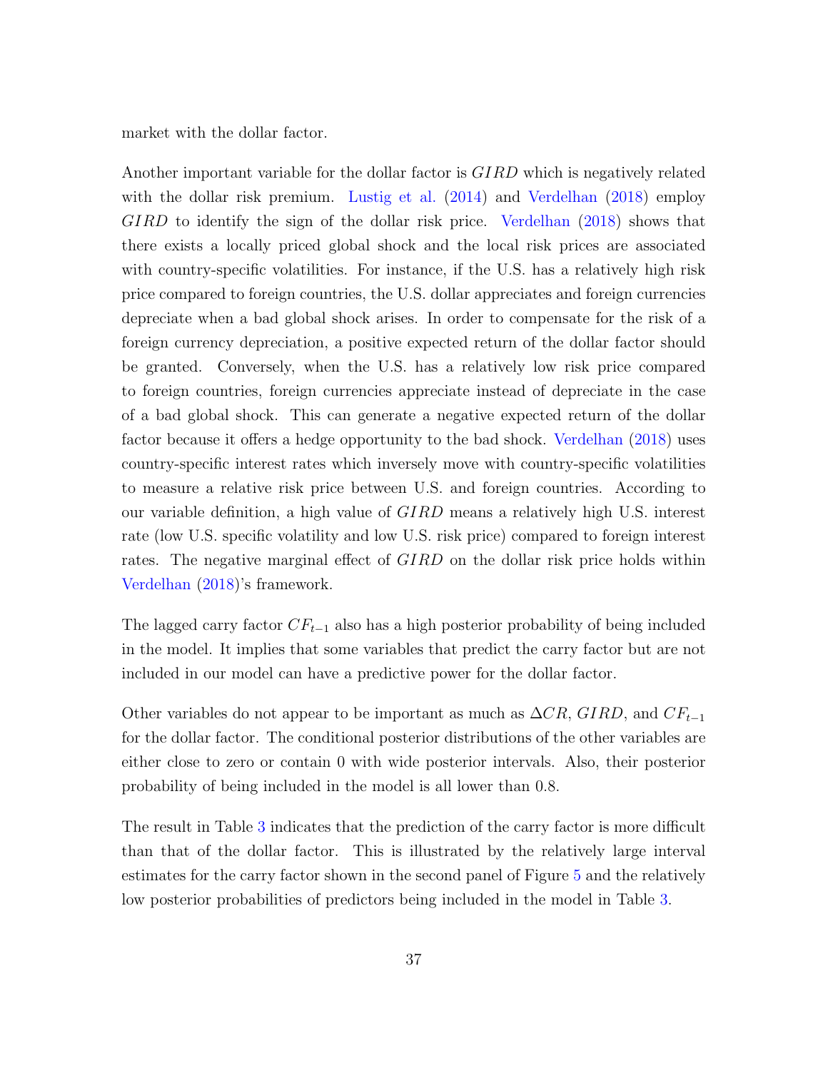market with the dollar factor.

Another important variable for the dollar factor is $GIRD$ which is negatively related with the dollar risk premium. Lustig et al. (2014) and Verdelhan (2018) employ $GIRD$ to identify the sign of the dollar risk price. Verdelhan (2018) shows that there exists a locally priced global shock and the local risk prices are associated with country-specific volatilities. For instance, if the U.S. has a relatively high risk price compared to foreign countries, the U.S. dollar appreciates and foreign currencies depreciate when a bad global shock arises. In order to compensate for the risk of a foreign currency depreciation, a positive expected return of the dollar factor should be granted. Conversely, when the U.S. has a relatively low risk price compared to foreign countries, foreign currencies appreciate instead of depreciate in the case of a bad global shock. This can generate a negative expected return of the dollar factor because it offers a hedge opportunity to the bad shock. Verdelhan (2018) uses country-specific interest rates which inversely move with country-specific volatilities to measure a relative risk price between U.S. and foreign countries. According to our variable definition, a high value of $GIRD$ means a relatively high U.S. interest rate (low U.S. specific volatility and low U.S. risk price) compared to foreign interest rates. The negative marginal effect of $GIRD$ on the dollar risk price holds within Verdelhan (2018)'s framework.

The lagged carry factor $CF_{t-1}$ also has a high posterior probability of being included in the model. It implies that some variables that predict the carry factor but are not included in our model can have a predictive power for the dollar factor.

Other variables do not appear to be important as much as $\Delta CR$, $GIRD$, and $CF_{t-1}$ for the dollar factor. The conditional posterior distributions of the other variables are either close to zero or contain 0 with wide posterior intervals. Also, their posterior probability of being included in the model is all lower than 0.8.

The result in Table 3 indicates that the prediction of the carry factor is more difficult than that of the dollar factor. This is illustrated by the relatively large interval estimates for the carry factor shown in the second panel of Figure 5 and the relatively low posterior probabilities of predictors being included in the model in Table 3.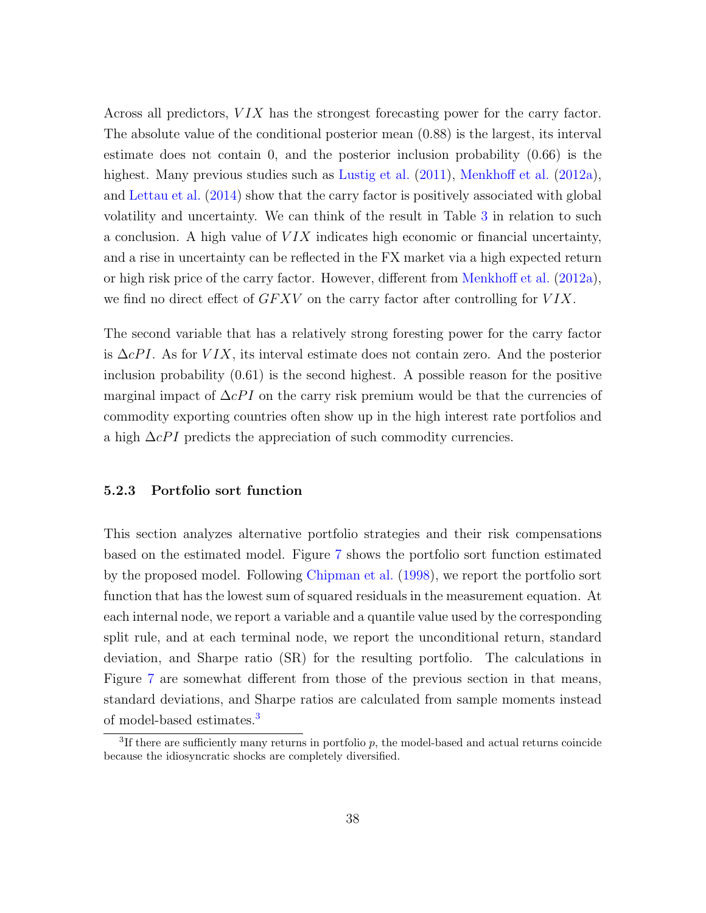Across all predictors, $VIX$ has the strongest forecasting power for the carry factor. The absolute value of the conditional posterior mean (0.88) is the largest, its interval estimate does not contain 0, and the posterior inclusion probability (0.66) is the highest. Many previous studies such as Lustig et al. (2011), Menkhoff et al. (2012a), and Lettau et al. (2014) show that the carry factor is positively associated with global volatility and uncertainty. We can think of the result in Table 3 in relation to such a conclusion. A high value of $VIX$ indicates high economic or financial uncertainty, and a rise in uncertainty can be reflected in the FX market via a high expected return or high risk price of the carry factor. However, different from Menkhoff et al. (2012a), we find no direct effect of $GFXV$ on the carry factor after controlling for $VIX$.

The second variable that has a relatively strong foresting power for the carry factor is $\Delta cPI$. As for $VIX$, its interval estimate does not contain zero. And the posterior inclusion probability (0.61) is the second highest. A possible reason for the positive marginal impact of $\Delta cPI$ on the carry risk premium would be that the currencies of commodity exporting countries often show up in the high interest rate portfolios and a high $\Delta cPI$ predicts the appreciation of such commodity currencies.

### 5.2.3 Portfolio sort function

This section analyzes alternative portfolio strategies and their risk compensations based on the estimated model. Figure 7 shows the portfolio sort function estimated by the proposed model. Following Chipman et al. (1998), we report the portfolio sort function that has the lowest sum of squared residuals in the measurement equation. At each internal node, we report a variable and a quantile value used by the corresponding split rule, and at each terminal node, we report the unconditional return, standard deviation, and Sharpe ratio (SR) for the resulting portfolio. The calculations in Figure 7 are somewhat different from those of the previous section in that means, standard deviations, and Sharpe ratios are calculated from sample moments instead of model-based estimates.[3]

[3] If there are sufficiently many returns in portfolio $p$, the model-based and actual returns coincide because the idiosyncratic shocks are completely diversified.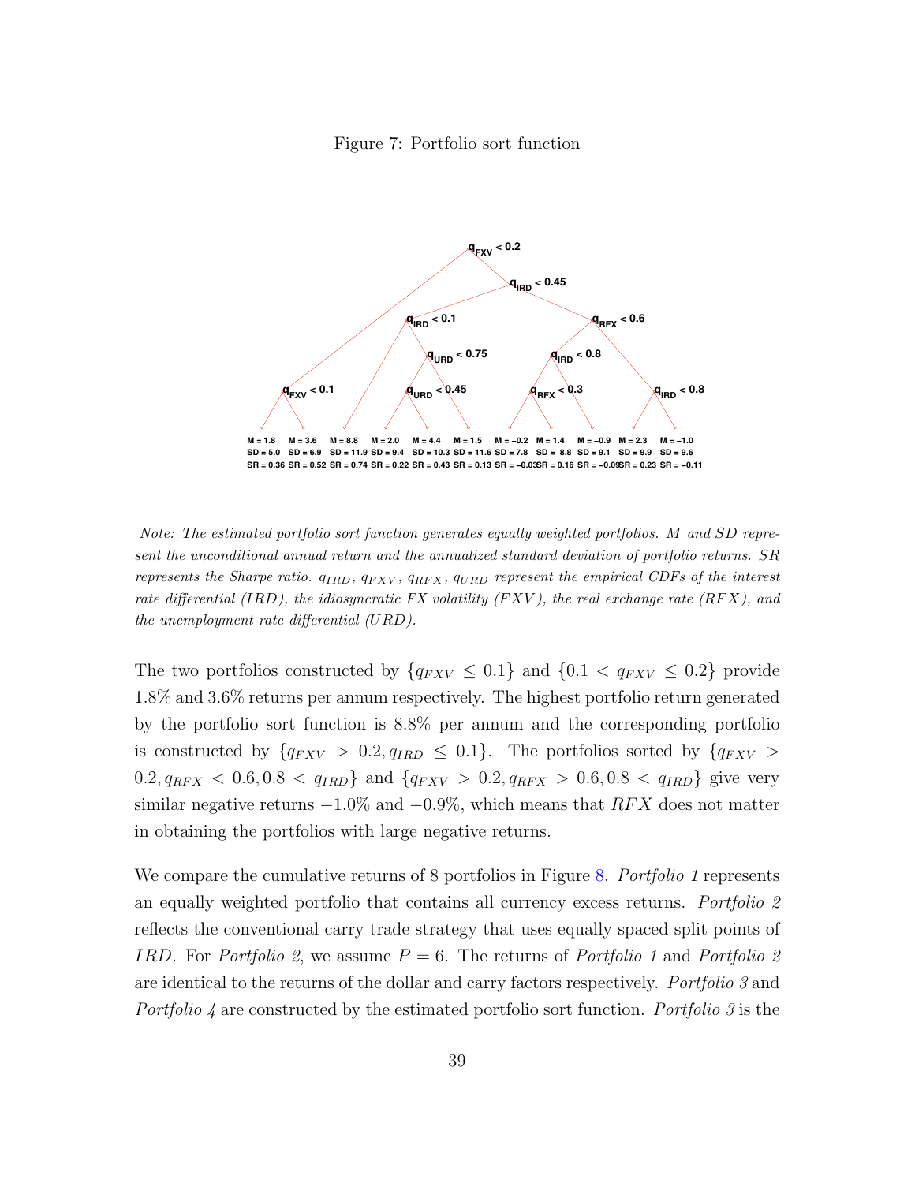Figure 7: Portfolio sort function

*Note: The estimated portfolio sort function generates equally weighted portfolios. M and SD represent the unconditional annual return and the annualized standard deviation of portfolio returns. SR represents the Sharpe ratio. $q_{IRD}$, $q_{FXV}$, $q_{RFX}$, $q_{URD}$ represent the empirical CDFs of the interest rate differential (IRD), the idiosyncratic FX volatility (FXV), the real exchange rate (RFX), and the unemployment rate differential (URD).*

The two portfolios constructed by $\{q_{FXV} \leq 0.1\}$ and $\{0.1 < q_{FXV} \leq 0.2\}$ provide 1.8% and 3.6% returns per annum respectively. The highest portfolio return generated by the portfolio sort function is 8.8% per annum and the corresponding portfolio is constructed by $\{q_{FXV} > 0.2, q_{IRD} \leq 0.1\}$. The portfolios sorted by $\{q_{FXV} > 0.2, q_{RFX} < 0.6, 0.8 < q_{IRD}\}$ and $\{q_{FXV} > 0.2, q_{RFX} > 0.6, 0.8 < q_{IRD}\}$ give very similar negative returns $-1.0\%$ and $-0.9\%$, which means that $RFX$ does not matter in obtaining the portfolios with large negative returns.

We compare the cumulative returns of 8 portfolios in Figure 8. *Portfolio 1* represents an equally weighted portfolio that contains all currency excess returns. *Portfolio 2* reflects the conventional carry trade strategy that uses equally spaced split points of $IRD$. For *Portfolio 2*, we assume $P = 6$. The returns of *Portfolio 1* and *Portfolio 2* are identical to the returns of the dollar and carry factors respectively. *Portfolio 3* and *Portfolio 4* are constructed by the estimated portfolio sort function. *Portfolio 3* is the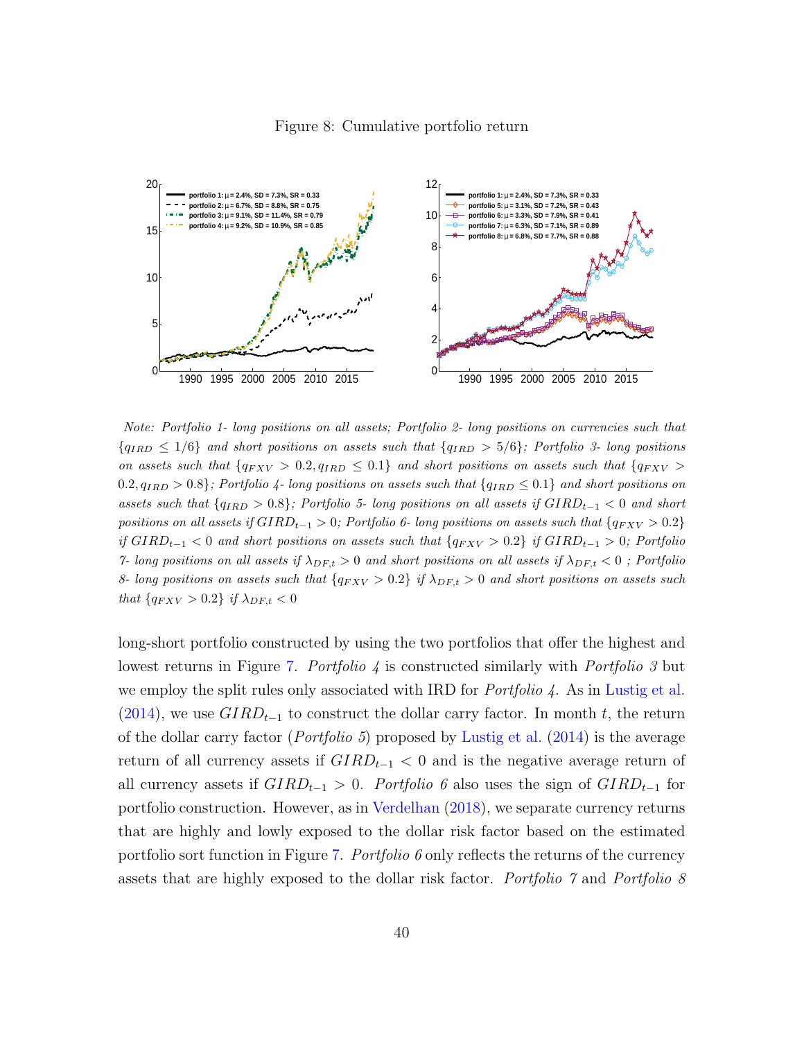Figure 8: Cumulative portfolio return

*Note: Portfolio 1- long positions on all assets; Portfolio 2- long positions on currencies such that $\{q_{IRD} \leq 1/6\}$ and short positions on assets such that $\{q_{IRD} > 5/6\}$; Portfolio 3- long positions on assets such that $\{q_{FXV} > 0.2, q_{IRD} \leq 0.1\}$ and short positions on assets such that $\{q_{FXV} > 0.2, q_{IRD} > 0.8\}$; Portfolio 4- long positions on assets such that $\{q_{IRD} \leq 0.1\}$ and short positions on assets such that $\{q_{IRD} > 0.8\}$; Portfolio 5- long positions on all assets if $GIRD_{t-1} < 0$ and short positions on all assets if $GIRD_{t-1} > 0$; Portfolio 6- long positions on assets such that $\{q_{FXV} > 0.2\}$ if $GIRD_{t-1} < 0$ and short positions on assets such that $\{q_{FXV} > 0.2\}$ if $GIRD_{t-1} > 0$; Portfolio 7- long positions on all assets if $\lambda_{DF,t} > 0$ and short positions on all assets if $\lambda_{DF,t} < 0$ ; Portfolio 8- long positions on assets such that $\{q_{FXV} > 0.2\}$ if $\lambda_{DF,t} > 0$ and short positions on assets such that $\{q_{FXV} > 0.2\}$ if $\lambda_{DF,t} < 0$*

long-short portfolio constructed by using the two portfolios that offer the highest and lowest returns in Figure 7. *Portfolio 4* is constructed similarly with *Portfolio 3* but we employ the split rules only associated with IRD for *Portfolio 4*. As in Lustig et al. (2014), we use $GIRD_{t-1}$ to construct the dollar carry factor. In month $t$, the return of the dollar carry factor (*Portfolio 5*) proposed by Lustig et al. (2014) is the average return of all currency assets if $GIRD_{t-1} < 0$ and is the negative average return of all currency assets if $GIRD_{t-1} > 0$. *Portfolio 6* also uses the sign of $GIRD_{t-1}$ for portfolio construction. However, as in Verdelhan (2018), we separate currency returns that are highly and lowly exposed to the dollar risk factor based on the estimated portfolio sort function in Figure 7. *Portfolio 6* only reflects the returns of the currency assets that are highly exposed to the dollar risk factor. *Portfolio 7* and *Portfolio 8*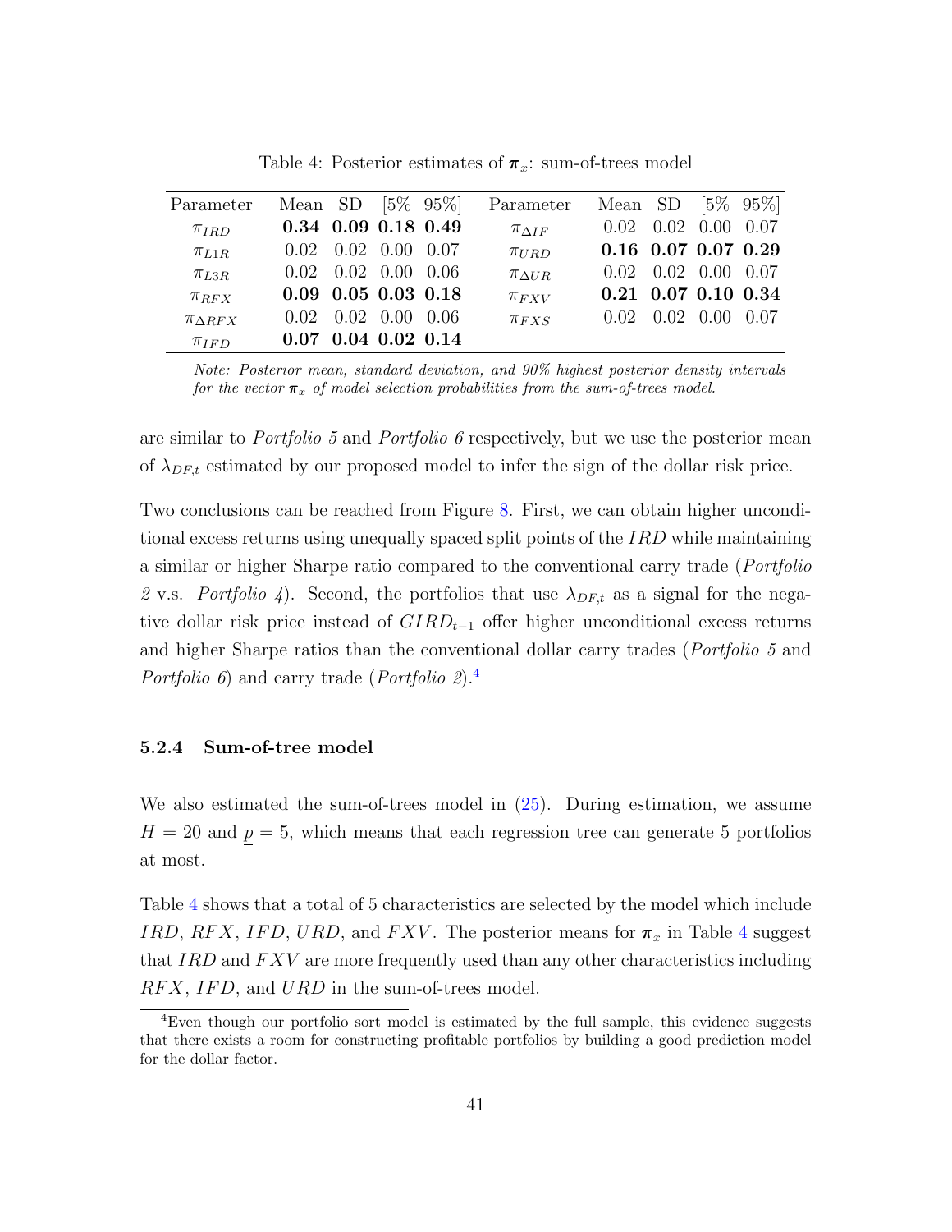Table 4: Posterior estimates of $\boldsymbol{\pi}_x$: sum-of-trees model

| Parameter | Mean | SD | [5% | 95%] | Parameter | Mean | SD | [5% | 95%] |
|---|---|---|---|---|---|---|---|---|---|
| $\pi_{IRD}$ | **0.34** | **0.09** | **0.18** | **0.49** | $\pi_{\Delta IF}$ | 0.02 | 0.02 | 0.00 | 0.07 |
| $\pi_{L1R}$ | 0.02 | 0.02 | 0.00 | 0.07 | $\pi_{URD}$ | **0.16** | **0.07** | **0.07** | **0.29** |
| $\pi_{L3R}$ | 0.02 | 0.02 | 0.00 | 0.06 | $\pi_{\Delta UR}$ | 0.02 | 0.02 | 0.00 | 0.07 |
| $\pi_{RFX}$ | **0.09** | **0.05** | **0.03** | **0.18** | $\pi_{FXV}$ | **0.21** | **0.07** | **0.10** | **0.34** |
| $\pi_{\Delta RFX}$ | 0.02 | 0.02 | 0.00 | 0.06 | $\pi_{FXS}$ | 0.02 | 0.02 | 0.00 | 0.07 |
| $\pi_{IFD}$ | **0.07** | **0.04** | **0.02** | **0.14** | | | | | |

*Note: Posterior mean, standard deviation, and 90% highest posterior density intervals for the vector $\boldsymbol{\pi}_x$ of model selection probabilities from the sum-of-trees model.*

are similar to *Portfolio 5* and *Portfolio 6* respectively, but we use the posterior mean of $\lambda_{DF,t}$ estimated by our proposed model to infer the sign of the dollar risk price.

Two conclusions can be reached from Figure 8. First, we can obtain higher unconditional excess returns using unequally spaced split points of the $IRD$ while maintaining a similar or higher Sharpe ratio compared to the conventional carry trade (*Portfolio 2* v.s. *Portfolio 4*). Second, the portfolios that use $\lambda_{DF,t}$ as a signal for the negative dollar risk price instead of $GIRD_{t-1}$ offer higher unconditional excess returns and higher Sharpe ratios than the conventional dollar carry trades (*Portfolio 5* and *Portfolio 6*) and carry trade (*Portfolio 2*).[4]

### 5.2.4 Sum-of-tree model

We also estimated the sum-of-trees model in (25). During estimation, we assume $H = 20$ and $\underline{p} = 5$, which means that each regression tree can generate 5 portfolios at most.

Table 4 shows that a total of 5 characteristics are selected by the model which include $IRD$, $RFX$, $IFD$, $URD$, and $FXV$. The posterior means for $\boldsymbol{\pi}_x$ in Table 4 suggest that $IRD$ and $FXV$ are more frequently used than any other characteristics including $RFX$, $IFD$, and $URD$ in the sum-of-trees model.

[4] Even though our portfolio sort model is estimated by the full sample, this evidence suggests that there exists a room for constructing profitable portfolios by building a good prediction model for the dollar factor.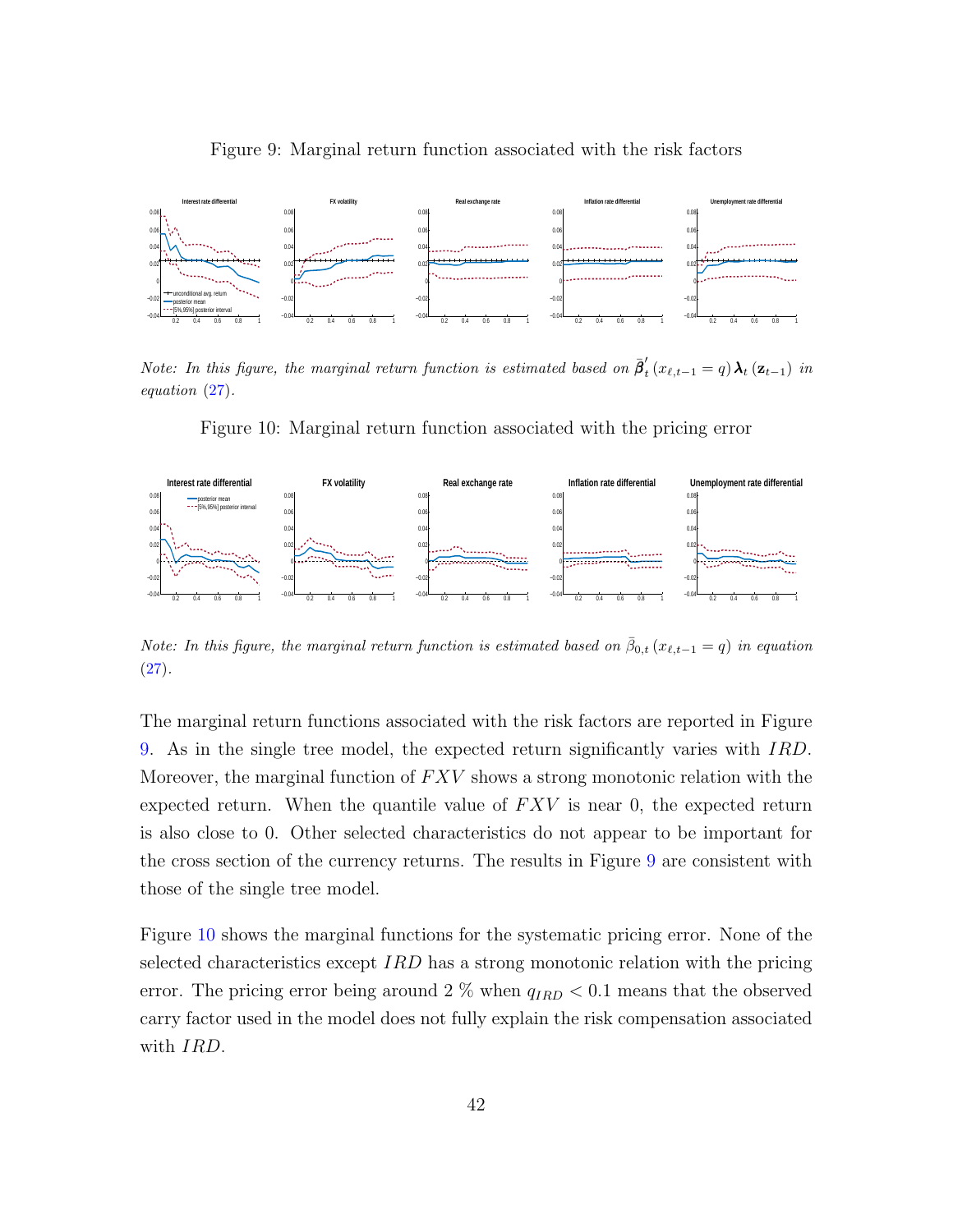Figure 9: Marginal return function associated with the risk factors

*Note: In this figure, the marginal return function is estimated based on* $\bar{\boldsymbol{\beta}}_t'\left(x_{\ell,t-1}=q\right)\boldsymbol{\lambda}_t\left(\mathbf{z}_{t-1}\right)$ *in equation* (27).

Figure 10: Marginal return function associated with the pricing error

*Note: In this figure, the marginal return function is estimated based on* $\bar{\beta}_{0,t}\left(x_{\ell,t-1}=q\right)$ *in equation* (27).

The marginal return functions associated with the risk factors are reported in Figure 9. As in the single tree model, the expected return significantly varies with $IRD$. Moreover, the marginal function of $FXV$ shows a strong monotonic relation with the expected return. When the quantile value of $FXV$ is near 0, the expected return is also close to 0. Other selected characteristics do not appear to be important for the cross section of the currency returns. The results in Figure 9 are consistent with those of the single tree model.

Figure 10 shows the marginal functions for the systematic pricing error. None of the selected characteristics except $IRD$ has a strong monotonic relation with the pricing error. The pricing error being around 2 % when $q_{IRD} < 0.1$ means that the observed carry factor used in the model does not fully explain the risk compensation associated with $IRD$.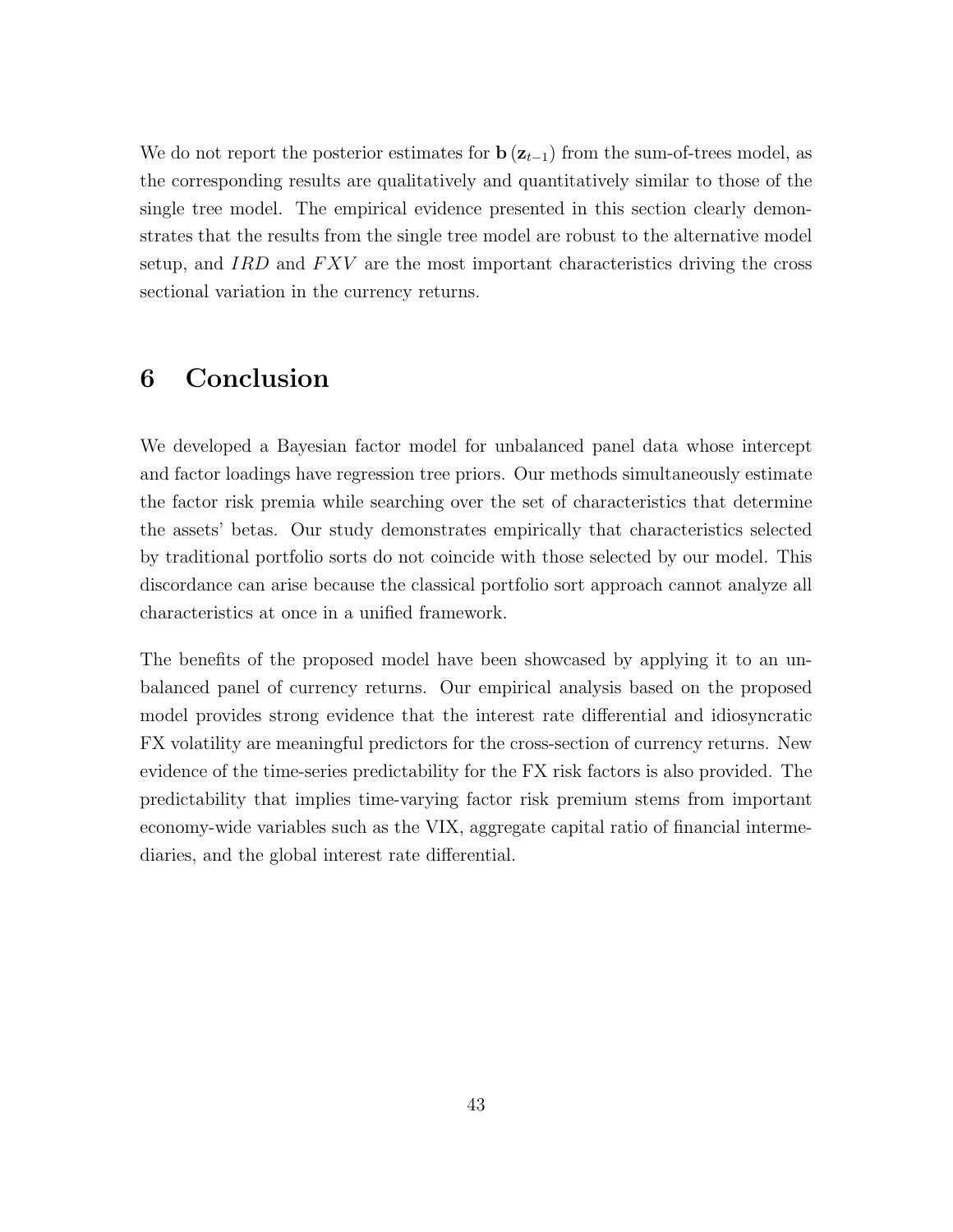We do not report the posterior estimates for $\mathbf{b}(\mathbf{z}_{t-1})$ from the sum-of-trees model, as the corresponding results are qualitatively and quantitatively similar to those of the single tree model. The empirical evidence presented in this section clearly demonstrates that the results from the single tree model are robust to the alternative model setup, and $IRD$ and $FXV$ are the most important characteristics driving the cross sectional variation in the currency returns.

# 6 Conclusion

We developed a Bayesian factor model for unbalanced panel data whose intercept and factor loadings have regression tree priors. Our methods simultaneously estimate the factor risk premia while searching over the set of characteristics that determine the assets' betas. Our study demonstrates empirically that characteristics selected by traditional portfolio sorts do not coincide with those selected by our model. This discordance can arise because the classical portfolio sort approach cannot analyze all characteristics at once in a unified framework.

The benefits of the proposed model have been showcased by applying it to an unbalanced panel of currency returns. Our empirical analysis based on the proposed model provides strong evidence that the interest rate differential and idiosyncratic FX volatility are meaningful predictors for the cross-section of currency returns. New evidence of the time-series predictability for the FX risk factors is also provided. The predictability that implies time-varying factor risk premium stems from important economy-wide variables such as the VIX, aggregate capital ratio of financial intermediaries, and the global interest rate differential.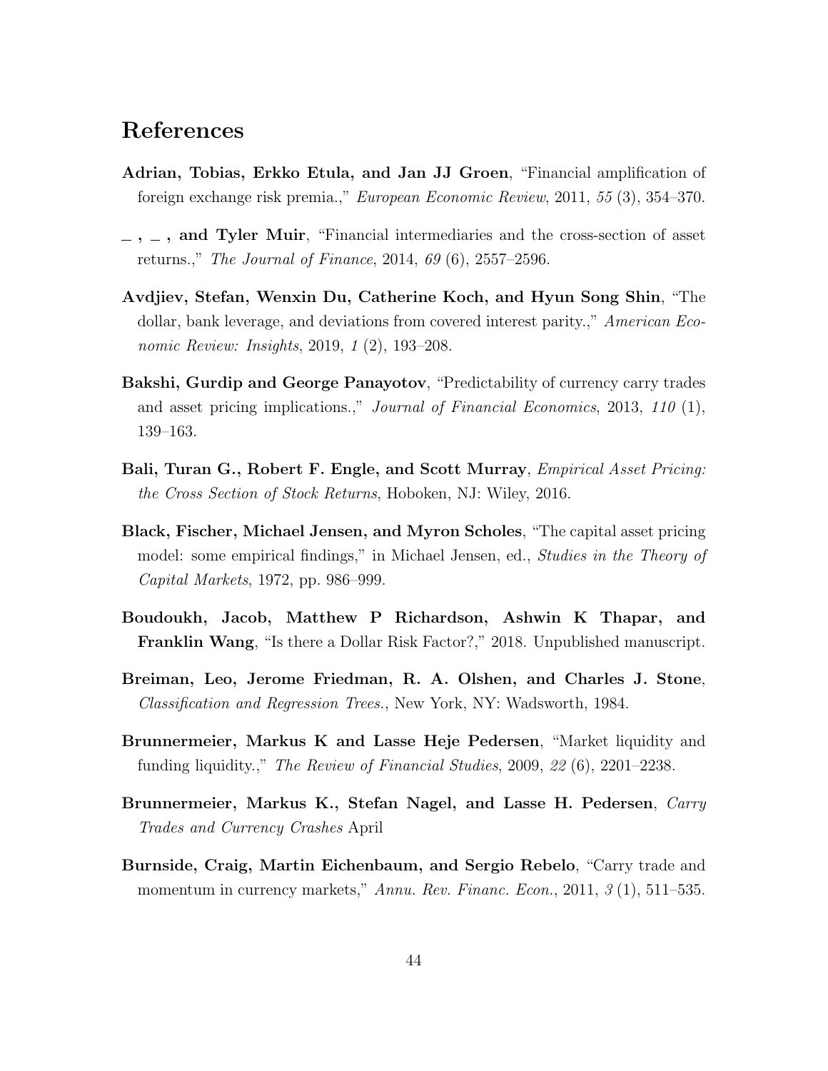# References

**Adrian, Tobias, Erkko Etula, and Jan JJ Groen**, "Financial amplification of foreign exchange risk premia.," *European Economic Review*, 2011, *55* (3), 354–370.

**\_ , \_ , and Tyler Muir**, "Financial intermediaries and the cross-section of asset returns.," *The Journal of Finance*, 2014, *69* (6), 2557–2596.

**Avdjiev, Stefan, Wenxin Du, Catherine Koch, and Hyun Song Shin**, "The dollar, bank leverage, and deviations from covered interest parity.," *American Economic Review: Insights*, 2019, *1* (2), 193–208.

**Bakshi, Gurdip and George Panayotov**, "Predictability of currency carry trades and asset pricing implications.," *Journal of Financial Economics*, 2013, *110* (1), 139–163.

**Bali, Turan G., Robert F. Engle, and Scott Murray**, *Empirical Asset Pricing: the Cross Section of Stock Returns*, Hoboken, NJ: Wiley, 2016.

**Black, Fischer, Michael Jensen, and Myron Scholes**, "The capital asset pricing model: some empirical findings," in Michael Jensen, ed., *Studies in the Theory of Capital Markets*, 1972, pp. 986–999.

**Boudoukh, Jacob, Matthew P Richardson, Ashwin K Thapar, and Franklin Wang**, "Is there a Dollar Risk Factor?," 2018. Unpublished manuscript.

**Breiman, Leo, Jerome Friedman, R. A. Olshen, and Charles J. Stone**, *Classification and Regression Trees.*, New York, NY: Wadsworth, 1984.

**Brunnermeier, Markus K and Lasse Heje Pedersen**, "Market liquidity and funding liquidity.," *The Review of Financial Studies*, 2009, *22* (6), 2201–2238.

**Brunnermeier, Markus K., Stefan Nagel, and Lasse H. Pedersen**, *Carry Trades and Currency Crashes* April

**Burnside, Craig, Martin Eichenbaum, and Sergio Rebelo**, "Carry trade and momentum in currency markets," *Annu. Rev. Financ. Econ.*, 2011, *3* (1), 511–535.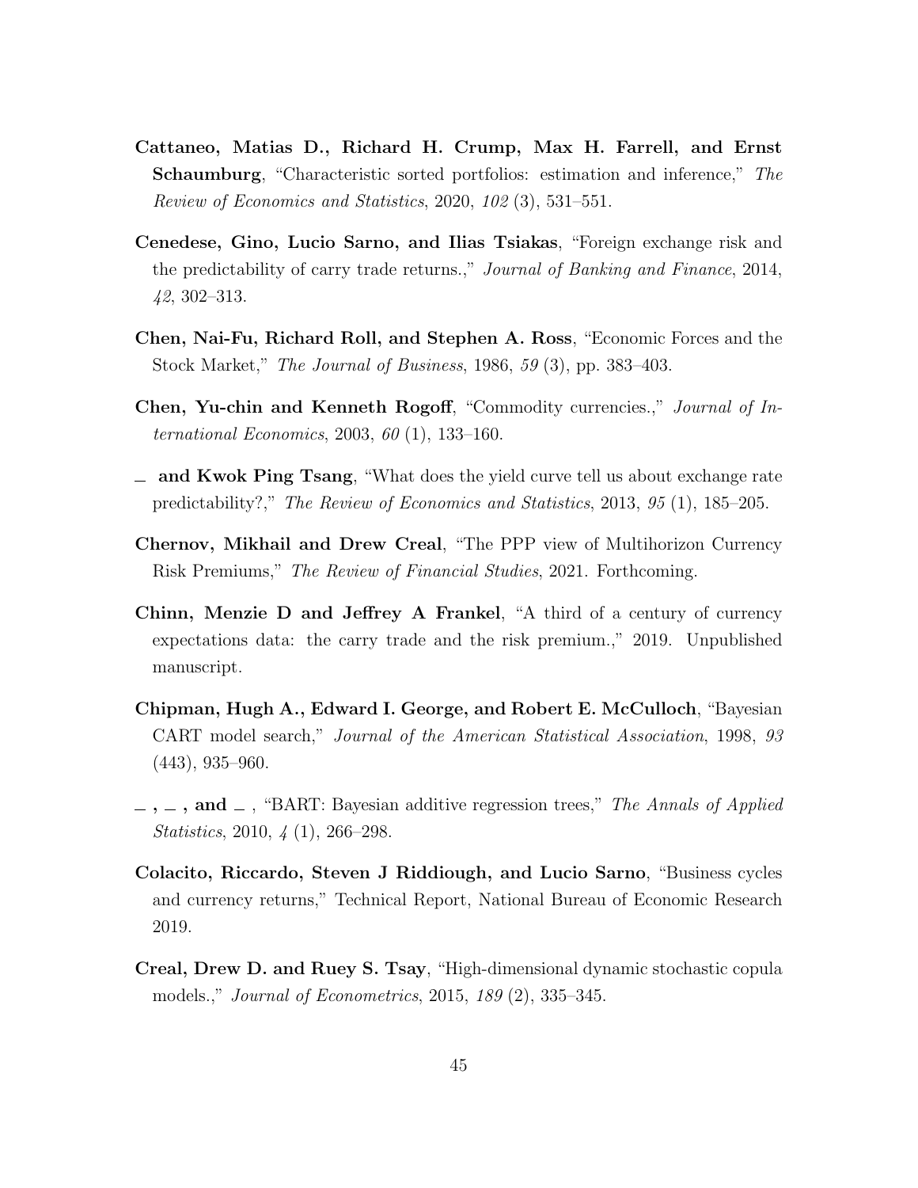**Cattaneo, Matias D., Richard H. Crump, Max H. Farrell, and Ernst Schaumburg**, "Characteristic sorted portfolios: estimation and inference," *The Review of Economics and Statistics*, 2020, *102* (3), 531–551.

**Cenedese, Gino, Lucio Sarno, and Ilias Tsiakas**, "Foreign exchange risk and the predictability of carry trade returns.," *Journal of Banking and Finance*, 2014, *42*, 302–313.

**Chen, Nai-Fu, Richard Roll, and Stephen A. Ross**, "Economic Forces and the Stock Market," *The Journal of Business*, 1986, *59* (3), pp. 383–403.

**Chen, Yu-chin and Kenneth Rogoff**, "Commodity currencies.," *Journal of International Economics*, 2003, *60* (1), 133–160.

**_ and Kwok Ping Tsang**, "What does the yield curve tell us about exchange rate predictability?," *The Review of Economics and Statistics*, 2013, *95* (1), 185–205.

**Chernov, Mikhail and Drew Creal**, "The PPP view of Multihorizon Currency Risk Premiums," *The Review of Financial Studies*, 2021. Forthcoming.

**Chinn, Menzie D and Jeffrey A Frankel**, "A third of a century of currency expectations data: the carry trade and the risk premium.," 2019. Unpublished manuscript.

**Chipman, Hugh A., Edward I. George, and Robert E. McCulloch**, "Bayesian CART model search," *Journal of the American Statistical Association*, 1998, *93* (443), 935–960.

**_ , _ , and _** , "BART: Bayesian additive regression trees," *The Annals of Applied Statistics*, 2010, *4* (1), 266–298.

**Colacito, Riccardo, Steven J Riddiough, and Lucio Sarno**, "Business cycles and currency returns," Technical Report, National Bureau of Economic Research 2019.

**Creal, Drew D. and Ruey S. Tsay**, "High-dimensional dynamic stochastic copula models.," *Journal of Econometrics*, 2015, *189* (2), 335–345.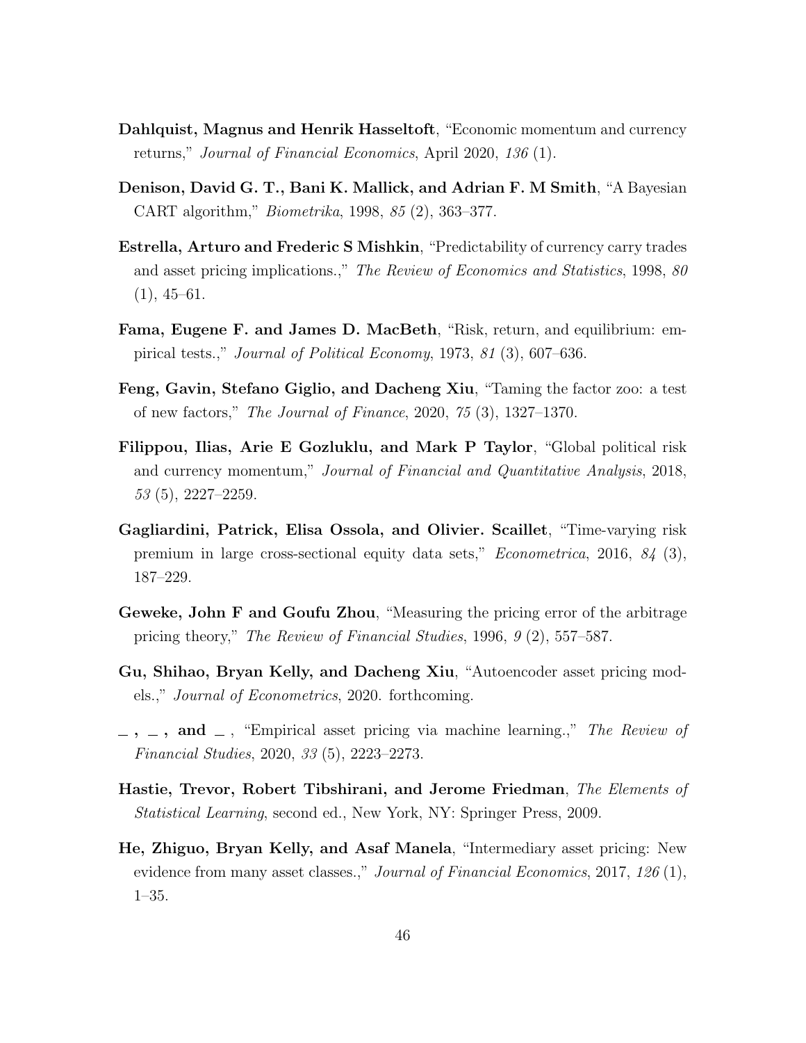**Dahlquist, Magnus and Henrik Hasseltoft**, "Economic momentum and currency returns," *Journal of Financial Economics*, April 2020, *136* (1).

**Denison, David G. T., Bani K. Mallick, and Adrian F. M Smith**, "A Bayesian CART algorithm," *Biometrika*, 1998, *85* (2), 363–377.

**Estrella, Arturo and Frederic S Mishkin**, "Predictability of currency carry trades and asset pricing implications.," *The Review of Economics and Statistics*, 1998, *80* (1), 45–61.

**Fama, Eugene F. and James D. MacBeth**, "Risk, return, and equilibrium: empirical tests.," *Journal of Political Economy*, 1973, *81* (3), 607–636.

**Feng, Gavin, Stefano Giglio, and Dacheng Xiu**, "Taming the factor zoo: a test of new factors," *The Journal of Finance*, 2020, *75* (3), 1327–1370.

**Filippou, Ilias, Arie E Gozluklu, and Mark P Taylor**, "Global political risk and currency momentum," *Journal of Financial and Quantitative Analysis*, 2018, *53* (5), 2227–2259.

**Gagliardini, Patrick, Elisa Ossola, and Olivier. Scaillet**, "Time-varying risk premium in large cross-sectional equity data sets," *Econometrica*, 2016, *84* (3), 187–229.

**Geweke, John F and Goufu Zhou**, "Measuring the pricing error of the arbitrage pricing theory," *The Review of Financial Studies*, 1996, *9* (2), 557–587.

**Gu, Shihao, Bryan Kelly, and Dacheng Xiu**, "Autoencoder asset pricing models.," *Journal of Econometrics*, 2020. forthcoming.

**_ , _ , and _** , "Empirical asset pricing via machine learning.," *The Review of Financial Studies*, 2020, *33* (5), 2223–2273.

**Hastie, Trevor, Robert Tibshirani, and Jerome Friedman**, *The Elements of Statistical Learning*, second ed., New York, NY: Springer Press, 2009.

**He, Zhiguo, Bryan Kelly, and Asaf Manela**, "Intermediary asset pricing: New evidence from many asset classes.," *Journal of Financial Economics*, 2017, *126* (1), 1–35.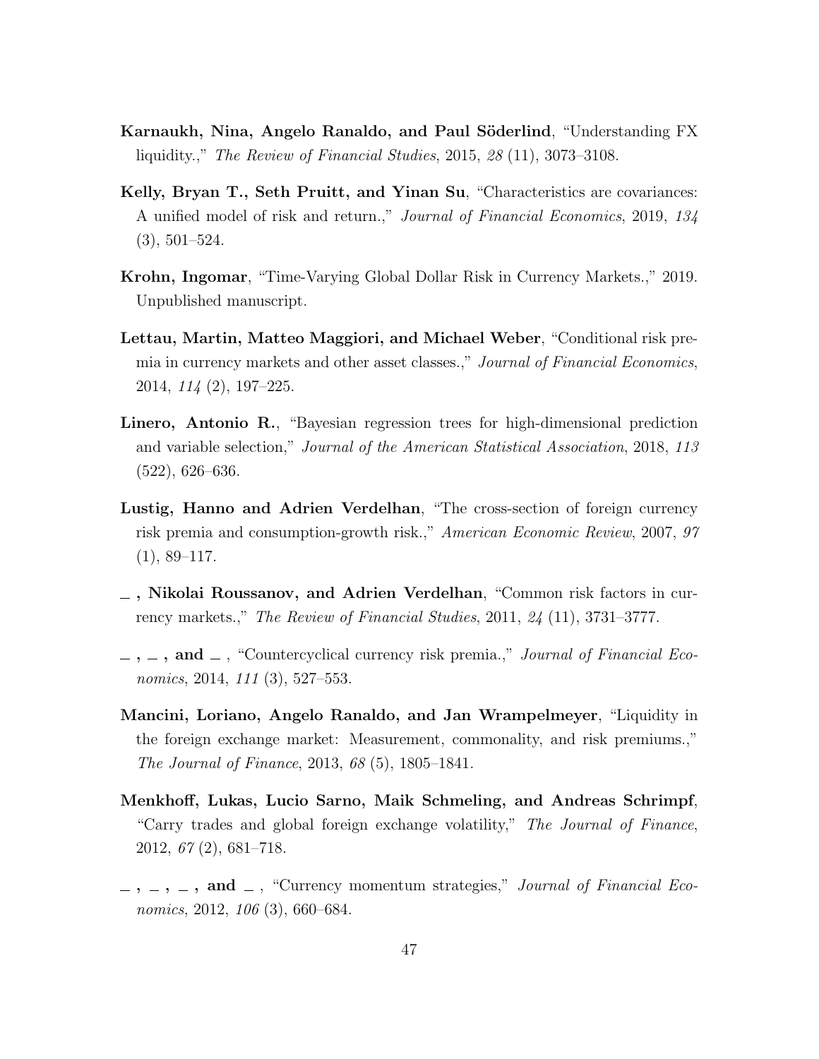**Karnaukh, Nina, Angelo Ranaldo, and Paul Söderlind**, "Understanding FX liquidity.," *The Review of Financial Studies*, 2015, *28* (11), 3073–3108.

**Kelly, Bryan T., Seth Pruitt, and Yinan Su**, "Characteristics are covariances: A unified model of risk and return.," *Journal of Financial Economics*, 2019, *134* (3), 501–524.

**Krohn, Ingomar**, "Time-Varying Global Dollar Risk in Currency Markets.," 2019. Unpublished manuscript.

**Lettau, Martin, Matteo Maggiori, and Michael Weber**, "Conditional risk premia in currency markets and other asset classes.," *Journal of Financial Economics*, 2014, *114* (2), 197–225.

**Linero, Antonio R.**, "Bayesian regression trees for high-dimensional prediction and variable selection," *Journal of the American Statistical Association*, 2018, *113* (522), 626–636.

**Lustig, Hanno and Adrien Verdelhan**, "The cross-section of foreign currency risk premia and consumption-growth risk.," *American Economic Review*, 2007, *97* (1), 89–117.

**_ , Nikolai Roussanov, and Adrien Verdelhan**, "Common risk factors in currency markets.," *The Review of Financial Studies*, 2011, *24* (11), 3731–3777.

**_ , _ , and _** , "Countercyclical currency risk premia.," *Journal of Financial Economics*, 2014, *111* (3), 527–553.

**Mancini, Loriano, Angelo Ranaldo, and Jan Wrampelmeyer**, "Liquidity in the foreign exchange market: Measurement, commonality, and risk premiums.," *The Journal of Finance*, 2013, *68* (5), 1805–1841.

**Menkhoff, Lukas, Lucio Sarno, Maik Schmeling, and Andreas Schrimpf**, "Carry trades and global foreign exchange volatility," *The Journal of Finance*, 2012, *67* (2), 681–718.

**_ , _ , _ , and _** , "Currency momentum strategies," *Journal of Financial Economics*, 2012, *106* (3), 660–684.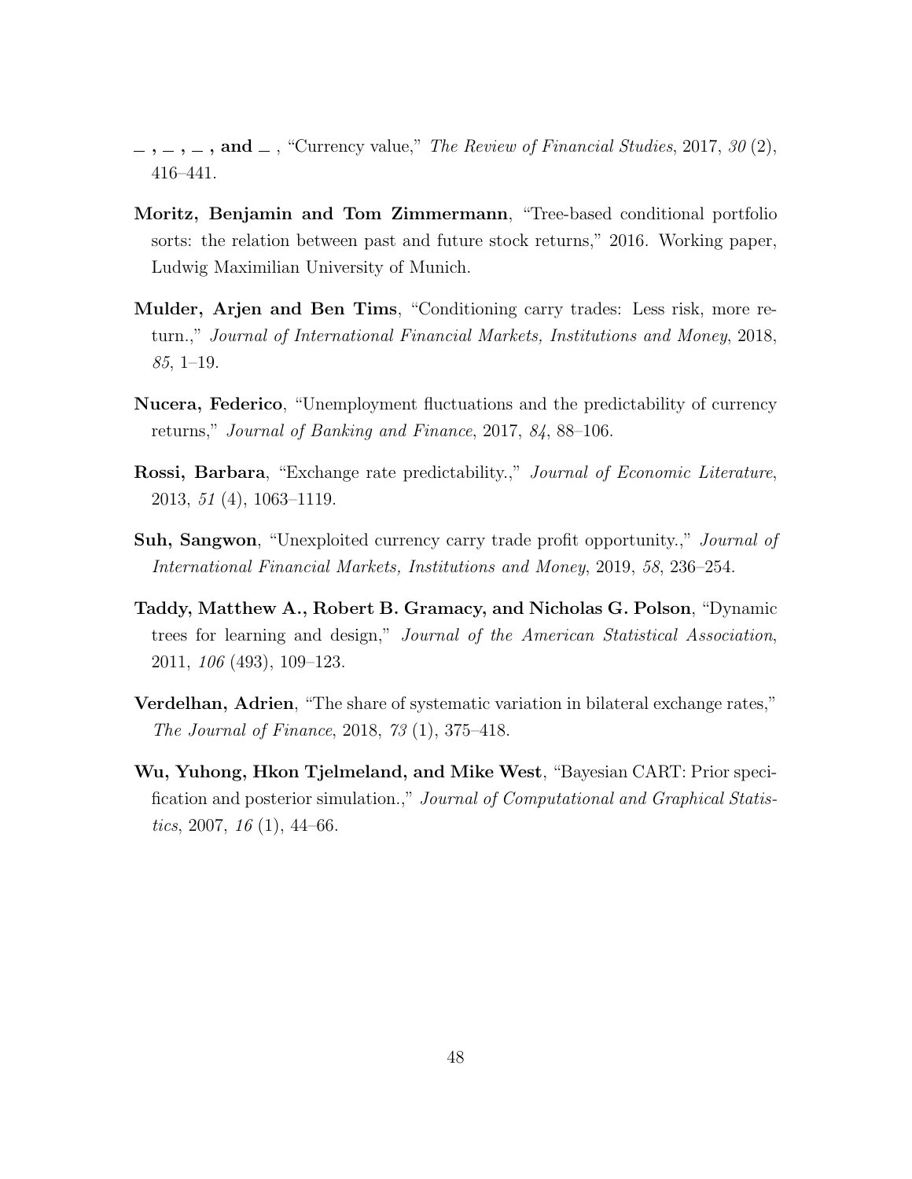**\_ , \_ , \_ , and \_** , "Currency value," *The Review of Financial Studies*, 2017, *30* (2), 416–441.

**Moritz, Benjamin and Tom Zimmermann**, "Tree-based conditional portfolio sorts: the relation between past and future stock returns," 2016. Working paper, Ludwig Maximilian University of Munich.

**Mulder, Arjen and Ben Tims**, "Conditioning carry trades: Less risk, more return.," *Journal of International Financial Markets, Institutions and Money*, 2018, *85*, 1–19.

**Nucera, Federico**, "Unemployment fluctuations and the predictability of currency returns," *Journal of Banking and Finance*, 2017, *84*, 88–106.

**Rossi, Barbara**, "Exchange rate predictability.," *Journal of Economic Literature*, 2013, *51* (4), 1063–1119.

**Suh, Sangwon**, "Unexploited currency carry trade profit opportunity.," *Journal of International Financial Markets, Institutions and Money*, 2019, *58*, 236–254.

**Taddy, Matthew A., Robert B. Gramacy, and Nicholas G. Polson**, "Dynamic trees for learning and design," *Journal of the American Statistical Association*, 2011, *106* (493), 109–123.

**Verdelhan, Adrien**, "The share of systematic variation in bilateral exchange rates," *The Journal of Finance*, 2018, *73* (1), 375–418.

**Wu, Yuhong, Hkon Tjelmeland, and Mike West**, "Bayesian CART: Prior specification and posterior simulation.," *Journal of Computational and Graphical Statistics*, 2007, *16* (1), 44–66.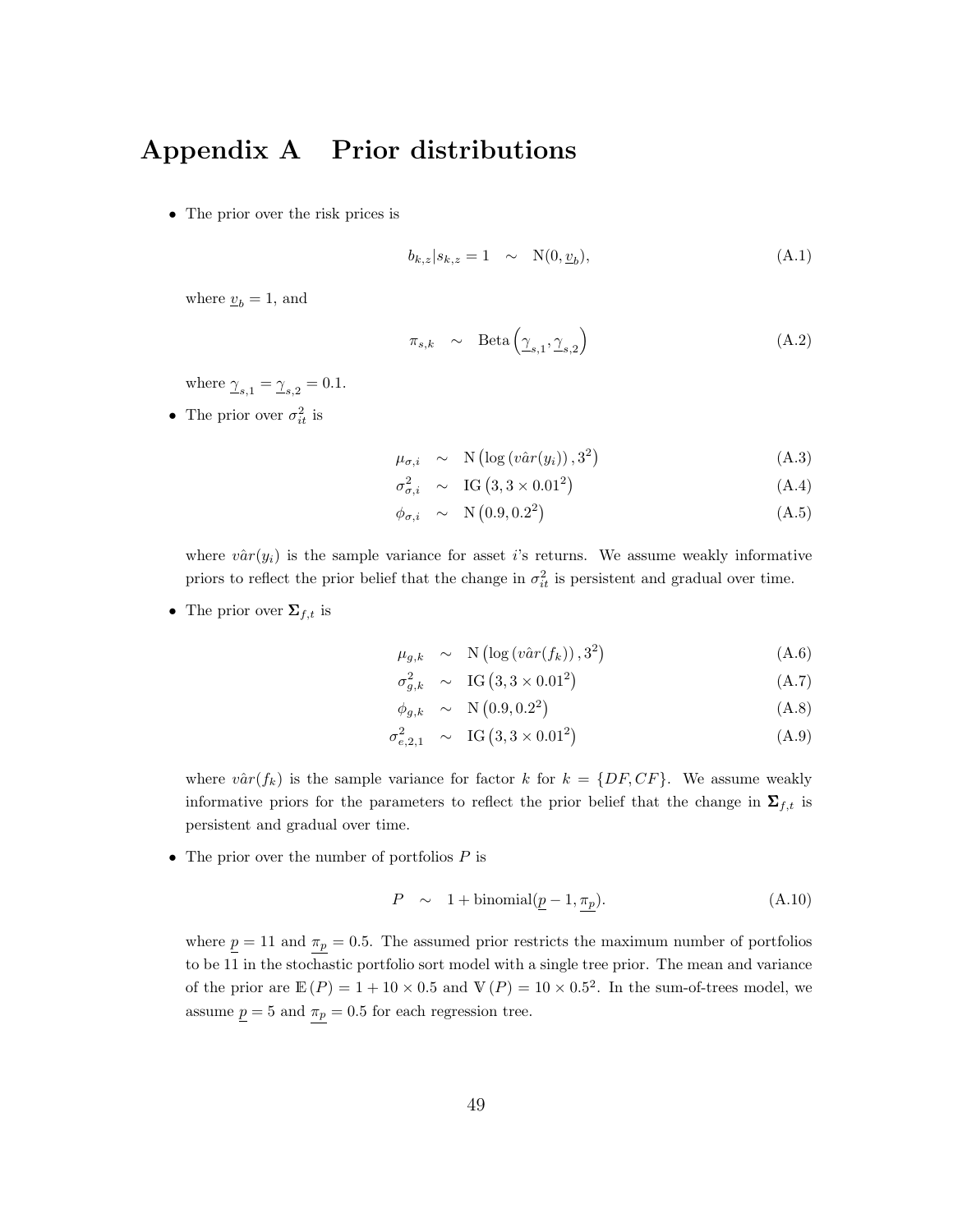# Appendix A Prior distributions

- The prior over the risk prices is

$$b_{k,z}|s_{k,z} = 1 \quad \sim \quad \text{N}(0, \underline{v}_b), \tag{A.1}$$

where $\underline{v}_b = 1$, and

$$\pi_{s,k} \quad \sim \quad \text{Beta}\left(\underline{\gamma}_{s,1}, \underline{\gamma}_{s,2}\right) \tag{A.2}$$

where $\underline{\gamma}_{s,1} = \underline{\gamma}_{s,2} = 0.1$.

- The prior over $\sigma_{it}^2$ is

$$\mu_{\sigma,i} \quad \sim \quad \text{N}\left(\log\left(v\hat{a}r(y_i)\right), 3^2\right) \tag{A.3}$$

$$\sigma_{\sigma,i}^2 \quad \sim \quad \text{IG}\left(3, 3 \times 0.01^2\right) \tag{A.4}$$

$$\phi_{\sigma,i} \quad \sim \quad \text{N}\left(0.9, 0.2^2\right) \tag{A.5}$$

where $v\hat{a}r(y_i)$ is the sample variance for asset $i$'s returns. We assume weakly informative priors to reflect the prior belief that the change in $\sigma_{it}^2$ is persistent and gradual over time.

- The prior over $\mathbf{\Sigma}_{f,t}$ is

$$\mu_{g,k} \quad \sim \quad \text{N}\left(\log\left(v\hat{a}r(f_k)\right), 3^2\right) \tag{A.6}$$

$$\sigma_{g,k}^2 \quad \sim \quad \text{IG}\left(3, 3 \times 0.01^2\right) \tag{A.7}$$

$$\phi_{g,k} \quad \sim \quad \text{N}\left(0.9, 0.2^2\right) \tag{A.8}$$

$$\sigma_{e,2,1}^2 \quad \sim \quad \text{IG}\left(3, 3 \times 0.01^2\right) \tag{A.9}$$

where $v\hat{a}r(f_k)$ is the sample variance for factor $k$ for $k = \{DF, CF\}$. We assume weakly informative priors for the parameters to reflect the prior belief that the change in $\mathbf{\Sigma}_{f,t}$ is persistent and gradual over time.

- The prior over the number of portfolios $P$ is

$$P \quad \sim \quad 1 + \text{binomial}(\underline{p} - 1, \underline{\pi_p}). \tag{A.10}$$

where $\underline{p} = 11$ and $\underline{\pi_p} = 0.5$. The assumed prior restricts the maximum number of portfolios to be 11 in the stochastic portfolio sort model with a single tree prior. The mean and variance of the prior are $\mathbb{E}(P) = 1 + 10 \times 0.5$ and $\mathbb{V}(P) = 10 \times 0.5^2$. In the sum-of-trees model, we assume $\underline{p} = 5$ and $\underline{\pi_p} = 0.5$ for each regression tree.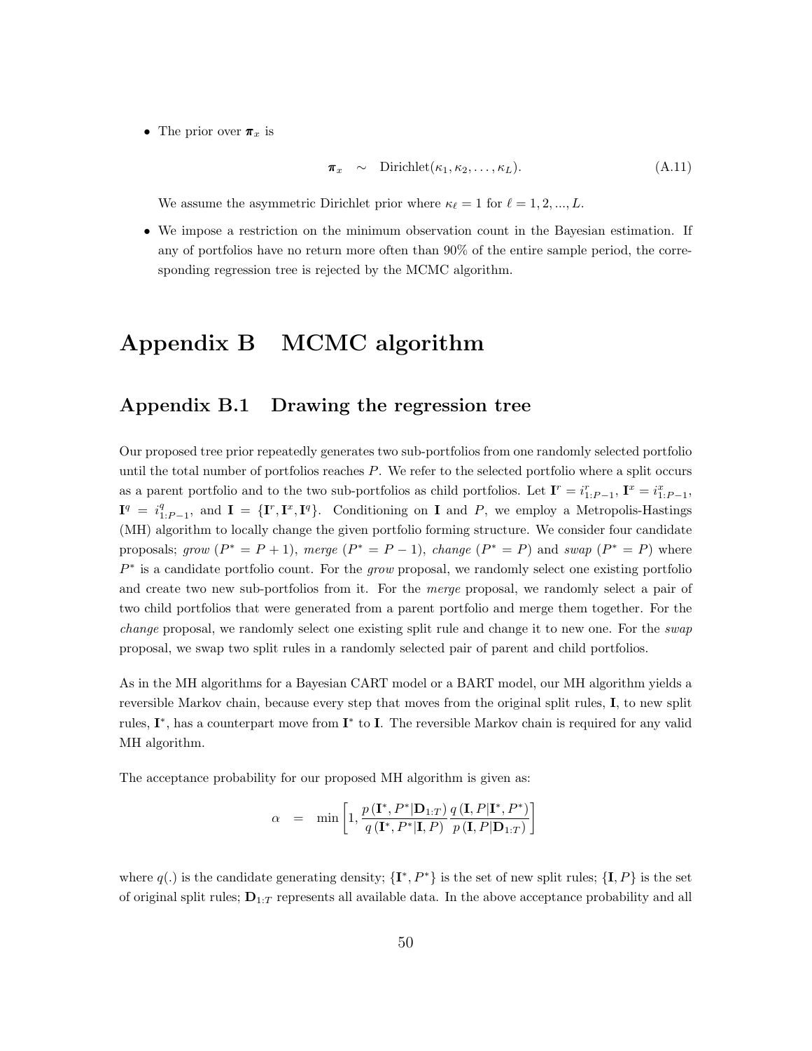- The prior over $\boldsymbol{\pi}_x$ is

$$\boldsymbol{\pi}_x \quad \sim \quad \text{Dirichlet}(\kappa_1, \kappa_2, \ldots, \kappa_L). \tag{A.11}$$

  We assume the asymmetric Dirichlet prior where $\kappa_\ell = 1$ for $\ell = 1, 2, ..., L$.

- We impose a restriction on the minimum observation count in the Bayesian estimation. If any of portfolios have no return more often than 90% of the entire sample period, the corresponding regression tree is rejected by the MCMC algorithm.

# Appendix B MCMC algorithm

## Appendix B.1 Drawing the regression tree

Our proposed tree prior repeatedly generates two sub-portfolios from one randomly selected portfolio until the total number of portfolios reaches $P$. We refer to the selected portfolio where a split occurs as a parent portfolio and to the two sub-portfolios as child portfolios. Let $\mathbf{I}^r = i^r_{1:P-1}$, $\mathbf{I}^x = i^x_{1:P-1}$, $\mathbf{I}^q = i^q_{1:P-1}$, and $\mathbf{I} = \{\mathbf{I}^r, \mathbf{I}^x, \mathbf{I}^q\}$. Conditioning on $\mathbf{I}$ and $P$, we employ a Metropolis-Hastings (MH) algorithm to locally change the given portfolio forming structure. We consider four candidate proposals; *grow* ($P^* = P + 1$), *merge* ($P^* = P - 1$), *change* ($P^* = P$) and *swap* ($P^* = P$) where $P^*$ is a candidate portfolio count. For the *grow* proposal, we randomly select one existing portfolio and create two new sub-portfolios from it. For the *merge* proposal, we randomly select a pair of two child portfolios that were generated from a parent portfolio and merge them together. For the *change* proposal, we randomly select one existing split rule and change it to new one. For the *swap* proposal, we swap two split rules in a randomly selected pair of parent and child portfolios.

As in the MH algorithms for a Bayesian CART model or a BART model, our MH algorithm yields a reversible Markov chain, because every step that moves from the original split rules, $\mathbf{I}$, to new split rules, $\mathbf{I}^*$, has a counterpart move from $\mathbf{I}^*$ to $\mathbf{I}$. The reversible Markov chain is required for any valid MH algorithm.

The acceptance probability for our proposed MH algorithm is given as:

$$\alpha \quad = \quad \min\left[1, \frac{p\left(\mathbf{I}^*, P^*|\mathbf{D}_{1:T}\right)}{q\left(\mathbf{I}^*, P^*|\mathbf{I}, P\right)} \frac{q\left(\mathbf{I}, P|\mathbf{I}^*, P^*\right)}{p\left(\mathbf{I}, P|\mathbf{D}_{1:T}\right)}\right]$$

where $q(.)$ is the candidate generating density; $\{\mathbf{I}^*, P^*\}$ is the set of new split rules; $\{\mathbf{I}, P\}$ is the set of original split rules; $\mathbf{D}_{1:T}$ represents all available data. In the above acceptance probability and all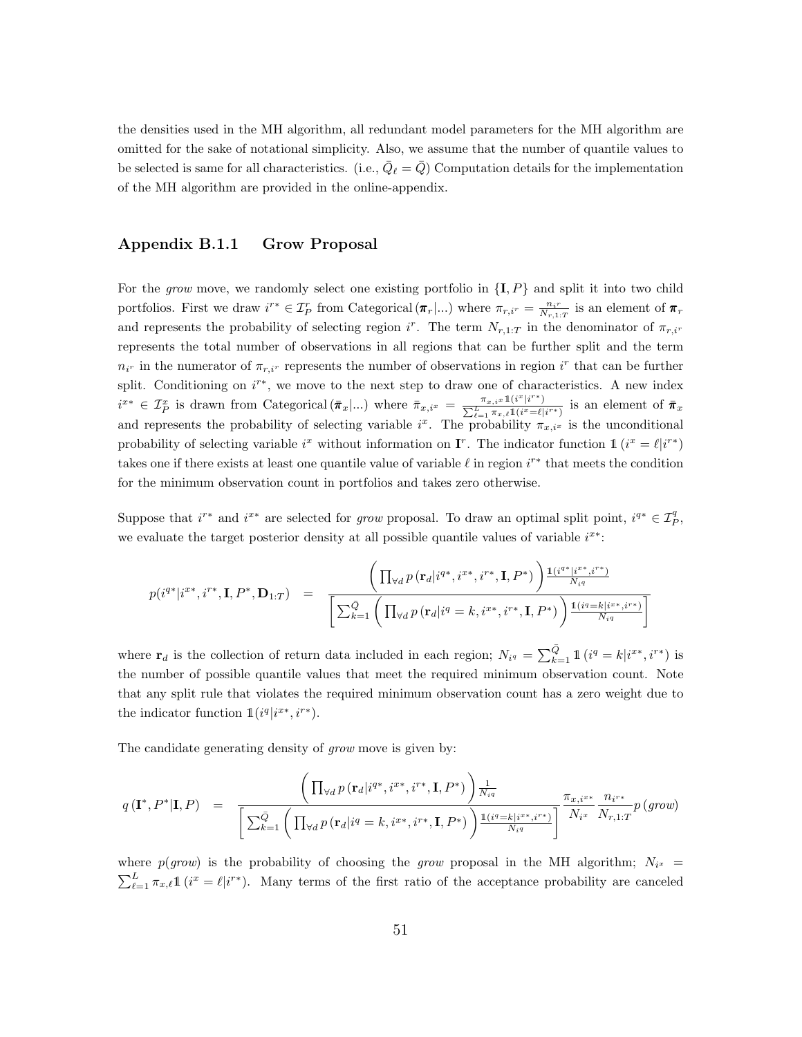the densities used in the MH algorithm, all redundant model parameters for the MH algorithm are omitted for the sake of notational simplicity. Also, we assume that the number of quantile values to be selected is same for all characteristics. (i.e., $\bar{Q}_\ell = \bar{Q}$) Computation details for the implementation of the MH algorithm are provided in the online-appendix.

### Appendix B.1.1 Grow Proposal

For the *grow* move, we randomly select one existing portfolio in $\{\mathbf{I}, P\}$ and split it into two child portfolios. First we draw $i^{r*} \in \mathcal{I}_P^r$ from Categorical$(\boldsymbol{\pi}_r|...)$ where $\pi_{r,i^r} = \frac{n_{i^r}}{N_{r,1:T}}$ is an element of $\boldsymbol{\pi}_r$ and represents the probability of selecting region $i^r$. The term $N_{r,1:T}$ in the denominator of $\pi_{r,i^r}$ represents the total number of observations in all regions that can be further split and the term $n_{i^r}$ in the numerator of $\pi_{r,i^r}$ represents the number of observations in region $i^r$ that can be further split. Conditioning on $i^{r*}$, we move to the next step to draw one of characteristics. A new index $i^{x*} \in \mathcal{I}_P^x$ is drawn from Categorical$(\bar{\boldsymbol{\pi}}_x|...)$ where $\bar{\pi}_{x,i^x} = \frac{\pi_{x,i^x}\mathbb{1}(i^x|i^{r*})}{\sum_{\ell=1}^{L}\pi_{x,\ell}\mathbb{1}(i^x=\ell|i^{r*})}$ is an element of $\bar{\boldsymbol{\pi}}_x$ and represents the probability of selecting variable $i^x$. The probability $\pi_{x,i^x}$ is the unconditional probability of selecting variable $i^x$ without information on $\mathbf{I}^r$. The indicator function $\mathbb{1}(i^x = \ell|i^{r*})$ takes one if there exists at least one quantile value of variable $\ell$ in region $i^{r*}$ that meets the condition for the minimum observation count in portfolios and takes zero otherwise.

Suppose that $i^{r*}$ and $i^{x*}$ are selected for *grow* proposal. To draw an optimal split point, $i^{q*} \in \mathcal{I}_P^q$, we evaluate the target posterior density at all possible quantile values of variable $i^{x*}$:

$$p(i^{q*}|i^{x*}, i^{r*}, \mathbf{I}, P^*, \mathbf{D}_{1:T}) = \frac{\left(\prod_{\forall d} p\left(\mathbf{r}_d|i^{q*}, i^{x*}, i^{r*}, \mathbf{I}, P^*\right)\right)\frac{\mathbb{1}(i^{q*}|i^{x*},i^{r*})}{N_{i^q}}}{\left[\sum_{k=1}^{\bar{Q}}\left(\prod_{\forall d} p\left(\mathbf{r}_d|i^q = k, i^{x*}, i^{r*}, \mathbf{I}, P^*\right)\right)\frac{\mathbb{1}(i^q=k|i^{x*},i^{r*})}{N_{i^q}}\right]}$$

where $\mathbf{r}_d$ is the collection of return data included in each region; $N_{i^q} = \sum_{k=1}^{\bar{Q}} \mathbb{1}(i^q = k|i^{x*}, i^{r*})$ is the number of possible quantile values that meet the required minimum observation count. Note that any split rule that violates the required minimum observation count has a zero weight due to the indicator function $\mathbb{1}(i^q|i^{x*}, i^{r*})$.

The candidate generating density of *grow* move is given by:

$$q(\mathbf{I}^*, P^*|\mathbf{I}, P) = \frac{\left(\prod_{\forall d} p\left(\mathbf{r}_d|i^{q*}, i^{x*}, i^{r*}, \mathbf{I}, P^*\right)\right)\frac{1}{N_{i^q}}}{\left[\sum_{k=1}^{\bar{Q}}\left(\prod_{\forall d} p\left(\mathbf{r}_d|i^q = k, i^{x*}, i^{r*}, \mathbf{I}, P^*\right)\right)\frac{\mathbb{1}(i^q=k|i^{x*},i^{r*})}{N_{i^q}}\right]}\frac{\pi_{x,i^{x*}}}{N_{i^x}}\frac{n_{i^{r*}}}{N_{r,1:T}}p(grow)$$

where $p(grow)$ is the probability of choosing the *grow* proposal in the MH algorithm; $N_{i^x} = \sum_{\ell=1}^{L}\pi_{x,\ell}\mathbb{1}(i^x = \ell|i^{r*})$. Many terms of the first ratio of the acceptance probability are canceled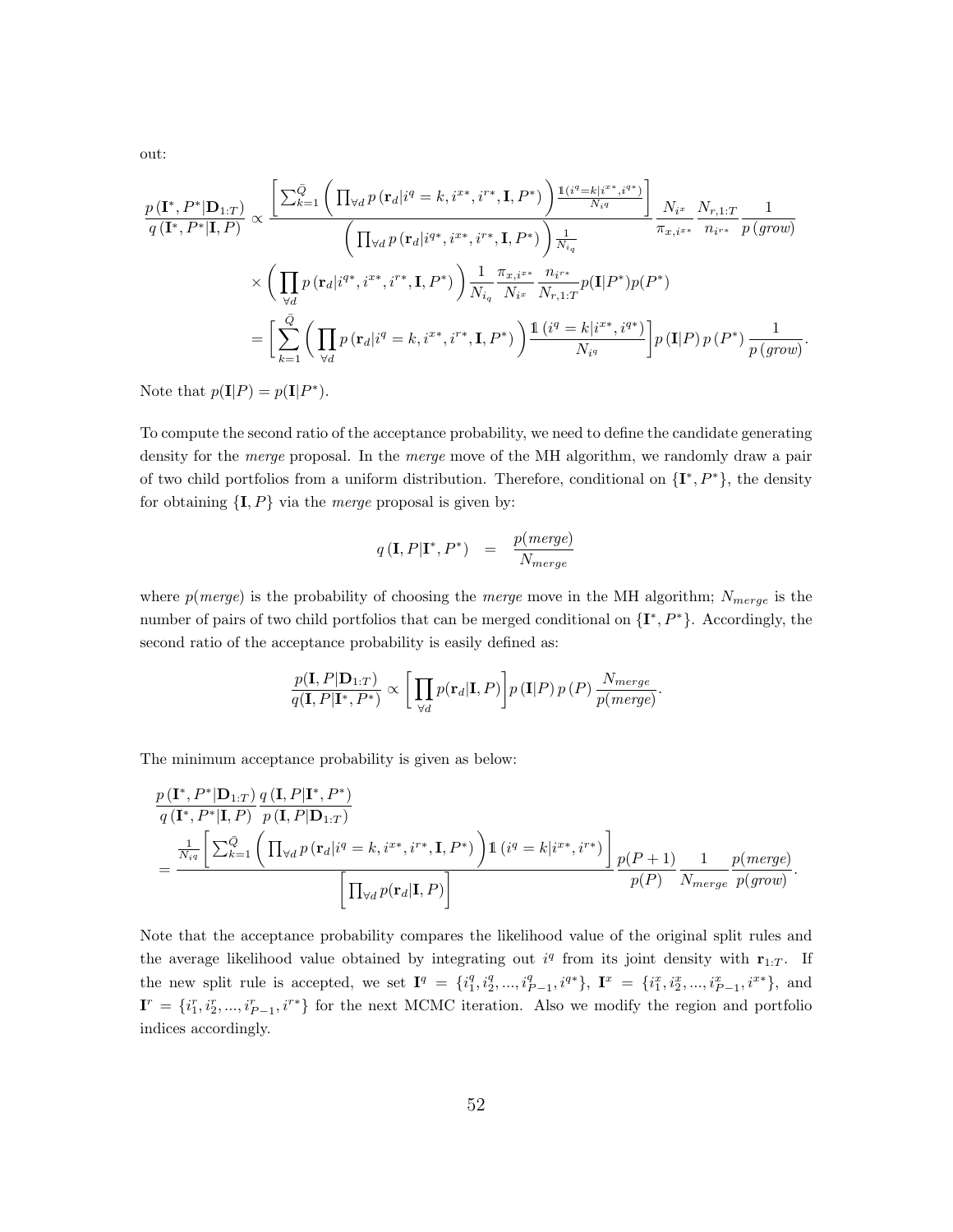out:

$$
\begin{aligned}
\frac{p\left(\mathbf{I}^{*}, P^{*} | \mathbf{D}_{1:T}\right)}{q\left(\mathbf{I}^{*}, P^{*} | \mathbf{I}, P\right)} \propto & \frac{\left[\sum_{k=1}^{\bar{Q}}\left(\prod_{\forall d} p\left(\mathbf{r}_{d} | i^{q}=k, i^{x*}, i^{r*}, \mathbf{I}, P^{*}\right)\right) \frac{\mathbb{1}\left(i^{q}=k | i^{x*}, i^{q*}\right)}{N_{i^{q}}}\right]}{\left(\prod_{\forall d} p\left(\mathbf{r}_{d} | i^{q*}, i^{x*}, i^{r*}, \mathbf{I}, P^{*}\right)\right) \frac{1}{N_{i_{q}}}} \frac{N_{i^{x}}}{\pi_{x, i^{x*}}} \frac{N_{r, 1:T}}{n_{i^{r*}}} \frac{1}{p\,(grow)} \\
& \times\left(\prod_{\forall d} p\left(\mathbf{r}_{d} | i^{q*}, i^{x*}, i^{r*}, \mathbf{I}, P^{*}\right)\right) \frac{1}{N_{i_{q}}} \frac{\pi_{x, i^{x*}}}{N_{i^{x}}} \frac{n_{i^{r*}}}{N_{r, 1:T}} p(\mathbf{I} | P^{*}) p(P^{*}) \\
= & \left[\sum_{k=1}^{\bar{Q}}\left(\prod_{\forall d} p\left(\mathbf{r}_{d} | i^{q}=k, i^{x*}, i^{r*}, \mathbf{I}, P^{*}\right)\right) \frac{\mathbb{1}\left(i^{q}=k | i^{x*}, i^{q*}\right)}{N_{i^{q}}}\right] p\left(\mathbf{I} | P\right) p\left(P^{*}\right) \frac{1}{p\,(grow)}.
\end{aligned}
$$

Note that $p(\mathbf{I}|P) = p(\mathbf{I}|P^{*})$.

To compute the second ratio of the acceptance probability, we need to define the candidate generating density for the *merge* proposal. In the *merge* move of the MH algorithm, we randomly draw a pair of two child portfolios from a uniform distribution. Therefore, conditional on $\{\mathbf{I}^{*}, P^{*}\}$, the density for obtaining $\{\mathbf{I}, P\}$ via the *merge* proposal is given by:

$$
q\left(\mathbf{I}, P | \mathbf{I}^{*}, P^{*}\right) \quad = \quad \frac{p(merge)}{N_{merge}}
$$

where $p(merge)$ is the probability of choosing the *merge* move in the MH algorithm; $N_{merge}$ is the number of pairs of two child portfolios that can be merged conditional on $\{\mathbf{I}^{*}, P^{*}\}$. Accordingly, the second ratio of the acceptance probability is easily defined as:

$$
\frac{p(\mathbf{I}, P | \mathbf{D}_{1:T})}{q(\mathbf{I}, P | \mathbf{I}^{*}, P^{*})} \propto \left[\prod_{\forall d} p(\mathbf{r}_{d} | \mathbf{I}, P)\right] p\left(\mathbf{I} | P\right) p\left(P\right) \frac{N_{merge}}{p(merge)}.
$$

The minimum acceptance probability is given as below:

$$
\begin{aligned}
& \frac{p\left(\mathbf{I}^{*}, P^{*} | \mathbf{D}_{1:T}\right)}{q\left(\mathbf{I}^{*}, P^{*} | \mathbf{I}, P\right)} \frac{q\left(\mathbf{I}, P | \mathbf{I}^{*}, P^{*}\right)}{p\left(\mathbf{I}, P | \mathbf{D}_{1:T}\right)} \\
& = \frac{\frac{1}{N_{i^{q}}}\left[\sum_{k=1}^{\bar{Q}}\left(\prod_{\forall d} p\left(\mathbf{r}_{d} | i^{q}=k, i^{x*}, i^{r*}, \mathbf{I}, P^{*}\right)\right) \mathbb{1}\left(i^{q}=k | i^{x*}, i^{r*}\right)\right]}{\left[\prod_{\forall d} p(\mathbf{r}_{d} | \mathbf{I}, P)\right]} \frac{p(P+1)}{p(P)} \frac{1}{N_{merge}} \frac{p(merge)}{p(grow)}.
\end{aligned}
$$

Note that the acceptance probability compares the likelihood value of the original split rules and the average likelihood value obtained by integrating out $i^{q}$ from its joint density with $\mathbf{r}_{1:T}$. If the new split rule is accepted, we set $\mathbf{I}^{q} = \{i_{1}^{q}, i_{2}^{q}, ..., i_{P-1}^{q}, i^{q*}\}$, $\mathbf{I}^{x} = \{i_{1}^{x}, i_{2}^{x}, ..., i_{P-1}^{x}, i^{x*}\}$, and $\mathbf{I}^{r} = \{i_{1}^{r}, i_{2}^{r}, ..., i_{P-1}^{r}, i^{r*}\}$ for the next MCMC iteration. Also we modify the region and portfolio indices accordingly.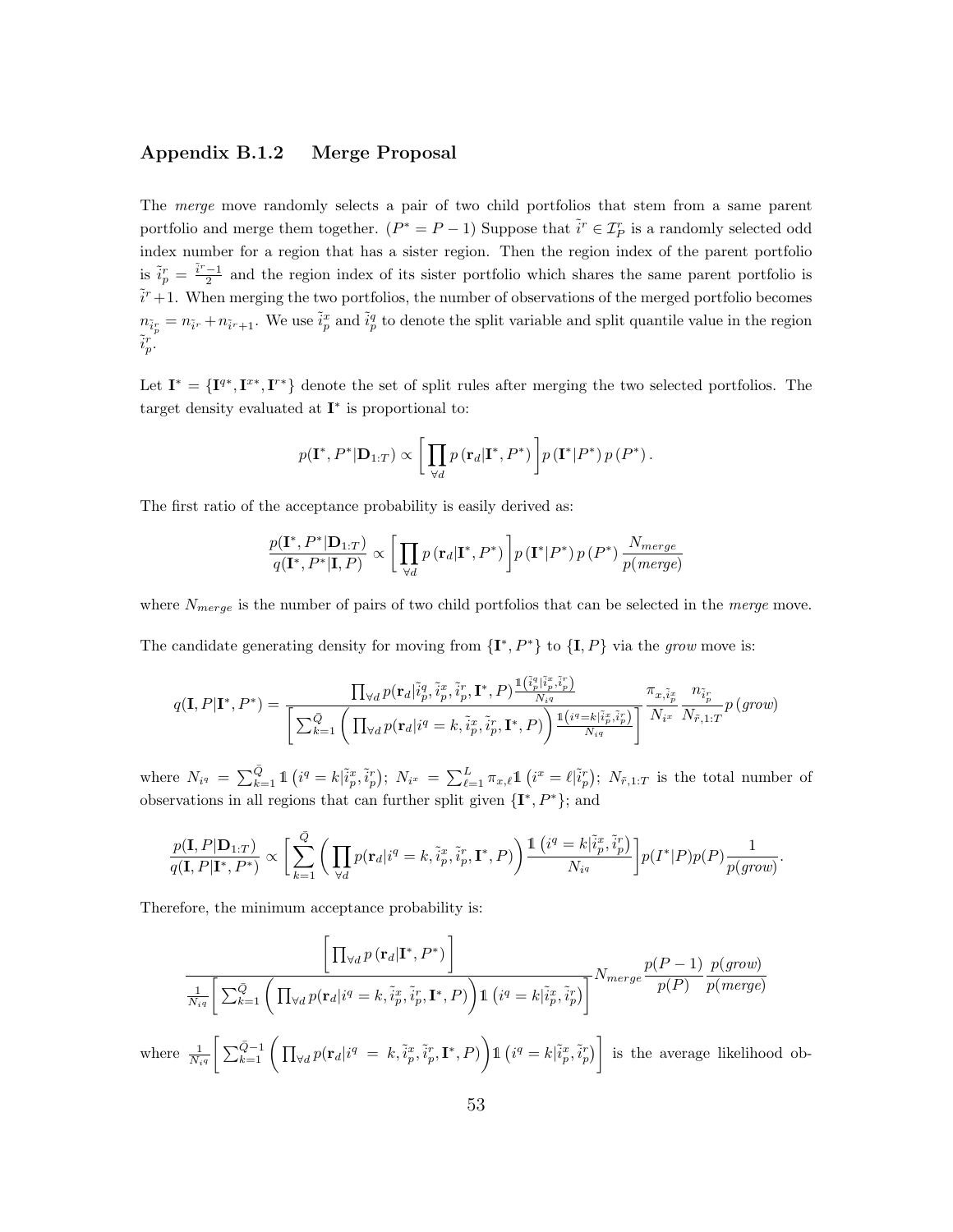### Appendix B.1.2 Merge Proposal

The *merge* move randomly selects a pair of two child portfolios that stem from a same parent portfolio and merge them together. ($P^* = P - 1$) Suppose that $\tilde{i}^r \in \mathcal{I}_P^r$ is a randomly selected odd index number for a region that has a sister region. Then the region index of the parent portfolio is $\tilde{i}_p^r = \frac{\tilde{i}^r - 1}{2}$ and the region index of its sister portfolio which shares the same parent portfolio is $\tilde{i}^r + 1$. When merging the two portfolios, the number of observations of the merged portfolio becomes $n_{\tilde{i}_p^r} = n_{\tilde{i}^r} + n_{\tilde{i}^r+1}$. We use $\tilde{i}_p^x$ and $\tilde{i}_p^q$ to denote the split variable and split quantile value in the region $\tilde{i}_p^r$.

Let $\mathbf{I}^* = \{\mathbf{I}^{q*}, \mathbf{I}^{x*}, \mathbf{I}^{r*}\}$ denote the set of split rules after merging the two selected portfolios. The target density evaluated at $\mathbf{I}^*$ is proportional to:

$$p(\mathbf{I}^*, P^* | \mathbf{D}_{1:T}) \propto \left[ \prod_{\forall d} p\left(\mathbf{r}_d | \mathbf{I}^*, P^*\right) \right] p\left(\mathbf{I}^* | P^*\right) p\left(P^*\right).$$

The first ratio of the acceptance probability is easily derived as:

$$\frac{p(\mathbf{I}^*, P^* | \mathbf{D}_{1:T})}{q(\mathbf{I}^*, P^* | \mathbf{I}, P)} \propto \left[ \prod_{\forall d} p\left(\mathbf{r}_d | \mathbf{I}^*, P^*\right) \right] p\left(\mathbf{I}^* | P^*\right) p\left(P^*\right) \frac{N_{merge}}{p(merge)}$$

where $N_{merge}$ is the number of pairs of two child portfolios that can be selected in the *merge* move.

The candidate generating density for moving from $\{\mathbf{I}^*, P^*\}$ to $\{\mathbf{I}, P\}$ via the *grow* move is:

$$q(\mathbf{I}, P | \mathbf{I}^*, P^*) = \frac{\prod_{\forall d} p(\mathbf{r}_d | \tilde{i}_p^q, \tilde{i}_p^x, \tilde{i}_p^r, \mathbf{I}^*, P) \frac{\mathbb{1}\left(\tilde{i}_p^q | \tilde{i}_p^x, \tilde{i}_p^r\right)}{N_{i^q}}}{\left[ \sum_{k=1}^{\bar{Q}} \left( \prod_{\forall d} p(\mathbf{r}_d | i^q = k, \tilde{i}_p^x, \tilde{i}_p^r, \mathbf{I}^*, P) \right) \frac{\mathbb{1}\left(i^q = k | \tilde{i}_p^x, \tilde{i}_p^r\right)}{N_{i^q}} \right]} \frac{\pi_{x, \tilde{i}_p^x}}{N_{i^x}} \frac{n_{\tilde{i}_p^r}}{N_{\tilde{r}, 1:T}} p\left(grow\right)$$

where $N_{i^q} = \sum_{k=1}^{\bar{Q}} \mathbb{1}\left(i^q = k | \tilde{i}_p^x, \tilde{i}_p^r\right)$; $N_{i^x} = \sum_{\ell=1}^{L} \pi_{x,\ell} \mathbb{1}\left(i^x = \ell | \tilde{i}_p^r\right)$; $N_{\tilde{r},1:T}$ is the total number of observations in all regions that can further split given $\{\mathbf{I}^*, P^*\}$; and

$$\frac{p(\mathbf{I}, P | \mathbf{D}_{1:T})}{q(\mathbf{I}, P | \mathbf{I}^*, P^*)} \propto \left[ \sum_{k=1}^{\bar{Q}} \left( \prod_{\forall d} p(\mathbf{r}_d | i^q = k, \tilde{i}_p^x, \tilde{i}_p^r, \mathbf{I}^*, P) \right) \frac{\mathbb{1}\left(i^q = k | \tilde{i}_p^x, \tilde{i}_p^r\right)}{N_{i^q}} \right] p(I^* | P) p(P) \frac{1}{p(grow)}.$$

Therefore, the minimum acceptance probability is:

$$\frac{\left[ \prod_{\forall d} p\left(\mathbf{r}_d | \mathbf{I}^*, P^*\right) \right]}{\frac{1}{N_{i^q}} \left[ \sum_{k=1}^{\bar{Q}} \left( \prod_{\forall d} p(\mathbf{r}_d | i^q = k, \tilde{i}_p^x, \tilde{i}_p^r, \mathbf{I}^*, P) \right) \mathbb{1}\left(i^q = k | \tilde{i}_p^x, \tilde{i}_p^r\right) \right]} N_{merge} \frac{p(P-1)}{p(P)} \frac{p(grow)}{p(merge)}$$

where $\frac{1}{N_{i^q}} \left[ \sum_{k=1}^{\bar{Q}-1} \left( \prod_{\forall d} p(\mathbf{r}_d | i^q = k, \tilde{i}_p^x, \tilde{i}_p^r, \mathbf{I}^*, P) \right) \mathbb{1}\left(i^q = k | \tilde{i}_p^x, \tilde{i}_p^r\right) \right]$ is the average likelihood ob-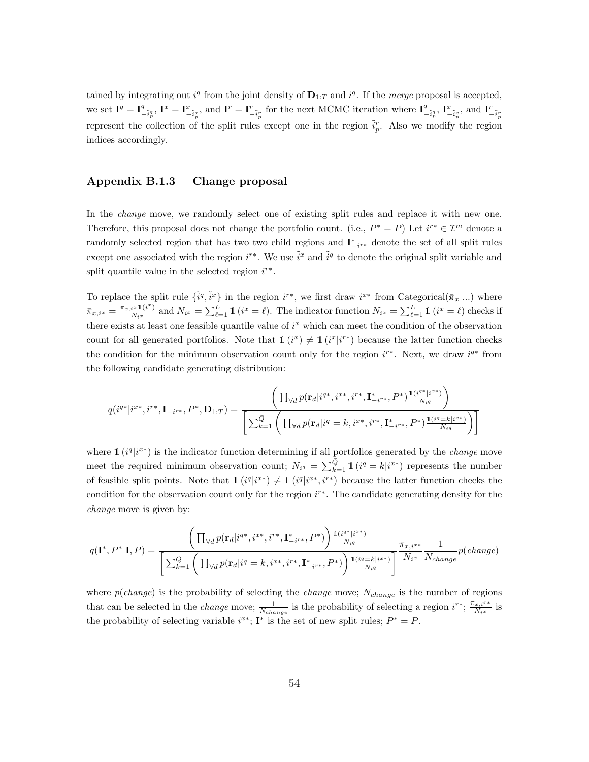tained by integrating out $i^q$ from the joint density of $\mathbf{D}_{1:T}$ and $i^q$. If the *merge* proposal is accepted, we set $\mathbf{I}^q = \mathbf{I}^q_{-\tilde{i}^q_p}$, $\mathbf{I}^x = \mathbf{I}^x_{-\tilde{i}^x_p}$, and $\mathbf{I}^r = \mathbf{I}^r_{-\tilde{i}^r_p}$ for the next MCMC iteration where $\mathbf{I}^q_{-\tilde{i}^q_p}$, $\mathbf{I}^x_{-\tilde{i}^x_p}$, and $\mathbf{I}^r_{-\tilde{i}^r_p}$ represent the collection of the split rules except one in the region $\tilde{i}^r_p$. Also we modify the region indices accordingly.

### Appendix B.1.3 Change proposal

In the *change* move, we randomly select one of existing split rules and replace it with new one. Therefore, this proposal does not change the portfolio count. (i.e., $P^* = P$) Let $i^{r*} \in \mathcal{I}^m$ denote a randomly selected region that has two two child regions and $\mathbf{I}^*_{-i^{r*}}$ denote the set of all split rules except one associated with the region $i^{r*}$. We use $\tilde{i}^x$ and $\tilde{i}^q$ to denote the original split variable and split quantile value in the selected region $i^{r*}$.

To replace the split rule $\{\tilde{i}^q, \tilde{i}^x\}$ in the region $i^{r*}$, we first draw $i^{x*}$ from Categorical($\bar{\boldsymbol{\pi}}_x|...$) where $\bar{\pi}_{x,i^x} = \frac{\pi_{x,i^x}\mathbb{1}(i^x)}{N_{i^x}}$ and $N_{i^x} = \sum_{\ell=1}^{L} \mathbb{1}(i^x = \ell)$. The indicator function $N_{i^x} = \sum_{\ell=1}^{L} \mathbb{1}(i^x = \ell)$ checks if there exists at least one feasible quantile value of $i^x$ which can meet the condition of the observation count for all generated portfolios. Note that $\mathbb{1}(i^x) \neq \mathbb{1}(i^x|i^{r*})$ because the latter function checks the condition for the minimum observation count only for the region $i^{r*}$. Next, we draw $i^{q*}$ from the following candidate generating distribution:

$$q(i^{q*}|i^{x*}, i^{r*}, \mathbf{I}_{-i^{r*}}, P^*, \mathbf{D}_{1:T}) = \frac{\left(\prod_{\forall d} p(\mathbf{r}_d|i^{q*}, i^{x*}, i^{r*}, \mathbf{I}^*_{-i^{r*}}, P^*)^{\frac{\mathbb{1}(i^{q*}|i^{x*})}{N_{i^q}}}\right)}{\left[\sum_{k=1}^{\bar{Q}} \left(\prod_{\forall d} p(\mathbf{r}_d|i^q = k, i^{x*}, i^{r*}, \mathbf{I}^*_{-i^{r*}}, P^*)^{\frac{\mathbb{1}(i^q=k|i^{x*})}{N_{i^q}}}\right)\right]}$$

where $\mathbb{1}(i^q|i^{x*})$ is the indicator function determining if all portfolios generated by the *change* move meet the required minimum observation count; $N_{i^q} = \sum_{k=1}^{\bar{Q}} \mathbb{1}(i^q = k|i^{x*})$ represents the number of feasible split points. Note that $\mathbb{1}(i^q|i^{x*}) \neq \mathbb{1}(i^q|i^{x*}, i^{r*})$ because the latter function checks the condition for the observation count only for the region $i^{r*}$. The candidate generating density for the *change* move is given by:

$$q(\mathbf{I}^*, P^*|\mathbf{I}, P) = \frac{\left(\prod_{\forall d} p(\mathbf{r}_d|i^{q*}, i^{x*}, i^{r*}, \mathbf{I}^*_{-i^{r*}}, P^*)\right)^{\frac{\mathbb{1}(i^{q*}|i^{x*})}{N_{i^q}}}}{\left[\sum_{k=1}^{\bar{Q}} \left(\prod_{\forall d} p(\mathbf{r}_d|i^q = k, i^{x*}, i^{r*}, \mathbf{I}^*_{-i^{r*}}, P^*)\right)^{\frac{\mathbb{1}(i^q=k|i^{x*})}{N_{i^q}}}\right]} \frac{\pi_{x,i^{x*}}}{N_{i^x}} \frac{1}{N_{change}} p(change)$$

where $p(change)$ is the probability of selecting the *change* move; $N_{change}$ is the number of regions that can be selected in the *change* move; $\frac{1}{N_{change}}$ is the probability of selecting a region $i^{r*}$; $\frac{\pi_{x,i^{x*}}}{N_{i^x}}$ is the probability of selecting variable $i^{x*}$; $\mathbf{I}^*$ is the set of new split rules; $P^* = P$.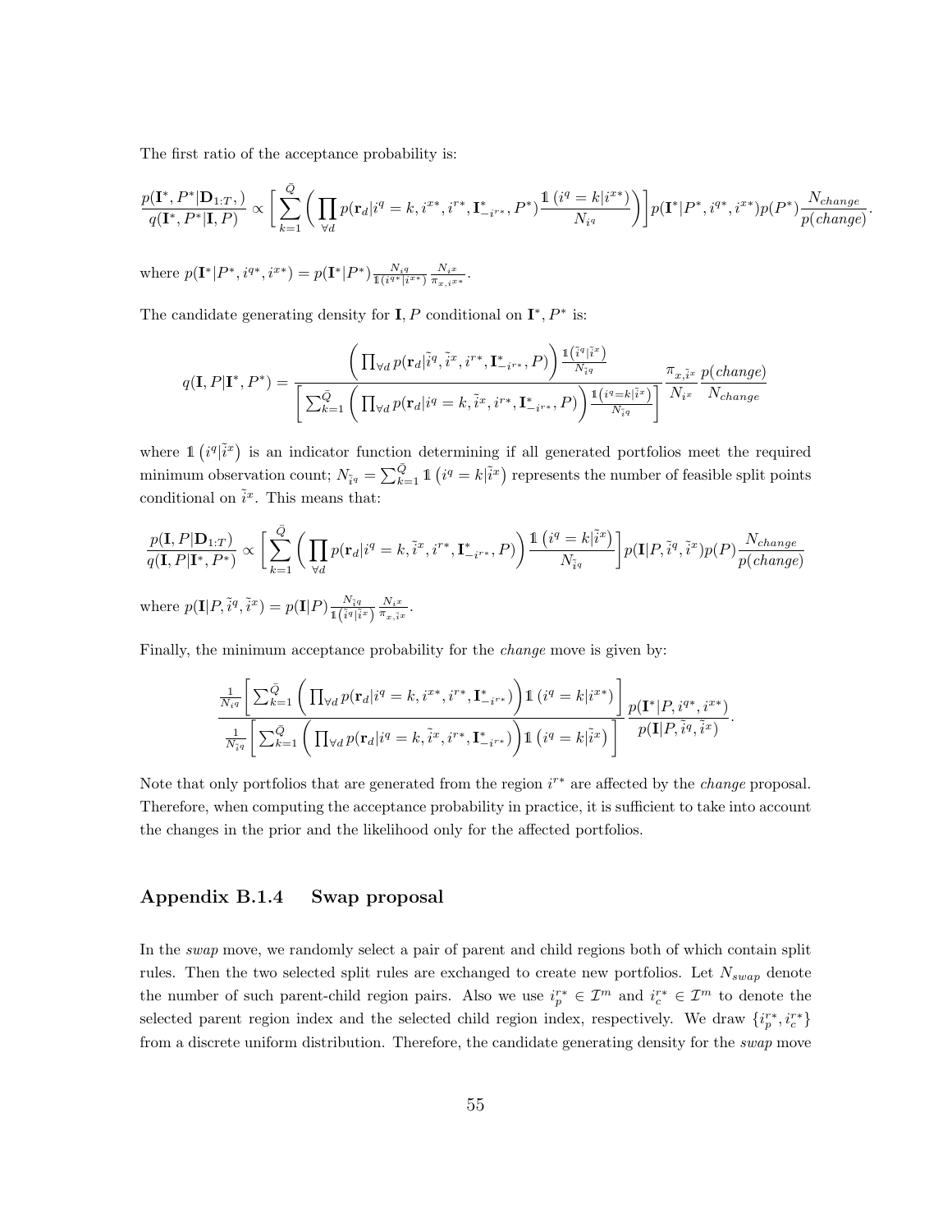The first ratio of the acceptance probability is:

$$\frac{p(\mathbf{I}^*, P^*|\mathbf{D}_{1:T},)}{q(\mathbf{I}^*, P^*|\mathbf{I}, P)} \propto \left[\sum_{k=1}^{\bar{Q}}\left(\prod_{\forall d} p(\mathbf{r}_d|i^q = k, i^{x*}, i^{r*}, \mathbf{I}^*_{-i^{r*}}, P^*)\frac{\mathbb{1}\left(i^q = k|i^{x*}\right)}{N_{i^q}}\right)\right] p(\mathbf{I}^*|P^*, i^{q*}, i^{x*})p(P^*)\frac{N_{change}}{p(change)}.$$

where $p(\mathbf{I}^*|P^*, i^{q*}, i^{x*}) = p(\mathbf{I}^*|P^*)\frac{N_{i^q}}{\mathbb{1}(i^{q*}|i^{x*})}\frac{N_{i^x}}{\pi_{x,i^{x*}}}$.

The candidate generating density for $\mathbf{I}, P$ conditional on $\mathbf{I}^*, P^*$ is:

$$q(\mathbf{I}, P|\mathbf{I}^*, P^*) = \frac{\left(\prod_{\forall d} p(\mathbf{r}_d|\tilde{i}^q, \tilde{i}^x, i^{r*}, \mathbf{I}^*_{-i^{r*}}, P)\right)\frac{\mathbb{1}\left(\tilde{i}^q|\tilde{i}^x\right)}{N_{\tilde{i}^q}}}{\left[\sum_{k=1}^{\bar{Q}}\left(\prod_{\forall d} p(\mathbf{r}_d|i^q = k, \tilde{i}^x, i^{r*}, \mathbf{I}^*_{-i^{r*}}, P)\right)\frac{\mathbb{1}\left(i^q = k|\tilde{i}^x\right)}{N_{\tilde{i}^q}}\right]}\frac{\pi_{x,\tilde{i}^x}}{N_{i^x}}\frac{p(change)}{N_{change}}$$

where $\mathbb{1}\left(i^q|\tilde{i}^x\right)$ is an indicator function determining if all generated portfolios meet the required minimum observation count; $N_{\tilde{i}^q} = \sum_{k=1}^{\bar{Q}} \mathbb{1}\left(i^q = k|\tilde{i}^x\right)$ represents the number of feasible split points conditional on $\tilde{i}^x$. This means that:

$$\frac{p(\mathbf{I}, P|\mathbf{D}_{1:T})}{q(\mathbf{I}, P|\mathbf{I}^*, P^*)} \propto \left[\sum_{k=1}^{\bar{Q}}\left(\prod_{\forall d} p(\mathbf{r}_d|i^q = k, \tilde{i}^x, i^{r*}, \mathbf{I}^*_{-i^{r*}}, P)\right)\frac{\mathbb{1}\left(i^q = k|\tilde{i}^x\right)}{N_{\tilde{i}^q}}\right] p(\mathbf{I}|P, \tilde{i}^q, \tilde{i}^x)p(P)\frac{N_{change}}{p(change)}$$

where $p(\mathbf{I}|P, \tilde{i}^q, \tilde{i}^x) = p(\mathbf{I}|P)\frac{N_{\tilde{i}^q}}{\mathbb{1}\left(\tilde{i}^q|\tilde{i}^x\right)}\frac{N_{i^x}}{\pi_{x,\tilde{i}^x}}$.

Finally, the minimum acceptance probability for the *change* move is given by:

$$\frac{\frac{1}{N_{i^q}}\left[\sum_{k=1}^{\bar{Q}}\left(\prod_{\forall d} p(\mathbf{r}_d|i^q = k, i^{x*}, i^{r*}, \mathbf{I}^*_{-i^{r*}})\right)\mathbb{1}\left(i^q = k|i^{x*}\right)\right]}{\frac{1}{N_{\tilde{i}^q}}\left[\sum_{k=1}^{\bar{Q}}\left(\prod_{\forall d} p(\mathbf{r}_d|i^q = k, \tilde{i}^x, i^{r*}, \mathbf{I}^*_{-i^{r*}})\right)\mathbb{1}\left(i^q = k|\tilde{i}^x\right)\right]}\frac{p(\mathbf{I}^*|P, i^{q*}, i^{x*})}{p(\mathbf{I}|P, \tilde{i}^q, \tilde{i}^x)}.$$

Note that only portfolios that are generated from the region $i^{r*}$ are affected by the *change* proposal. Therefore, when computing the acceptance probability in practice, it is sufficient to take into account the changes in the prior and the likelihood only for the affected portfolios.

### Appendix B.1.4 Swap proposal

In the *swap* move, we randomly select a pair of parent and child regions both of which contain split rules. Then the two selected split rules are exchanged to create new portfolios. Let $N_{swap}$ denote the number of such parent-child region pairs. Also we use $i^{r*}_p \in \mathcal{I}^m$ and $i^{r*}_c \in \mathcal{I}^m$ to denote the selected parent region index and the selected child region index, respectively. We draw $\{i^{r*}_p, i^{r*}_c\}$ from a discrete uniform distribution. Therefore, the candidate generating density for the *swap* move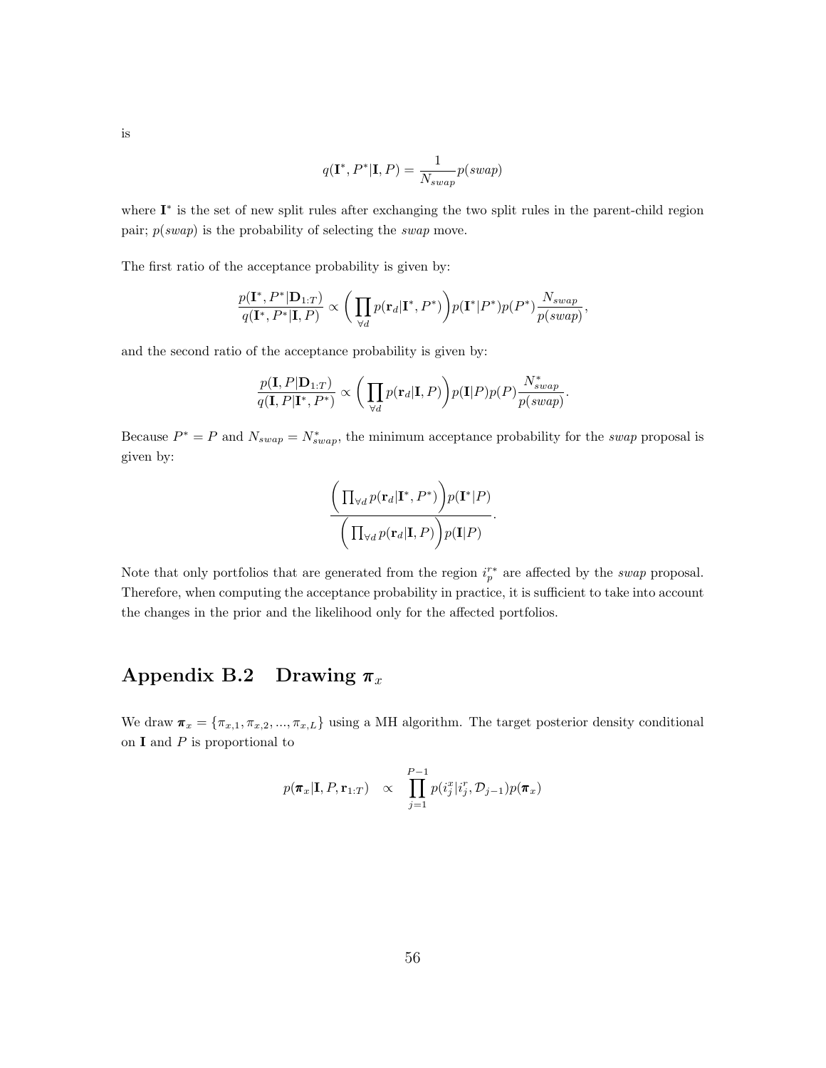is

$$q(\mathbf{I}^*, P^*|\mathbf{I}, P) = \frac{1}{N_{swap}} p(swap)$$

where $\mathbf{I}^*$ is the set of new split rules after exchanging the two split rules in the parent-child region pair; $p(swap)$ is the probability of selecting the *swap* move.

The first ratio of the acceptance probability is given by:

$$\frac{p(\mathbf{I}^*, P^*|\mathbf{D}_{1:T})}{q(\mathbf{I}^*, P^*|\mathbf{I}, P)} \propto \bigg( \prod_{\forall d} p(\mathbf{r}_d|\mathbf{I}^*, P^*) \bigg) p(\mathbf{I}^*|P^*) p(P^*) \frac{N_{swap}}{p(swap)},$$

and the second ratio of the acceptance probability is given by:

$$\frac{p(\mathbf{I}, P|\mathbf{D}_{1:T})}{q(\mathbf{I}, P|\mathbf{I}^*, P^*)} \propto \bigg( \prod_{\forall d} p(\mathbf{r}_d|\mathbf{I}, P) \bigg) p(\mathbf{I}|P) p(P) \frac{N^*_{swap}}{p(swap)}.$$

Because $P^* = P$ and $N_{swap} = N^*_{swap}$, the minimum acceptance probability for the *swap* proposal is given by:

$$\frac{\bigg( \prod_{\forall d} p(\mathbf{r}_d|\mathbf{I}^*, P^*) \bigg) p(\mathbf{I}^*|P)}{\bigg( \prod_{\forall d} p(\mathbf{r}_d|\mathbf{I}, P) \bigg) p(\mathbf{I}|P)}.$$

Note that only portfolios that are generated from the region $i_p^{r*}$ are affected by the *swap* proposal. Therefore, when computing the acceptance probability in practice, it is sufficient to take into account the changes in the prior and the likelihood only for the affected portfolios.

## Appendix B.2 Drawing $\boldsymbol{\pi}_x$

We draw $\boldsymbol{\pi}_x = \{\pi_{x,1}, \pi_{x,2}, ..., \pi_{x,L}\}$ using a MH algorithm. The target posterior density conditional on $\mathbf{I}$ and $P$ is proportional to

$$p(\boldsymbol{\pi}_x|\mathbf{I}, P, \mathbf{r}_{1:T}) \quad \propto \quad \prod_{j=1}^{P-1} p(i_j^x|i_j^r, \mathcal{D}_{j-1}) p(\boldsymbol{\pi}_x)$$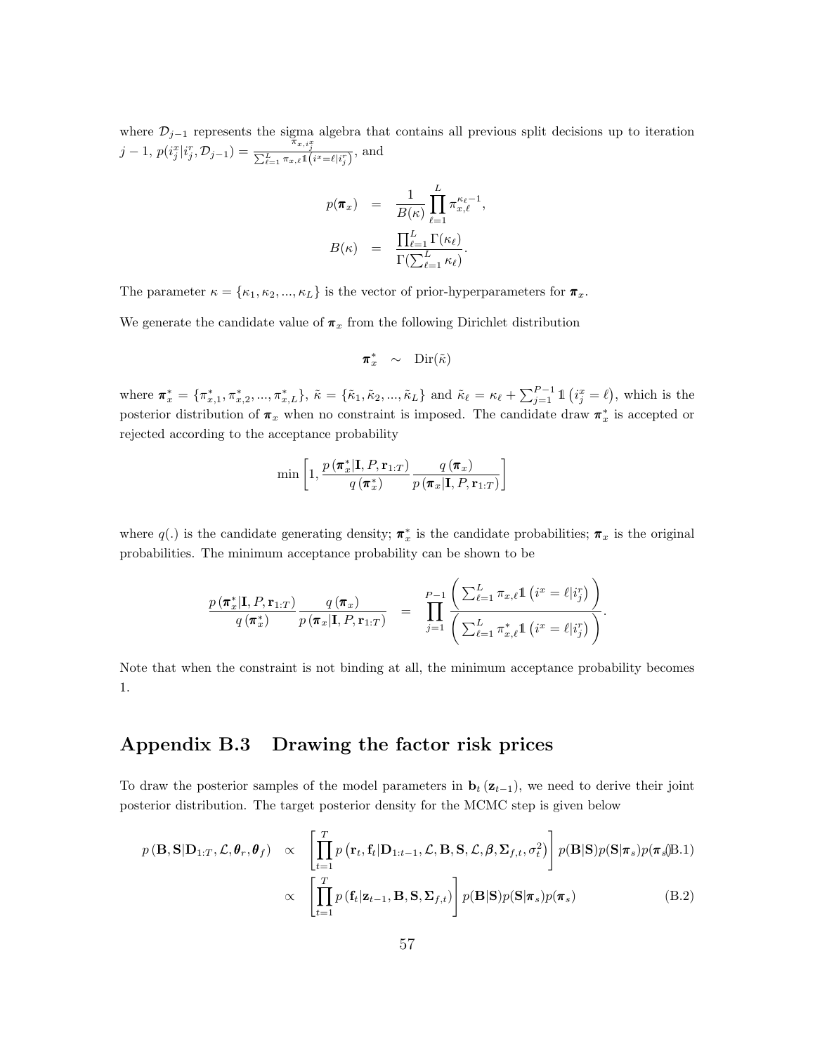where $\mathcal{D}_{j-1}$ represents the sigma algebra that contains all previous split decisions up to iteration $j-1$, $p(i_j^x|i_j^r, \mathcal{D}_{j-1}) = \frac{\pi_{x,i_j^x}}{\sum_{\ell=1}^{L} \pi_{x,\ell} \mathbb{1}\left(i^x=\ell|i_j^r\right)}$, and

$$
\begin{aligned}
p(\boldsymbol{\pi}_x) &= \frac{1}{B(\kappa)} \prod_{\ell=1}^{L} \pi_{x,\ell}^{\kappa_\ell - 1}, \\
B(\kappa) &= \frac{\prod_{\ell=1}^{L} \Gamma(\kappa_\ell)}{\Gamma(\sum_{\ell=1}^{L} \kappa_\ell)}.
\end{aligned}
$$

The parameter $\kappa = \{\kappa_1, \kappa_2, ..., \kappa_L\}$ is the vector of prior-hyperparameters for $\boldsymbol{\pi}_x$.

We generate the candidate value of $\boldsymbol{\pi}_x$ from the following Dirichlet distribution

$$
\boldsymbol{\pi}_x^* \sim \text{Dir}(\tilde{\kappa})
$$

where $\boldsymbol{\pi}_x^* = \{\pi_{x,1}^*, \pi_{x,2}^*, ..., \pi_{x,L}^*\}$, $\tilde{\kappa} = \{\tilde{\kappa}_1, \tilde{\kappa}_2, ..., \tilde{\kappa}_L\}$ and $\tilde{\kappa}_\ell = \kappa_\ell + \sum_{j=1}^{P-1} \mathbb{1}\left(i_j^x = \ell\right)$, which is the posterior distribution of $\boldsymbol{\pi}_x$ when no constraint is imposed. The candidate draw $\boldsymbol{\pi}_x^*$ is accepted or rejected according to the acceptance probability

$$
\min\left[1, \frac{p\left(\boldsymbol{\pi}_x^*|\mathbf{I}, P, \mathbf{r}_{1:T}\right)}{q\left(\boldsymbol{\pi}_x^*\right)} \frac{q\left(\boldsymbol{\pi}_x\right)}{p\left(\boldsymbol{\pi}_x|\mathbf{I}, P, \mathbf{r}_{1:T}\right)}\right]
$$

where $q(.)$ is the candidate generating density; $\boldsymbol{\pi}_x^*$ is the candidate probabilities; $\boldsymbol{\pi}_x$ is the original probabilities. The minimum acceptance probability can be shown to be

$$
\frac{p\left(\boldsymbol{\pi}_x^*|\mathbf{I}, P, \mathbf{r}_{1:T}\right)}{q\left(\boldsymbol{\pi}_x^*\right)} \frac{q\left(\boldsymbol{\pi}_x\right)}{p\left(\boldsymbol{\pi}_x|\mathbf{I}, P, \mathbf{r}_{1:T}\right)} = \prod_{j=1}^{P-1} \frac{\left(\sum_{\ell=1}^{L} \pi_{x,\ell} \mathbb{1}\left(i^x = \ell|i_j^r\right)\right)}{\left(\sum_{\ell=1}^{L} \pi_{x,\ell}^* \mathbb{1}\left(i^x = \ell|i_j^r\right)\right)}.
$$

Note that when the constraint is not binding at all, the minimum acceptance probability becomes 1.

## Appendix B.3 Drawing the factor risk prices

To draw the posterior samples of the model parameters in $\mathbf{b}_t\left(\mathbf{z}_{t-1}\right)$, we need to derive their joint posterior distribution. The target posterior density for the MCMC step is given below

$$
\begin{aligned}
p\left(\mathbf{B}, \mathbf{S}|\mathbf{D}_{1:T}, \mathcal{L}, \boldsymbol{\theta}_r, \boldsymbol{\theta}_f\right) &\propto \left[\prod_{t=1}^{T} p\left(\mathbf{r}_t, \mathbf{f}_t|\mathbf{D}_{1:t-1}, \mathcal{L}, \mathbf{B}, \mathbf{S}, \mathcal{L}, \boldsymbol{\beta}, \boldsymbol{\Sigma}_{f,t}, \sigma_t^2\right)\right] p(\mathbf{B}|\mathbf{S}) p(\mathbf{S}|\boldsymbol{\pi}_s) p(\boldsymbol{\pi}_s) \quad \text{(B.1)} \\
&\propto \left[\prod_{t=1}^{T} p\left(\mathbf{f}_t|\mathbf{z}_{t-1}, \mathbf{B}, \mathbf{S}, \boldsymbol{\Sigma}_{f,t}\right)\right] p(\mathbf{B}|\mathbf{S}) p(\mathbf{S}|\boldsymbol{\pi}_s) p(\boldsymbol{\pi}_s) \quad \text{(B.2)}
\end{aligned}
$$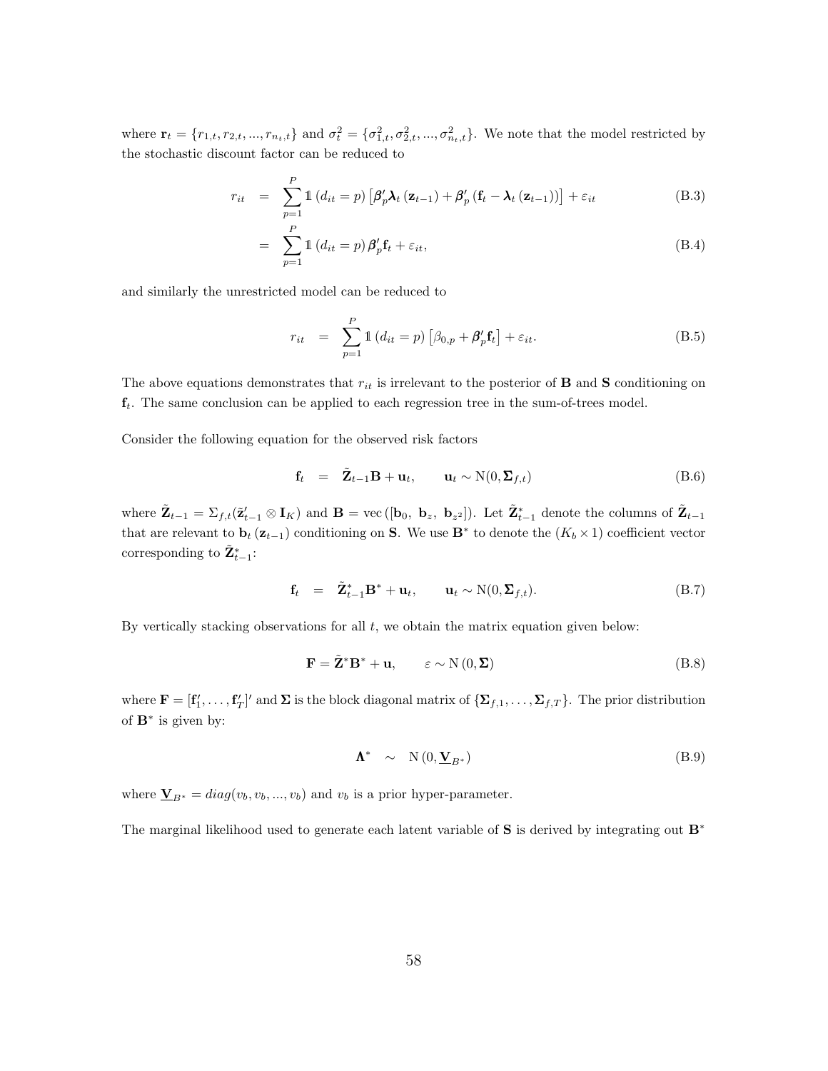where $\mathbf{r}_t = \{r_{1,t}, r_{2,t}, ..., r_{n_t,t}\}$ and $\sigma_t^2 = \{\sigma_{1,t}^2, \sigma_{2,t}^2, ..., \sigma_{n_t,t}^2\}$. We note that the model restricted by the stochastic discount factor can be reduced to

$$
\begin{aligned}
r_{it} &= \sum_{p=1}^{P} \mathbb{1}\left(d_{it} = p\right) \left[\boldsymbol{\beta}_p' \boldsymbol{\lambda}_t \left(\mathbf{z}_{t-1}\right) + \boldsymbol{\beta}_p' \left(\mathbf{f}_t - \boldsymbol{\lambda}_t \left(\mathbf{z}_{t-1}\right)\right)\right] + \varepsilon_{it} & \text{(B.3)} \\
&= \sum_{p=1}^{P} \mathbb{1}\left(d_{it} = p\right) \boldsymbol{\beta}_p' \mathbf{f}_t + \varepsilon_{it}, & \text{(B.4)}
\end{aligned}
$$

and similarly the unrestricted model can be reduced to

$$
r_{it} = \sum_{p=1}^{P} \mathbb{1}\left(d_{it} = p\right) \left[\beta_{0,p} + \boldsymbol{\beta}_p' \mathbf{f}_t\right] + \varepsilon_{it}. \tag{B.5}
$$

The above equations demonstrates that $r_{it}$ is irrelevant to the posterior of $\mathbf{B}$ and $\mathbf{S}$ conditioning on $\mathbf{f}_t$. The same conclusion can be applied to each regression tree in the sum-of-trees model.

Consider the following equation for the observed risk factors

$$
\mathbf{f}_t = \tilde{\mathbf{Z}}_{t-1} \mathbf{B} + \mathbf{u}_t, \qquad \mathbf{u}_t \sim \mathrm{N}(0, \boldsymbol{\Sigma}_{f,t}) \tag{B.6}
$$

where $\tilde{\mathbf{Z}}_{t-1} = \Sigma_{f,t}(\tilde{\mathbf{z}}_{t-1}' \otimes \mathbf{I}_K)$ and $\mathbf{B} = \mathrm{vec}\left([\mathbf{b}_0,\ \mathbf{b}_z,\ \mathbf{b}_{z^2}]\right)$. Let $\tilde{\mathbf{Z}}_{t-1}^*$ denote the columns of $\tilde{\mathbf{Z}}_{t-1}$ that are relevant to $\mathbf{b}_t\left(\mathbf{z}_{t-1}\right)$ conditioning on $\mathbf{S}$. We use $\mathbf{B}^*$ to denote the $(K_b \times 1)$ coefficient vector corresponding to $\tilde{\mathbf{Z}}_{t-1}^*$:

$$
\mathbf{f}_t = \tilde{\mathbf{Z}}_{t-1}^* \mathbf{B}^* + \mathbf{u}_t, \qquad \mathbf{u}_t \sim \mathrm{N}(0, \boldsymbol{\Sigma}_{f,t}). \tag{B.7}
$$

By vertically stacking observations for all $t$, we obtain the matrix equation given below:

$$
\mathbf{F} = \tilde{\mathbf{Z}}^* \mathbf{B}^* + \mathbf{u}, \qquad \varepsilon \sim \mathrm{N}\left(0, \boldsymbol{\Sigma}\right) \tag{B.8}
$$

where $\mathbf{F} = [\mathbf{f}_1', \ldots, \mathbf{f}_T']'$ and $\boldsymbol{\Sigma}$ is the block diagonal matrix of $\{\boldsymbol{\Sigma}_{f,1}, \ldots, \boldsymbol{\Sigma}_{f,T}\}$. The prior distribution of $\mathbf{B}^*$ is given by:

$$
\boldsymbol{\Lambda}^* \sim \mathrm{N}\left(0, \underline{\mathbf{V}}_{B^*}\right) \tag{B.9}
$$

where $\underline{\mathbf{V}}_{B^*} = diag(v_b, v_b, ..., v_b)$ and $v_b$ is a prior hyper-parameter.

The marginal likelihood used to generate each latent variable of $\mathbf{S}$ is derived by integrating out $\mathbf{B}^*$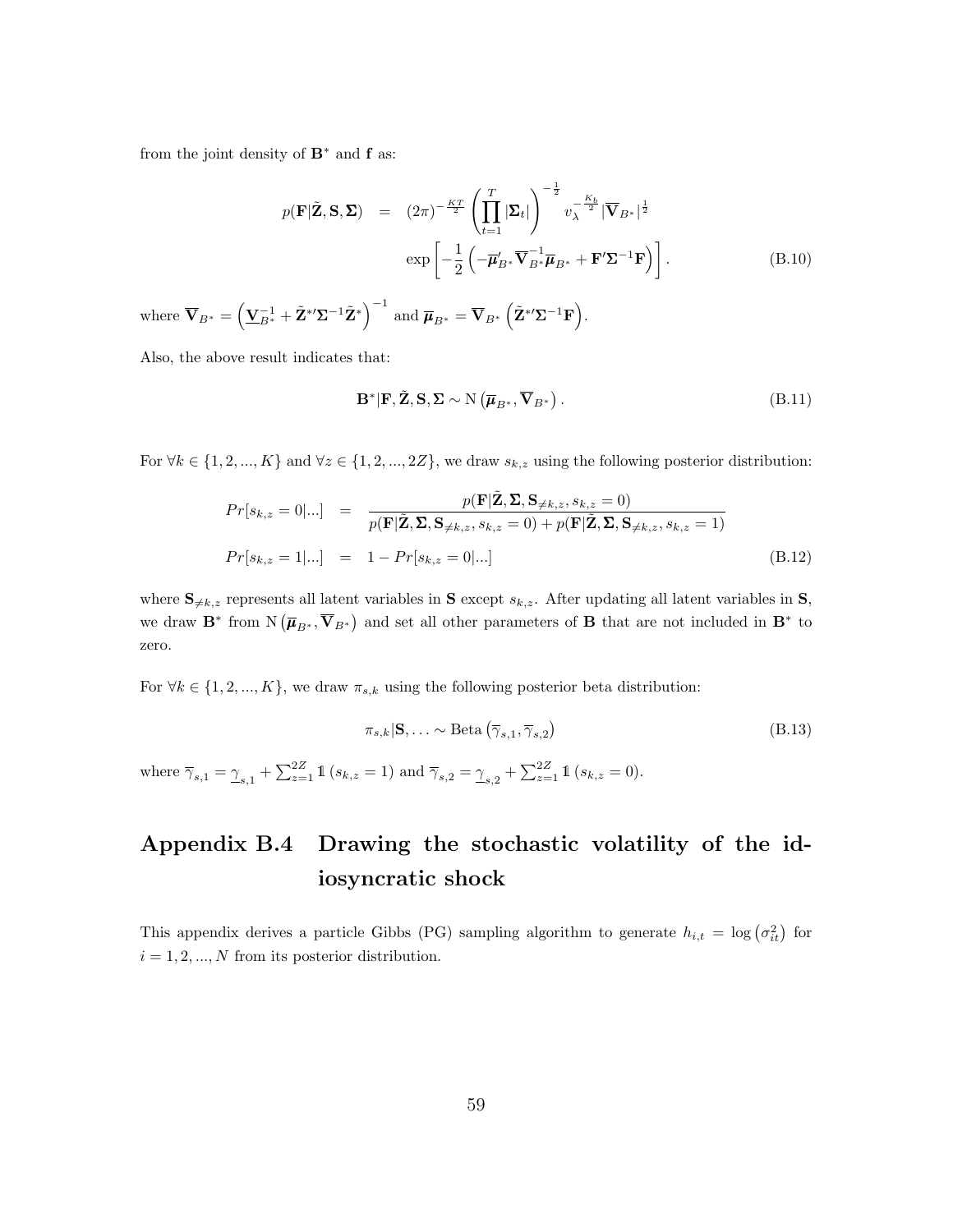from the joint density of $\mathbf{B}^*$ and $\mathbf{f}$ as:

$$
\begin{aligned}
p(\mathbf{F}|\tilde{\mathbf{Z}}, \mathbf{S}, \boldsymbol{\Sigma}) &= (2\pi)^{-\frac{KT}{2}} \left( \prod_{t=1}^{T} |\boldsymbol{\Sigma}_t| \right)^{-\frac{1}{2}} v_\lambda^{-\frac{K_b}{2}} |\overline{\mathbf{V}}_{B^*}|^{\frac{1}{2}} \\
&\quad \exp\left[ -\frac{1}{2} \left( -\overline{\boldsymbol{\mu}}_{B^*}' \overline{\mathbf{V}}_{B^*}^{-1} \overline{\boldsymbol{\mu}}_{B^*} + \mathbf{F}' \boldsymbol{\Sigma}^{-1} \mathbf{F} \right) \right]. 
\end{aligned} \tag{B.10}
$$

where $\overline{\mathbf{V}}_{B^*} = \left( \underline{\mathbf{V}}_{B^*}^{-1} + \tilde{\mathbf{Z}}^{*\prime} \boldsymbol{\Sigma}^{-1} \tilde{\mathbf{Z}}^* \right)^{-1}$ and $\overline{\boldsymbol{\mu}}_{B^*} = \overline{\mathbf{V}}_{B^*} \left( \tilde{\mathbf{Z}}^{*\prime} \boldsymbol{\Sigma}^{-1} \mathbf{F} \right)$.

Also, the above result indicates that:

$$
\mathbf{B}^* | \mathbf{F}, \tilde{\mathbf{Z}}, \mathbf{S}, \boldsymbol{\Sigma} \sim \mathrm{N}\left( \overline{\boldsymbol{\mu}}_{B^*}, \overline{\mathbf{V}}_{B^*} \right). \tag{B.11}
$$

For $\forall k \in \{1, 2, ..., K\}$ and $\forall z \in \{1, 2, ..., 2Z\}$, we draw $s_{k,z}$ using the following posterior distribution:

$$
\begin{aligned}
Pr[s_{k,z} = 0|...] &= \frac{p(\mathbf{F}|\tilde{\mathbf{Z}}, \boldsymbol{\Sigma}, \mathbf{S}_{\neq k,z}, s_{k,z} = 0)}{p(\mathbf{F}|\tilde{\mathbf{Z}}, \boldsymbol{\Sigma}, \mathbf{S}_{\neq k,z}, s_{k,z} = 0) + p(\mathbf{F}|\tilde{\mathbf{Z}}, \boldsymbol{\Sigma}, \mathbf{S}_{\neq k,z}, s_{k,z} = 1)} \\
Pr[s_{k,z} = 1|...] &= 1 - Pr[s_{k,z} = 0|...]
\end{aligned} \tag{B.12}
$$

where $\mathbf{S}_{\neq k,z}$ represents all latent variables in $\mathbf{S}$ except $s_{k,z}$. After updating all latent variables in $\mathbf{S}$, we draw $\mathbf{B}^*$ from $\mathrm{N}\left( \overline{\boldsymbol{\mu}}_{B^*}, \overline{\mathbf{V}}_{B^*} \right)$ and set all other parameters of $\mathbf{B}$ that are not included in $\mathbf{B}^*$ to zero.

For $\forall k \in \{1, 2, ..., K\}$, we draw $\pi_{s,k}$ using the following posterior beta distribution:

$$
\pi_{s,k} | \mathbf{S}, \ldots \sim \mathrm{Beta}\left( \overline{\gamma}_{s,1}, \overline{\gamma}_{s,2} \right) \tag{B.13}
$$

where $\overline{\gamma}_{s,1} = \underline{\gamma}_{s,1} + \sum_{z=1}^{2Z} \mathbb{1}\left( s_{k,z} = 1 \right)$ and $\overline{\gamma}_{s,2} = \underline{\gamma}_{s,2} + \sum_{z=1}^{2Z} \mathbb{1}\left( s_{k,z} = 0 \right)$.

## Appendix B.4 Drawing the stochastic volatility of the idiosyncratic shock

This appendix derives a particle Gibbs (PG) sampling algorithm to generate $h_{i,t} = \log\left( \sigma_{it}^2 \right)$ for $i = 1, 2, ..., N$ from its posterior distribution.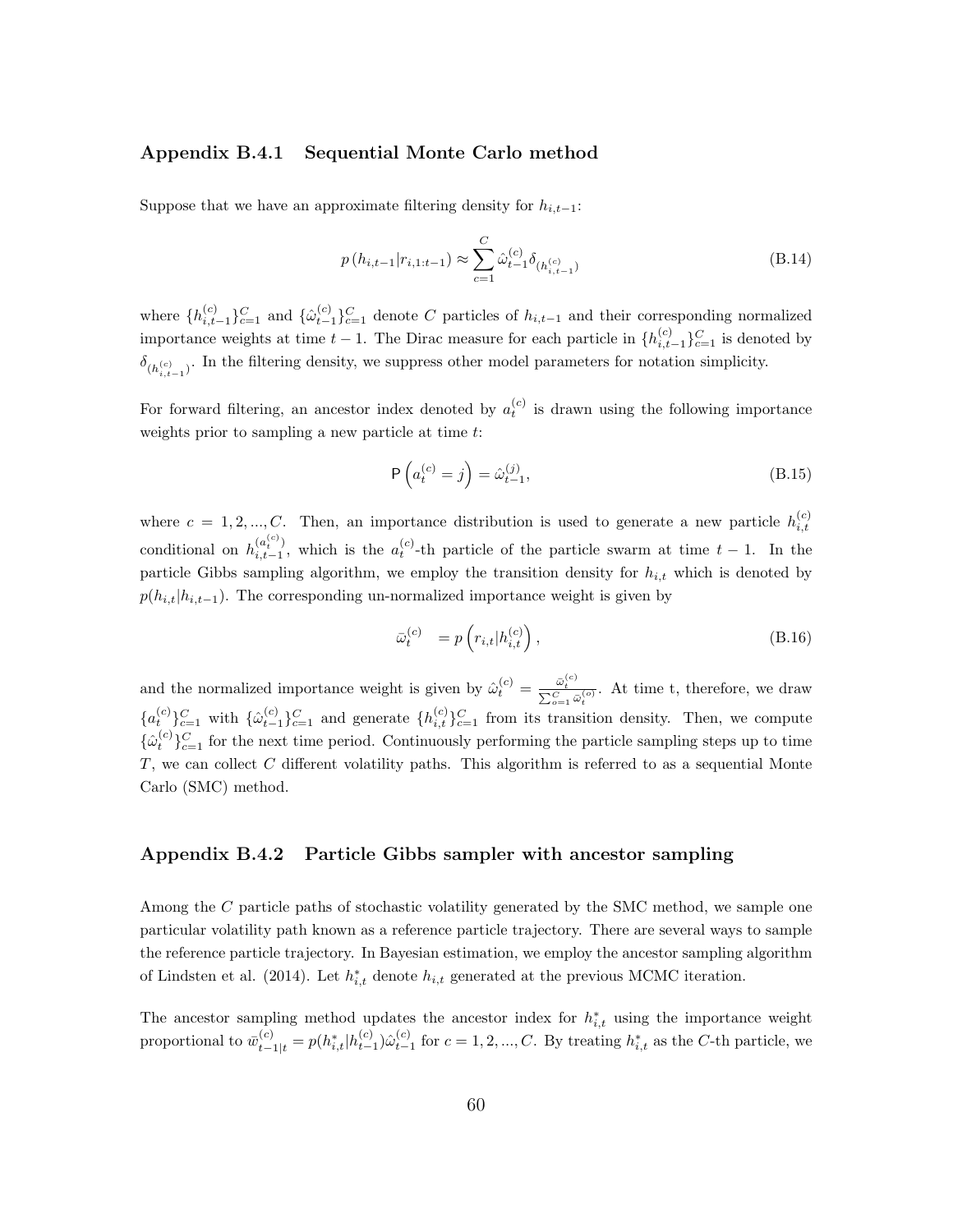### Appendix B.4.1 Sequential Monte Carlo method

Suppose that we have an approximate filtering density for $h_{i,t-1}$:

$$
p\left(h_{i,t-1}|r_{i,1:t-1}\right) \approx \sum_{c=1}^{C} \hat{\omega}_{t-1}^{(c)} \delta_{(h_{i,t-1}^{(c)})} \tag{B.14}
$$

where $\{h_{i,t-1}^{(c)}\}_{c=1}^{C}$ and $\{\hat{\omega}_{t-1}^{(c)}\}_{c=1}^{C}$ denote $C$ particles of $h_{i,t-1}$ and their corresponding normalized importance weights at time $t-1$. The Dirac measure for each particle in $\{h_{i,t-1}^{(c)}\}_{c=1}^{C}$ is denoted by $\delta_{(h_{i,t-1}^{(c)})}$. In the filtering density, we suppress other model parameters for notation simplicity.

For forward filtering, an ancestor index denoted by $a_t^{(c)}$ is drawn using the following importance weights prior to sampling a new particle at time $t$:

$$
\mathsf{P}\left(a_t^{(c)} = j\right) = \hat{\omega}_{t-1}^{(j)}, \tag{B.15}
$$

where $c = 1, 2, ..., C$. Then, an importance distribution is used to generate a new particle $h_{i,t}^{(c)}$ conditional on $h_{i,t-1}^{(a_t^{(c)})}$, which is the $a_t^{(c)}$-th particle of the particle swarm at time $t-1$. In the particle Gibbs sampling algorithm, we employ the transition density for $h_{i,t}$ which is denoted by $p(h_{i,t}|h_{i,t-1})$. The corresponding un-normalized importance weight is given by

$$
\bar{\omega}_t^{(c)} \quad = p\left(r_{i,t}|h_{i,t}^{(c)}\right), \tag{B.16}
$$

and the normalized importance weight is given by $\hat{\omega}_t^{(c)} = \frac{\bar{\omega}_t^{(c)}}{\sum_{o=1}^{C} \bar{\omega}_t^{(o)}}$. At time t, therefore, we draw $\{a_t^{(c)}\}_{c=1}^{C}$ with $\{\hat{\omega}_{t-1}^{(c)}\}_{c=1}^{C}$ and generate $\{h_{i,t}^{(c)}\}_{c=1}^{C}$ from its transition density. Then, we compute $\{\hat{\omega}_t^{(c)}\}_{c=1}^{C}$ for the next time period. Continuously performing the particle sampling steps up to time $T$, we can collect $C$ different volatility paths. This algorithm is referred to as a sequential Monte Carlo (SMC) method.

### Appendix B.4.2 Particle Gibbs sampler with ancestor sampling

Among the $C$ particle paths of stochastic volatility generated by the SMC method, we sample one particular volatility path known as a reference particle trajectory. There are several ways to sample the reference particle trajectory. In Bayesian estimation, we employ the ancestor sampling algorithm of Lindsten et al. (2014). Let $h_{i,t}^{*}$ denote $h_{i,t}$ generated at the previous MCMC iteration.

The ancestor sampling method updates the ancestor index for $h_{i,t}^{*}$ using the importance weight proportional to $\bar{w}_{t-1|t}^{(c)} = p(h_{i,t}^{*}|h_{t-1}^{(c)})\hat{\omega}_{t-1}^{(c)}$ for $c = 1, 2, ..., C$. By treating $h_{i,t}^{*}$ as the $C$-th particle, we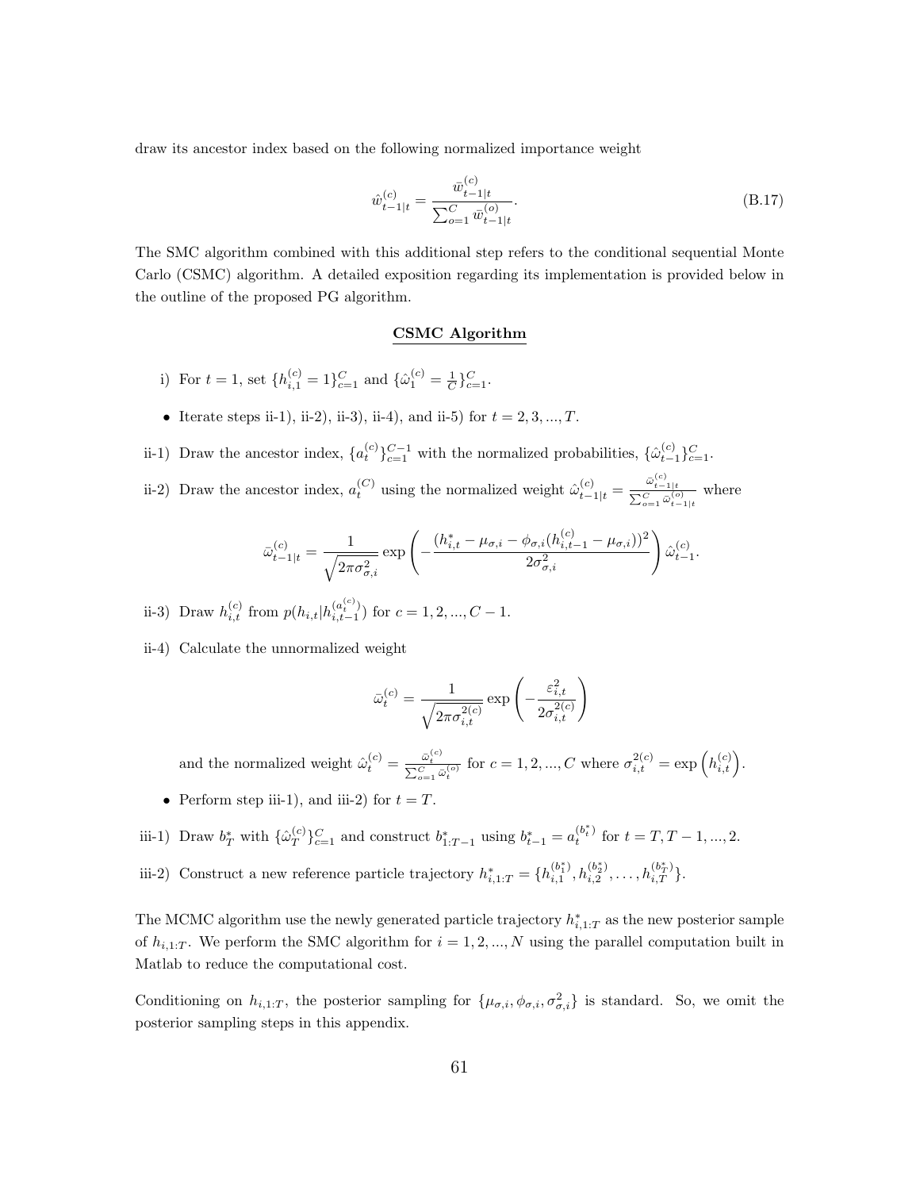draw its ancestor index based on the following normalized importance weight

$$\hat{w}_{t-1|t}^{(c)} = \frac{\bar{w}_{t-1|t}^{(c)}}{\sum_{o=1}^{C} \bar{w}_{t-1|t}^{(o)}}. \tag{B.17}$$

The SMC algorithm combined with this additional step refers to the conditional sequential Monte Carlo (CSMC) algorithm. A detailed exposition regarding its implementation is provided below in the outline of the proposed PG algorithm.

**CSMC Algorithm**

i) For $t = 1$, set $\{h_{i,1}^{(c)} = 1\}_{c=1}^{C}$ and $\{\hat{\omega}_1^{(c)} = \frac{1}{C}\}_{c=1}^{C}$.

- Iterate steps ii-1), ii-2), ii-3), ii-4), and ii-5) for $t = 2, 3, ..., T$.

ii-1) Draw the ancestor index, $\{a_t^{(c)}\}_{c=1}^{C-1}$ with the normalized probabilities, $\{\hat{\omega}_{t-1}^{(c)}\}_{c=1}^{C}$.

ii-2) Draw the ancestor index, $a_t^{(C)}$ using the normalized weight $\hat{\omega}_{t-1|t}^{(c)} = \frac{\bar{\omega}_{t-1|t}^{(c)}}{\sum_{o=1}^{C} \bar{\omega}_{t-1|t}^{(o)}}$ where

$$\bar{\omega}_{t-1|t}^{(c)} = \frac{1}{\sqrt{2\pi\sigma_{\sigma,i}^2}} \exp\left( -\frac{(h_{i,t}^* - \mu_{\sigma,i} - \phi_{\sigma,i}(h_{i,t-1}^{(c)} - \mu_{\sigma,i}))^2}{2\sigma_{\sigma,i}^2} \right) \hat{\omega}_{t-1}^{(c)}.$$

ii-3) Draw $h_{i,t}^{(c)}$ from $p(h_{i,t}|h_{i,t-1}^{(a_t^{(c)})})$ for $c = 1, 2, ..., C-1$.

ii-4) Calculate the unnormalized weight

$$\bar{\omega}_t^{(c)} = \frac{1}{\sqrt{2\pi\sigma_{i,t}^{2(c)}}} \exp\left( -\frac{\varepsilon_{i,t}^2}{2\sigma_{i,t}^{2(c)}} \right)$$

and the normalized weight $\hat{\omega}_t^{(c)} = \frac{\bar{\omega}_t^{(c)}}{\sum_{o=1}^{C} \bar{\omega}_t^{(o)}}$ for $c = 1, 2, ..., C$ where $\sigma_{i,t}^{2(c)} = \exp\left(h_{i,t}^{(c)}\right)$.

- Perform step iii-1), and iii-2) for $t = T$.

iii-1) Draw $b_T^*$ with $\{\hat{\omega}_T^{(c)}\}_{c=1}^{C}$ and construct $b_{1:T-1}^*$ using $b_{t-1}^* = a_t^{(b_t^*)}$ for $t = T, T-1, ..., 2$.

iii-2) Construct a new reference particle trajectory $h_{i,1:T}^* = \{h_{i,1}^{(b_1^*)}, h_{i,2}^{(b_2^*)}, \ldots, h_{i,T}^{(b_T^*)}\}$.

The MCMC algorithm use the newly generated particle trajectory $h_{i,1:T}^*$ as the new posterior sample of $h_{i,1:T}$. We perform the SMC algorithm for $i = 1, 2, ..., N$ using the parallel computation built in Matlab to reduce the computational cost.

Conditioning on $h_{i,1:T}$, the posterior sampling for $\{\mu_{\sigma,i}, \phi_{\sigma,i}, \sigma_{\sigma,i}^2\}$ is standard. So, we omit the posterior sampling steps in this appendix.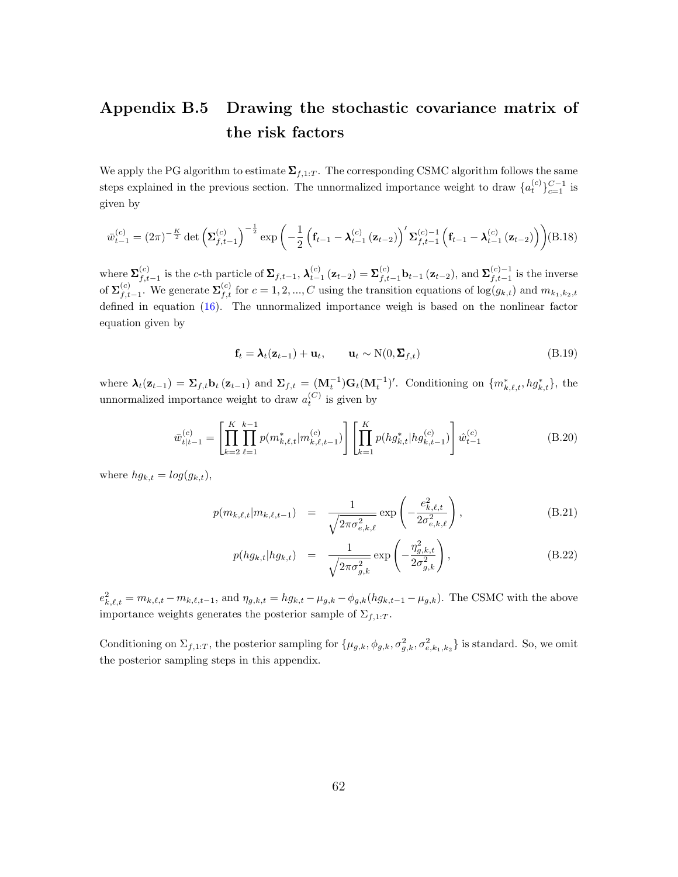## Appendix B.5 Drawing the stochastic covariance matrix of the risk factors

We apply the PG algorithm to estimate $\boldsymbol{\Sigma}_{f,1:T}$. The corresponding CSMC algorithm follows the same steps explained in the previous section. The unnormalized importance weight to draw $\{a_t^{(c)}\}_{c=1}^{C-1}$ is given by

$$\bar{w}_{t-1}^{(c)} = (2\pi)^{-\frac{K}{2}} \det\left(\boldsymbol{\Sigma}_{f,t-1}^{(c)}\right)^{-\frac{1}{2}} \exp\left(-\frac{1}{2}\left(\mathbf{f}_{t-1} - \boldsymbol{\lambda}_{t-1}^{(c)}\left(\mathbf{z}_{t-2}\right)\right)' \boldsymbol{\Sigma}_{f,t-1}^{(c)-1}\left(\mathbf{f}_{t-1} - \boldsymbol{\lambda}_{t-1}^{(c)}\left(\mathbf{z}_{t-2}\right)\right)\right) \tag{B.18}$$

where $\boldsymbol{\Sigma}_{f,t-1}^{(c)}$ is the $c$-th particle of $\boldsymbol{\Sigma}_{f,t-1}$, $\boldsymbol{\lambda}_{t-1}^{(c)}\left(\mathbf{z}_{t-2}\right) = \boldsymbol{\Sigma}_{f,t-1}^{(c)}\mathbf{b}_{t-1}\left(\mathbf{z}_{t-2}\right)$, and $\boldsymbol{\Sigma}_{f,t-1}^{(c)-1}$ is the inverse of $\boldsymbol{\Sigma}_{f,t-1}^{(c)}$. We generate $\boldsymbol{\Sigma}_{f,t}^{(c)}$ for $c = 1, 2, ..., C$ using the transition equations of $\log(g_{k,t})$ and $m_{k_1,k_2,t}$ defined in equation (16). The unnormalized importance weigh is based on the nonlinear factor equation given by

$$\mathbf{f}_t = \boldsymbol{\lambda}_t(\mathbf{z}_{t-1}) + \mathbf{u}_t, \qquad \mathbf{u}_t \sim \mathrm{N}(0, \boldsymbol{\Sigma}_{f,t}) \tag{B.19}$$

where $\boldsymbol{\lambda}_t(\mathbf{z}_{t-1}) = \boldsymbol{\Sigma}_{f,t}\mathbf{b}_t\left(\mathbf{z}_{t-1}\right)$ and $\boldsymbol{\Sigma}_{f,t} = (\mathbf{M}_t^{-1})\mathbf{G}_t(\mathbf{M}_t^{-1})'$. Conditioning on $\{m_{k,\ell,t}^*, hg_{k,t}^*\}$, the unnormalized importance weight to draw $a_t^{(C)}$ is given by

$$\bar{w}_{t|t-1}^{(c)} = \left[\prod_{k=2}^{K}\prod_{\ell=1}^{k-1} p(m_{k,\ell,t}^*|m_{k,\ell,t-1}^{(c)})\right]\left[\prod_{k=1}^{K} p(hg_{k,t}^*|hg_{k,t-1}^{(c)})\right]\hat{w}_{t-1}^{(c)} \tag{B.20}$$

where $hg_{k,t} = log(g_{k,t})$,

$$p(m_{k,\ell,t}|m_{k,\ell,t-1}) = \frac{1}{\sqrt{2\pi\sigma_{e,k,\ell}^2}}\exp\left(-\frac{e_{k,\ell,t}^2}{2\sigma_{e,k,\ell}^2}\right), \tag{B.21}$$

$$p(hg_{k,t}|hg_{k,t}) = \frac{1}{\sqrt{2\pi\sigma_{g,k}^2}}\exp\left(-\frac{\eta_{g,k,t}^2}{2\sigma_{g,k}^2}\right), \tag{B.22}$$

$e_{k,\ell,t}^2 = m_{k,\ell,t} - m_{k,\ell,t-1}$, and $\eta_{g,k,t} = hg_{k,t} - \mu_{g,k} - \phi_{g,k}(hg_{k,t-1} - \mu_{g,k})$. The CSMC with the above importance weights generates the posterior sample of $\Sigma_{f,1:T}$.

Conditioning on $\Sigma_{f,1:T}$, the posterior sampling for $\{\mu_{g,k}, \phi_{g,k}, \sigma_{g,k}^2, \sigma_{e,k_1,k_2}^2\}$ is standard. So, we omit the posterior sampling steps in this appendix.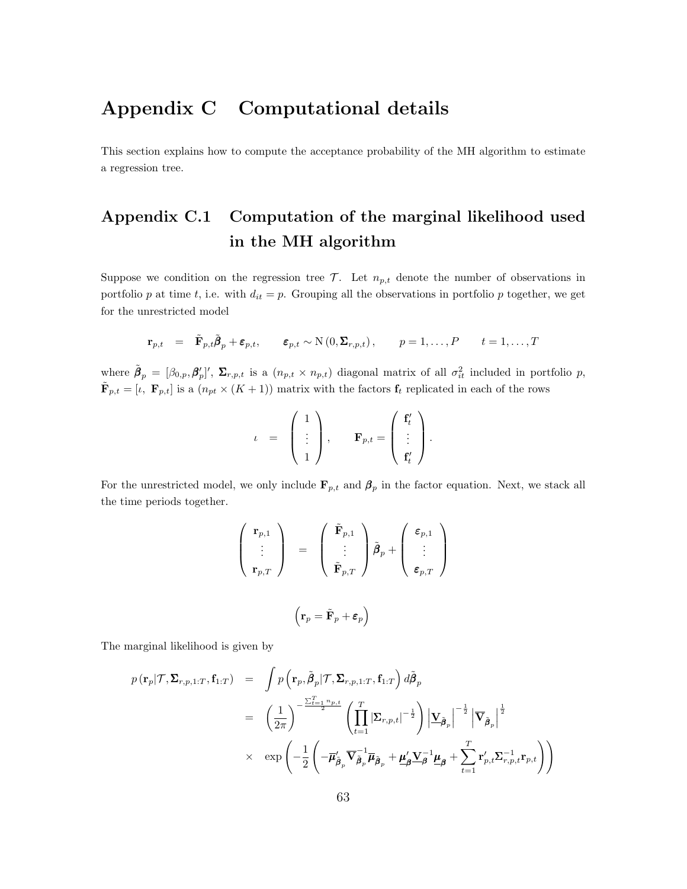# Appendix C Computational details

This section explains how to compute the acceptance probability of the MH algorithm to estimate a regression tree.

## Appendix C.1 Computation of the marginal likelihood used in the MH algorithm

Suppose we condition on the regression tree $\mathcal{T}$. Let $n_{p,t}$ denote the number of observations in portfolio $p$ at time $t$, i.e. with $d_{it} = p$. Grouping all the observations in portfolio $p$ together, we get for the unrestricted model

$$\mathbf{r}_{p,t} = \tilde{\mathbf{F}}_{p,t}\tilde{\boldsymbol{\beta}}_p + \boldsymbol{\varepsilon}_{p,t}, \qquad \boldsymbol{\varepsilon}_{p,t} \sim \mathrm{N}\left(0, \boldsymbol{\Sigma}_{r,p,t}\right), \qquad p = 1, \ldots, P \qquad t = 1, \ldots, T$$

where $\tilde{\boldsymbol{\beta}}_p = [\beta_{0,p}, \boldsymbol{\beta}_p']'$, $\boldsymbol{\Sigma}_{r,p,t}$ is a $(n_{p,t} \times n_{p,t})$ diagonal matrix of all $\sigma_{it}^2$ included in portfolio $p$, $\tilde{\mathbf{F}}_{p,t} = [\iota,\ \mathbf{F}_{p,t}]$ is a $(n_{pt} \times (K+1))$ matrix with the factors $\mathbf{f}_t$ replicated in each of the rows

$$\iota = \begin{pmatrix} 1 \\ \vdots \\ 1 \end{pmatrix}, \qquad \mathbf{F}_{p,t} = \begin{pmatrix} \mathbf{f}_t' \\ \vdots \\ \mathbf{f}_t' \end{pmatrix}.$$

For the unrestricted model, we only include $\mathbf{F}_{p,t}$ and $\boldsymbol{\beta}_p$ in the factor equation. Next, we stack all the time periods together.

$$\begin{pmatrix} \mathbf{r}_{p,1} \\ \vdots \\ \mathbf{r}_{p,T} \end{pmatrix} = \begin{pmatrix} \tilde{\mathbf{F}}_{p,1} \\ \vdots \\ \tilde{\mathbf{F}}_{p,T} \end{pmatrix} \tilde{\boldsymbol{\beta}}_p + \begin{pmatrix} \boldsymbol{\varepsilon}_{p,1} \\ \vdots \\ \boldsymbol{\varepsilon}_{p,T} \end{pmatrix}$$

$$\left(\mathbf{r}_p = \tilde{\mathbf{F}}_p + \boldsymbol{\varepsilon}_p\right)$$

The marginal likelihood is given by

$$\begin{aligned}
p\left(\mathbf{r}_p | \mathcal{T}, \boldsymbol{\Sigma}_{r,p,1:T}, \mathbf{f}_{1:T}\right) &= \int p\left(\mathbf{r}_p, \tilde{\boldsymbol{\beta}}_p | \mathcal{T}, \boldsymbol{\Sigma}_{r,p,1:T}, \mathbf{f}_{1:T}\right) d\tilde{\boldsymbol{\beta}}_p \\
&= \left(\frac{1}{2\pi}\right)^{-\frac{\sum_{t=1}^{T} n_{p,t}}{2}} \left(\prod_{t=1}^{T} \left|\boldsymbol{\Sigma}_{r,p,t}\right|^{-\frac{1}{2}}\right) \left|\underline{\mathbf{V}}_{\tilde{\boldsymbol{\beta}}_p}\right|^{-\frac{1}{2}} \left|\overline{\mathbf{V}}_{\tilde{\boldsymbol{\beta}}_p}\right|^{\frac{1}{2}} \\
&\times \exp\left(-\frac{1}{2}\left(-\overline{\boldsymbol{\mu}}_{\tilde{\boldsymbol{\beta}}_p}' \overline{\mathbf{V}}_{\tilde{\boldsymbol{\beta}}_p}^{-1} \overline{\boldsymbol{\mu}}_{\tilde{\boldsymbol{\beta}}_p} + \underline{\boldsymbol{\mu}}_{\boldsymbol{\beta}}' \underline{\mathbf{V}}_{\boldsymbol{\beta}}^{-1} \underline{\boldsymbol{\mu}}_{\boldsymbol{\beta}} + \sum_{t=1}^{T} \mathbf{r}_{p,t}' \boldsymbol{\Sigma}_{r,p,t}^{-1} \mathbf{r}_{p,t}\right)\right)
\end{aligned}$$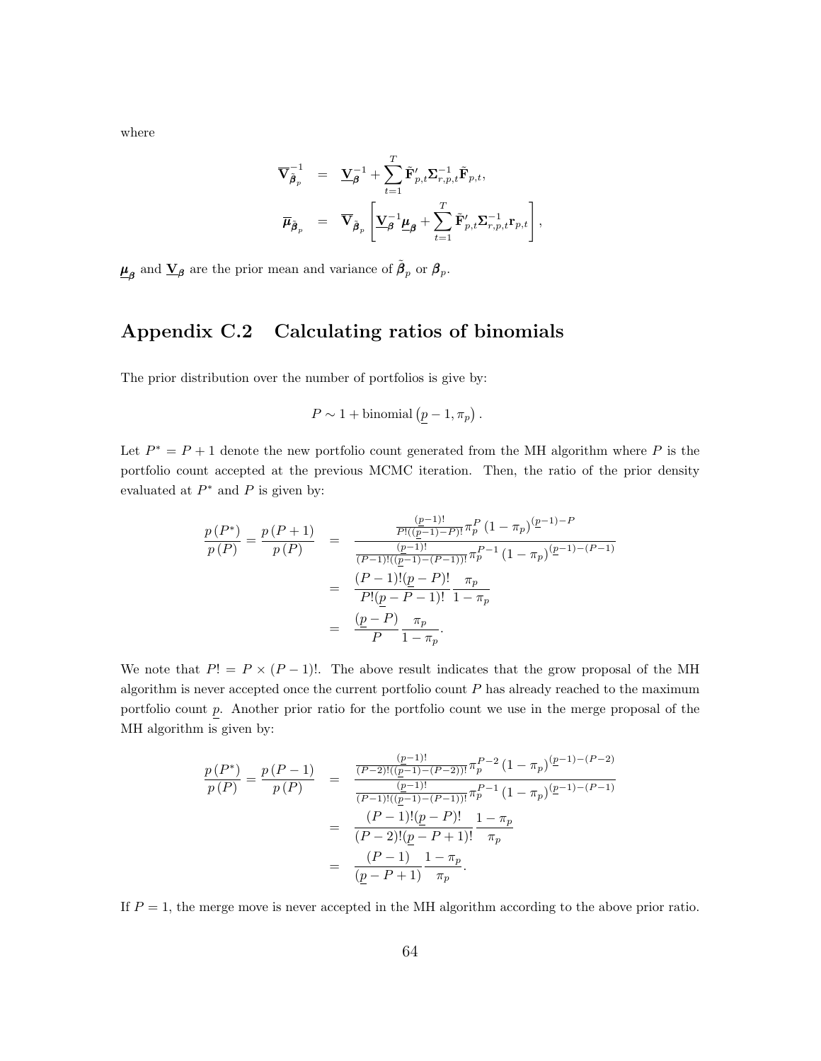where

$$
\begin{aligned}
\overline{\mathbf{V}}_{\tilde{\boldsymbol{\beta}}_p}^{-1} &= \underline{\mathbf{V}}_{\boldsymbol{\beta}}^{-1} + \sum_{t=1}^{T} \tilde{\mathbf{F}}'_{p,t} \boldsymbol{\Sigma}_{r,p,t}^{-1} \tilde{\mathbf{F}}_{p,t}, \\
\overline{\boldsymbol{\mu}}_{\tilde{\boldsymbol{\beta}}_p} &= \overline{\mathbf{V}}_{\tilde{\boldsymbol{\beta}}_p} \left[ \underline{\mathbf{V}}_{\boldsymbol{\beta}}^{-1} \underline{\boldsymbol{\mu}}_{\boldsymbol{\beta}} + \sum_{t=1}^{T} \tilde{\mathbf{F}}'_{p,t} \boldsymbol{\Sigma}_{r,p,t}^{-1} \mathbf{r}_{p,t} \right],
\end{aligned}
$$

$\underline{\boldsymbol{\mu}}_{\boldsymbol{\beta}}$ and $\underline{\mathbf{V}}_{\boldsymbol{\beta}}$ are the prior mean and variance of $\tilde{\boldsymbol{\beta}}_p$ or $\boldsymbol{\beta}_p$.

## Appendix C.2 Calculating ratios of binomials

The prior distribution over the number of portfolios is give by:

$$
P \sim 1 + \text{binomial}\left(\underline{p} - 1, \pi_p\right).
$$

Let $P^* = P + 1$ denote the new portfolio count generated from the MH algorithm where $P$ is the portfolio count accepted at the previous MCMC iteration. Then, the ratio of the prior density evaluated at $P^*$ and $P$ is given by:

$$
\begin{aligned}
\frac{p\left(P^*\right)}{p\left(P\right)} = \frac{p\left(P+1\right)}{p\left(P\right)} &= \frac{\frac{(\underline{p}-1)!}{P!((\underline{p}-1)-P)!} \pi_p^{P} \left(1-\pi_p\right)^{(\underline{p}-1)-P}}{\frac{(\underline{p}-1)!}{(P-1)!((\underline{p}-1)-(P-1))!} \pi_p^{P-1} \left(1-\pi_p\right)^{(\underline{p}-1)-(P-1)}} \\
&= \frac{(P-1)!(\underline{p}-P)!}{P!(\underline{p}-P-1)!} \frac{\pi_p}{1-\pi_p} \\
&= \frac{(\underline{p}-P)}{P} \frac{\pi_p}{1-\pi_p}.
\end{aligned}
$$

We note that $P! = P \times (P-1)!$. The above result indicates that the grow proposal of the MH algorithm is never accepted once the current portfolio count $P$ has already reached to the maximum portfolio count $\underline{p}$. Another prior ratio for the portfolio count we use in the merge proposal of the MH algorithm is given by:

$$
\begin{aligned}
\frac{p\left(P^*\right)}{p\left(P\right)} = \frac{p\left(P-1\right)}{p\left(P\right)} &= \frac{\frac{(\underline{p}-1)!}{(P-2)!((\underline{p}-1)-(P-2))!} \pi_p^{P-2} \left(1-\pi_p\right)^{(\underline{p}-1)-(P-2)}}{\frac{(\underline{p}-1)!}{(P-1)!((\underline{p}-1)-(P-1))!} \pi_p^{P-1} \left(1-\pi_p\right)^{(\underline{p}-1)-(P-1)}} \\
&= \frac{(P-1)!(\underline{p}-P)!}{(P-2)!(\underline{p}-P+1)!} \frac{1-\pi_p}{\pi_p} \\
&= \frac{(P-1)}{(\underline{p}-P+1)} \frac{1-\pi_p}{\pi_p}.
\end{aligned}
$$

If $P = 1$, the merge move is never accepted in the MH algorithm according to the above prior ratio.